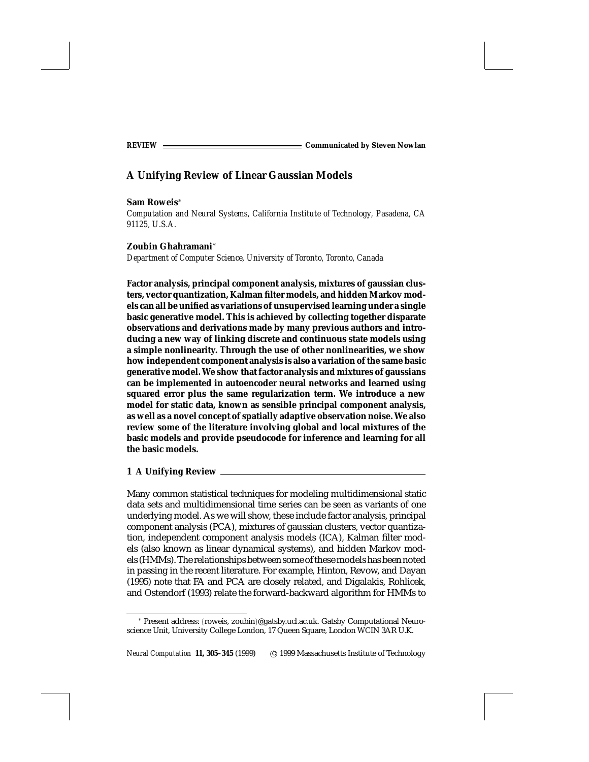REVIEW — Communicated by Steven Nowlan

# A Unifying Review of Linear Gaussian Models

**Sam Roweis**[*]
*Computation and Neural Systems, California Institute of Technology, Pasadena, CA 91125, U.S.A.*

**Zoubin Ghahramani**[*]
*Department of Computer Science, University of Toronto, Toronto, Canada*

**Factor analysis, principal component analysis, mixtures of gaussian clusters, vector quantization, Kalman filter models, and hidden Markov models can all be unified as variations of unsupervised learning under a single basic generative model. This is achieved by collecting together disparate observations and derivations made by many previous authors and introducing a new way of linking discrete and continuous state models using a simple nonlinearity. Through the use of other nonlinearities, we show how independent component analysis is also a variation of the same basic generative model. We show that factor analysis and mixtures of gaussians can be implemented in autoencoder neural networks and learned using squared error plus the same regularization term. We introduce a new model for static data, known as sensible principal component analysis, as well as a novel concept of spatially adaptive observation noise. We also review some of the literature involving global and local mixtures of the basic models and provide pseudocode for inference and learning for all the basic models.**

## 1 A Unifying Review

Many common statistical techniques for modeling multidimensional static data sets and multidimensional time series can be seen as variants of one underlying model. As we will show, these include factor analysis, principal component analysis (PCA), mixtures of gaussian clusters, vector quantization, independent component analysis models (ICA), Kalman filter models (also known as linear dynamical systems), and hidden Markov models (HMMs). The relationships between some of these models has been noted in passing in the recent literature. For example, Hinton, Revow, and Dayan (1995) note that FA and PCA are closely related, and Digalakis, Rohlicek, and Ostendorf (1993) relate the forward-backward algorithm for HMMs to

[*] Present address: {roweis, zoubin}@gatsby.ucl.ac.uk. Gatsby Computational Neuroscience Unit, University College London, 17 Queen Square, London WCIN 3AR U.K.

*Neural Computation* **11, 305–345** (1999) © 1999 Massachusetts Institute of Technology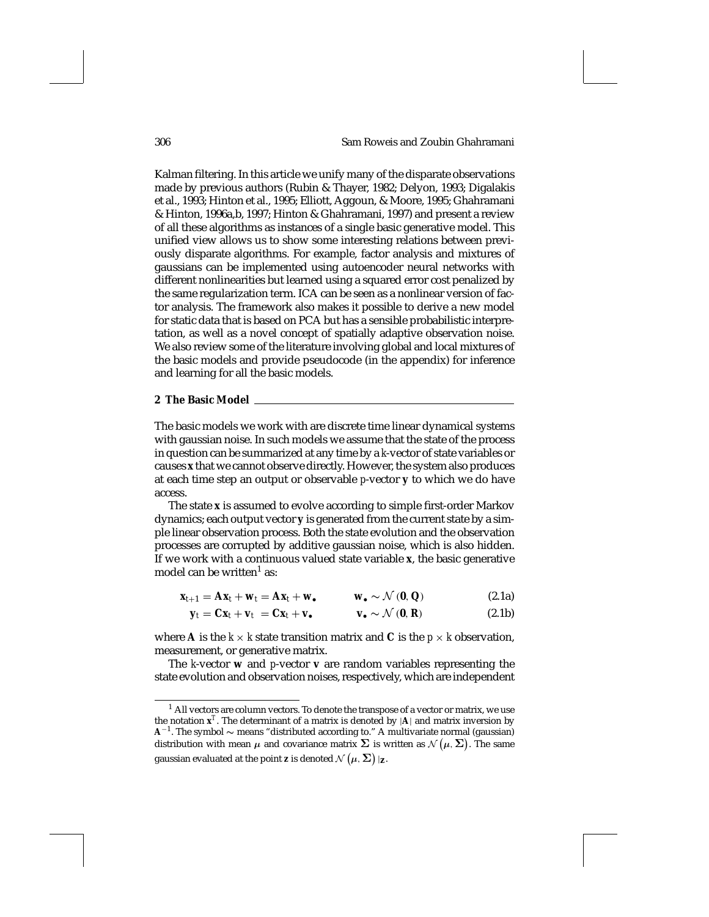Kalman filtering. In this article we unify many of the disparate observations made by previous authors (Rubin & Thayer, 1982; Delyon, 1993; Digalakis et al., 1993; Hinton et al., 1995; Elliott, Aggoun, & Moore, 1995; Ghahramani & Hinton, 1996a,b, 1997; Hinton & Ghahramani, 1997) and present a review of all these algorithms as instances of a single basic generative model. This unified view allows us to show some interesting relations between previously disparate algorithms. For example, factor analysis and mixtures of gaussians can be implemented using autoencoder neural networks with different nonlinearities but learned using a squared error cost penalized by the same regularization term. ICA can be seen as a nonlinear version of factor analysis. The framework also makes it possible to derive a new model for static data that is based on PCA but has a sensible probabilistic interpretation, as well as a novel concept of spatially adaptive observation noise. We also review some of the literature involving global and local mixtures of the basic models and provide pseudocode (in the appendix) for inference and learning for all the basic models.

## 2 The Basic Model

The basic models we work with are discrete time linear dynamical systems with gaussian noise. In such models we assume that the state of the process in question can be summarized at any time by a $k$-vector of state variables or causes $\mathbf{x}$ that we cannot observe directly. However, the system also produces at each time step an output or observable $p$-vector $\mathbf{y}$ to which we do have access.

The state $\mathbf{x}$ is assumed to evolve according to simple first-order Markov dynamics; each output vector $\mathbf{y}$ is generated from the current state by a simple linear observation process. Both the state evolution and the observation processes are corrupted by additive gaussian noise, which is also hidden. If we work with a continuous valued state variable $\mathbf{x}$, the basic generative model can be written[1] as:

$$\mathbf{x}_{t+1} = \mathbf{A}\mathbf{x}_t + \mathbf{w}_t = \mathbf{A}\mathbf{x}_t + \mathbf{w}_\bullet \qquad \mathbf{w}_\bullet \sim \mathcal{N}(\mathbf{0}, \mathbf{Q}) \tag{2.1a}$$

$$\mathbf{y}_t = \mathbf{C}\mathbf{x}_t + \mathbf{v}_t = \mathbf{C}\mathbf{x}_t + \mathbf{v}_\bullet \qquad \mathbf{v}_\bullet \sim \mathcal{N}(\mathbf{0}, \mathbf{R}) \tag{2.1b}$$

where $\mathbf{A}$ is the $k \times k$ state transition matrix and $\mathbf{C}$ is the $p \times k$ observation, measurement, or generative matrix.

The $k$-vector $\mathbf{w}$ and $p$-vector $\mathbf{v}$ are random variables representing the state evolution and observation noises, respectively, which are independent

---

[1] All vectors are column vectors. To denote the transpose of a vector or matrix, we use the notation $\mathbf{x}^T$. The determinant of a matrix is denoted by $|\mathbf{A}|$ and matrix inversion by $\mathbf{A}^{-1}$. The symbol $\sim$ means "distributed according to." A multivariate normal (gaussian) distribution with mean $\mu$ and covariance matrix $\Sigma$ is written as $\mathcal{N}(\mu, \Sigma)$. The same gaussian evaluated at the point $\mathbf{z}$ is denoted $\mathcal{N}(\mu, \Sigma)|_{\mathbf{z}}$.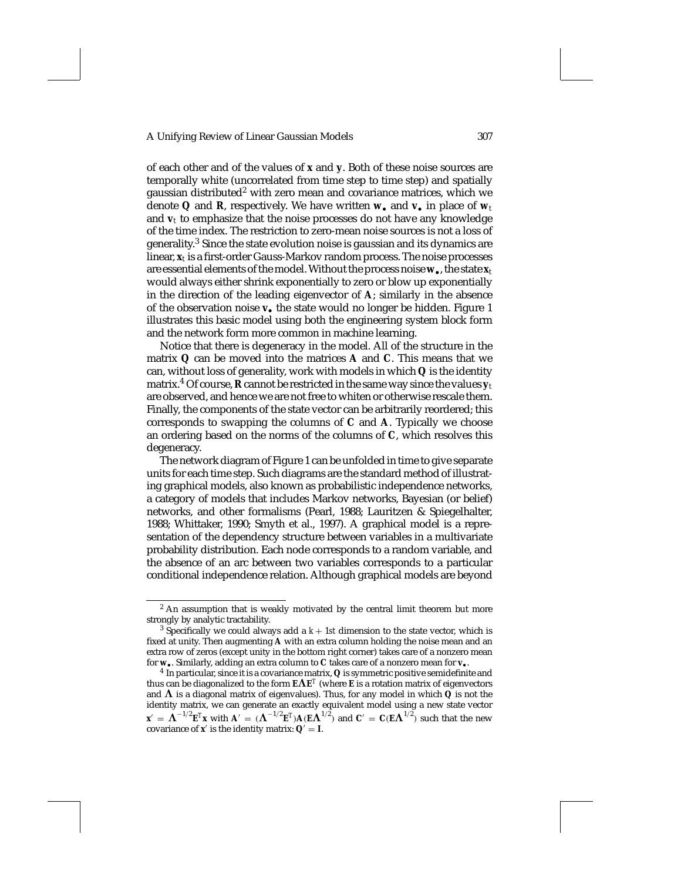of each other and of the values of $\mathbf{x}$ and $\mathbf{y}$. Both of these noise sources are temporally white (uncorrelated from time step to time step) and spatially gaussian distributed[2] with zero mean and covariance matrices, which we denote $\mathbf{Q}$ and $\mathbf{R}$, respectively. We have written $\mathbf{w}_\bullet$ and $\mathbf{v}_\bullet$ in place of $\mathbf{w}_t$ and $\mathbf{v}_t$ to emphasize that the noise processes do not have any knowledge of the time index. The restriction to zero-mean noise sources is not a loss of generality.[3] Since the state evolution noise is gaussian and its dynamics are linear, $\mathbf{x}_t$ is a first-order Gauss-Markov random process. The noise processes are essential elements of the model. Without the process noise $\mathbf{w}_\bullet$, the state $\mathbf{x}_t$ would always either shrink exponentially to zero or blow up exponentially in the direction of the leading eigenvector of $\mathbf{A}$; similarly in the absence of the observation noise $\mathbf{v}_\bullet$ the state would no longer be hidden. Figure 1 illustrates this basic model using both the engineering system block form and the network form more common in machine learning.

Notice that there is degeneracy in the model. All of the structure in the matrix $\mathbf{Q}$ can be moved into the matrices $\mathbf{A}$ and $\mathbf{C}$. This means that we can, without loss of generality, work with models in which $\mathbf{Q}$ is the identity matrix.[4] Of course, $\mathbf{R}$ cannot be restricted in the same way since the values $\mathbf{y}_t$ are observed, and hence we are not free to whiten or otherwise rescale them. Finally, the components of the state vector can be arbitrarily reordered; this corresponds to swapping the columns of $\mathbf{C}$ and $\mathbf{A}$. Typically we choose an ordering based on the norms of the columns of $\mathbf{C}$, which resolves this degeneracy.

The network diagram of Figure 1 can be unfolded in time to give separate units for each time step. Such diagrams are the standard method of illustrating graphical models, also known as probabilistic independence networks, a category of models that includes Markov networks, Bayesian (or belief) networks, and other formalisms (Pearl, 1988; Lauritzen & Spiegelhalter, 1988; Whittaker, 1990; Smyth et al., 1997). A graphical model is a representation of the dependency structure between variables in a multivariate probability distribution. Each node corresponds to a random variable, and the absence of an arc between two variables corresponds to a particular conditional independence relation. Although graphical models are beyond

---

[2] An assumption that is weakly motivated by the central limit theorem but more strongly by analytic tractability.

[3] Specifically we could always add a $k+1$st dimension to the state vector, which is fixed at unity. Then augmenting $\mathbf{A}$ with an extra column holding the noise mean and an extra row of zeros (except unity in the bottom right corner) takes care of a nonzero mean for $\mathbf{w}_\bullet$. Similarly, adding an extra column to $\mathbf{C}$ takes care of a nonzero mean for $\mathbf{v}_\bullet$.

[4] In particular, since it is a covariance matrix, $\mathbf{Q}$ is symmetric positive semidefinite and thus can be diagonalized to the form $\mathbf{E}\boldsymbol{\Lambda}\mathbf{E}^T$ (where $\mathbf{E}$ is a rotation matrix of eigenvectors and $\boldsymbol{\Lambda}$ is a diagonal matrix of eigenvalues). Thus, for any model in which $\mathbf{Q}$ is not the identity matrix, we can generate an exactly equivalent model using a new state vector $\mathbf{x}' = \boldsymbol{\Lambda}^{-1/2}\mathbf{E}^T\mathbf{x}$ with $\mathbf{A}' = (\boldsymbol{\Lambda}^{-1/2}\mathbf{E}^T)\mathbf{A}(\mathbf{E}\boldsymbol{\Lambda}^{1/2})$ and $\mathbf{C}' = \mathbf{C}(\mathbf{E}\boldsymbol{\Lambda}^{1/2})$ such that the new covariance of $\mathbf{x}'$ is the identity matrix: $\mathbf{Q}' = \mathbf{I}$.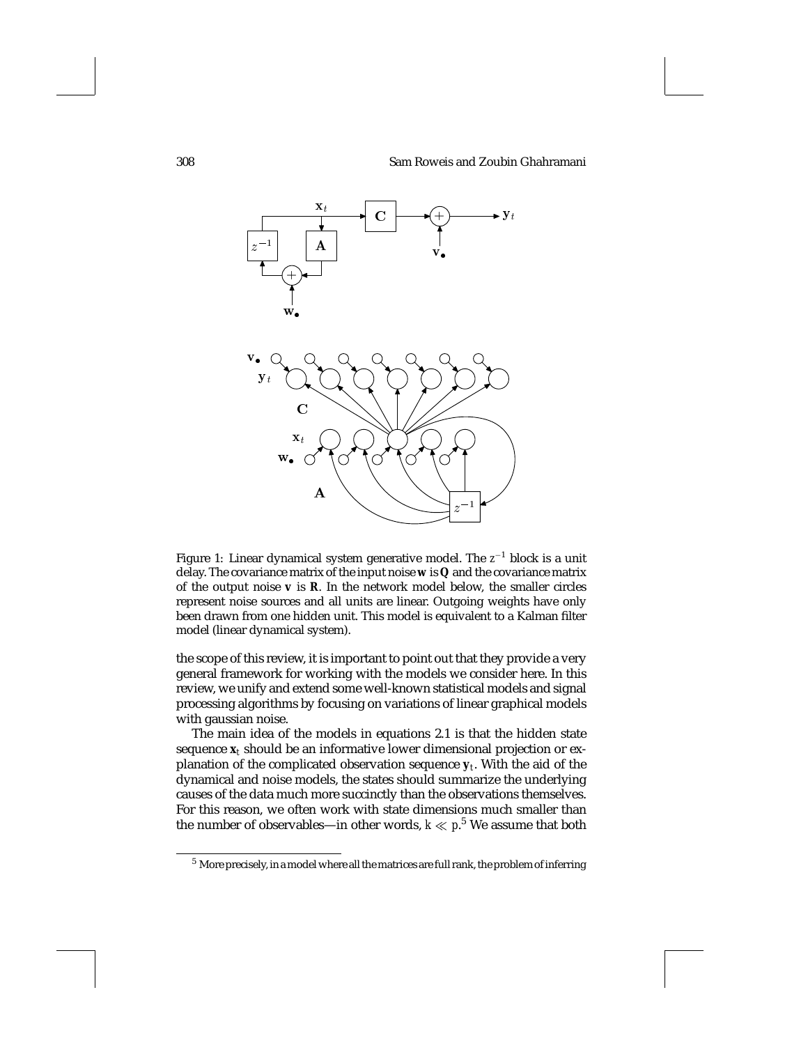Figure 1: Linear dynamical system generative model. The $z^{-1}$ block is a unit delay. The covariance matrix of the input noise $\mathbf{w}$ is $\mathbf{Q}$ and the covariance matrix of the output noise $\mathbf{v}$ is $\mathbf{R}$. In the network model below, the smaller circles represent noise sources and all units are linear. Outgoing weights have only been drawn from one hidden unit. This model is equivalent to a Kalman filter model (linear dynamical system).

the scope of this review, it is important to point out that they provide a very general framework for working with the models we consider here. In this review, we unify and extend some well-known statistical models and signal processing algorithms by focusing on variations of linear graphical models with gaussian noise.

The main idea of the models in equations 2.1 is that the hidden state sequence $\mathbf{x}_t$ should be an informative lower dimensional projection or explanation of the complicated observation sequence $\mathbf{y}_t$. With the aid of the dynamical and noise models, the states should summarize the underlying causes of the data much more succinctly than the observations themselves. For this reason, we often work with state dimensions much smaller than the number of observables—in other words, $k \ll p$.[5] We assume that both

[5] More precisely, in a model where all the matrices are full rank, the problem of inferring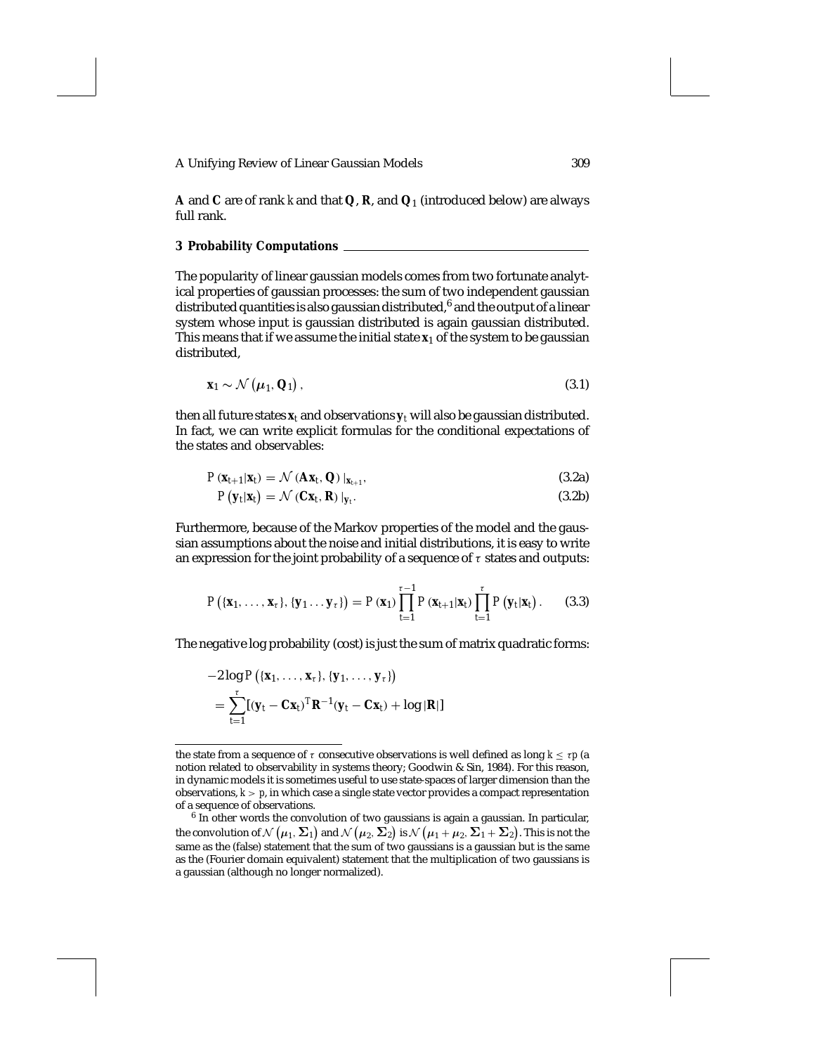**A** and **C** are of rank $k$ and that **Q**, **R**, and $\mathbf{Q}_1$ (introduced below) are always full rank.

## 3 Probability Computations

The popularity of linear gaussian models comes from two fortunate analytical properties of gaussian processes: the sum of two independent gaussian distributed quantities is also gaussian distributed,[6] and the output of a linear system whose input is gaussian distributed is again gaussian distributed. This means that if we assume the initial state $\mathbf{x}_1$ of the system to be gaussian distributed,

$$\mathbf{x}_1 \sim \mathcal{N}\left(\boldsymbol{\mu}_1, \mathbf{Q}_1\right), \tag{3.1}$$

then all future states $\mathbf{x}_t$ and observations $\mathbf{y}_t$ will also be gaussian distributed. In fact, we can write explicit formulas for the conditional expectations of the states and observables:

$$P\left(\mathbf{x}_{t+1}|\mathbf{x}_t\right) = \mathcal{N}\left(\mathbf{A}\mathbf{x}_t, \mathbf{Q}\right)|_{\mathbf{x}_{t+1}}, \tag{3.2a}$$

$$P\left(\mathbf{y}_t|\mathbf{x}_t\right) = \mathcal{N}\left(\mathbf{C}\mathbf{x}_t, \mathbf{R}\right)|_{\mathbf{y}_t}. \tag{3.2b}$$

Furthermore, because of the Markov properties of the model and the gaussian assumptions about the noise and initial distributions, it is easy to write an expression for the joint probability of a sequence of $\tau$ states and outputs:

$$P\left(\{\mathbf{x}_1, \ldots, \mathbf{x}_\tau\}, \{\mathbf{y}_1 \ldots \mathbf{y}_\tau\}\right) = P\left(\mathbf{x}_1\right) \prod_{t=1}^{\tau-1} P\left(\mathbf{x}_{t+1}|\mathbf{x}_t\right) \prod_{t=1}^{\tau} P\left(\mathbf{y}_t|\mathbf{x}_t\right). \tag{3.3}$$

The negative log probability (cost) is just the sum of matrix quadratic forms:

$$\begin{aligned} & -2 \log P\left(\{\mathbf{x}_1, \ldots, \mathbf{x}_\tau\}, \{\mathbf{y}_1, \ldots, \mathbf{y}_\tau\}\right) \\ & = \sum_{t=1}^{\tau} [(\mathbf{y}_t - \mathbf{C}\mathbf{x}_t)^T \mathbf{R}^{-1} (\mathbf{y}_t - \mathbf{C}\mathbf{x}_t) + \log |\mathbf{R}|] \end{aligned}$$

---

the state from a sequence of $\tau$ consecutive observations is well defined as long $k \leq \tau p$ (a notion related to observability in systems theory; Goodwin & Sin, 1984). For this reason, in dynamic models it is sometimes useful to use state-spaces of larger dimension than the observations, $k > p$, in which case a single state vector provides a compact representation of a sequence of observations.

[6] In other words the convolution of two gaussians is again a gaussian. In particular, the convolution of $\mathcal{N}\left(\boldsymbol{\mu}_1, \boldsymbol{\Sigma}_1\right)$ and $\mathcal{N}\left(\boldsymbol{\mu}_2, \boldsymbol{\Sigma}_2\right)$ is $\mathcal{N}\left(\boldsymbol{\mu}_1 + \boldsymbol{\mu}_2, \boldsymbol{\Sigma}_1 + \boldsymbol{\Sigma}_2\right)$. This is not the same as the (false) statement that the sum of two gaussians is a gaussian but is the same as the (Fourier domain equivalent) statement that the multiplication of two gaussians is a gaussian (although no longer normalized).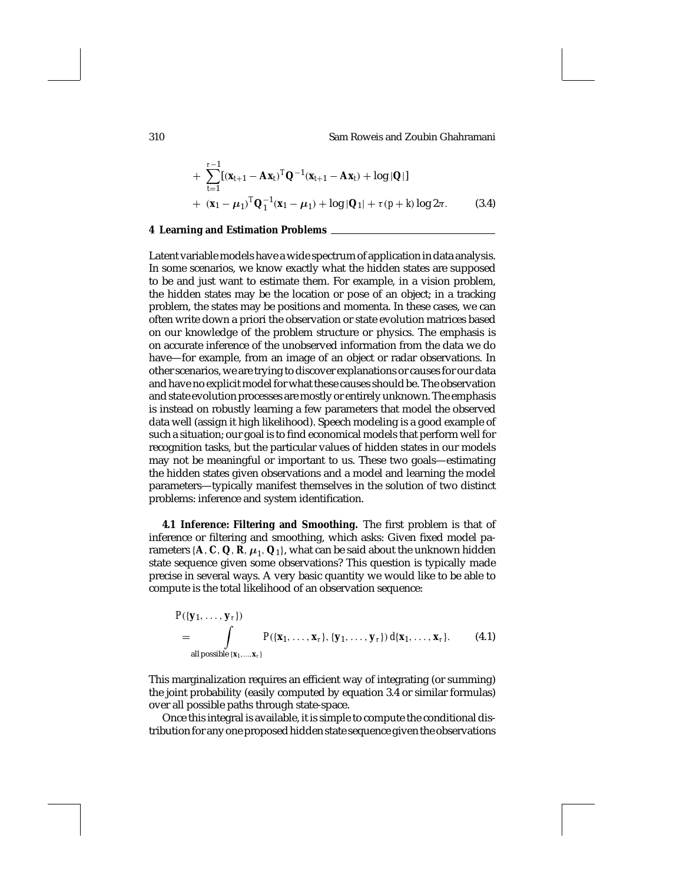$$
+ \sum_{t=1}^{\tau-1} [(\mathbf{x}_{t+1} - \mathbf{A}\mathbf{x}_t)^T \mathbf{Q}^{-1} (\mathbf{x}_{t+1} - \mathbf{A}\mathbf{x}_t) + \log |\mathbf{Q}|]
$$

$$
+ (\mathbf{x}_1 - \boldsymbol{\mu}_1)^T \mathbf{Q}_1^{-1} (\mathbf{x}_1 - \boldsymbol{\mu}_1) + \log |\mathbf{Q}_1| + \tau(p+k) \log 2\pi. \tag{3.4}
$$

## 4 Learning and Estimation Problems

Latent variable models have a wide spectrum of application in data analysis. In some scenarios, we know exactly what the hidden states are supposed to be and just want to estimate them. For example, in a vision problem, the hidden states may be the location or pose of an object; in a tracking problem, the states may be positions and momenta. In these cases, we can often write down a priori the observation or state evolution matrices based on our knowledge of the problem structure or physics. The emphasis is on accurate inference of the unobserved information from the data we do have—for example, from an image of an object or radar observations. In other scenarios, we are trying to discover explanations or causes for our data and have no explicit model for what these causes should be. The observation and state evolution processes are mostly or entirely unknown. The emphasis is instead on robustly learning a few parameters that model the observed data well (assign it high likelihood). Speech modeling is a good example of such a situation; our goal is to find economical models that perform well for recognition tasks, but the particular values of hidden states in our models may not be meaningful or important to us. These two goals—estimating the hidden states given observations and a model and learning the model parameters—typically manifest themselves in the solution of two distinct problems: inference and system identification.

**4.1 Inference: Filtering and Smoothing.** The first problem is that of inference or filtering and smoothing, which asks: Given fixed model parameters $\{\mathbf{A}, \mathbf{C}, \mathbf{Q}, \mathbf{R}, \boldsymbol{\mu}_1, \mathbf{Q}_1\}$, what can be said about the unknown hidden state sequence given some observations? This question is typically made precise in several ways. A very basic quantity we would like to be able to compute is the total likelihood of an observation sequence:

$$
P(\{\mathbf{y}_1, \ldots, \mathbf{y}_\tau\}) = \int_{\text{all possible } \{\mathbf{x}_1, \ldots, \mathbf{x}_\tau\}} P(\{\mathbf{x}_1, \ldots, \mathbf{x}_\tau\}, \{\mathbf{y}_1, \ldots, \mathbf{y}_\tau\}) \, d\{\mathbf{x}_1, \ldots, \mathbf{x}_\tau\}. \tag{4.1}
$$

This marginalization requires an efficient way of integrating (or summing) the joint probability (easily computed by equation 3.4 or similar formulas) over all possible paths through state-space.

Once this integral is available, it is simple to compute the conditional distribution for any one proposed hidden state sequence given the observations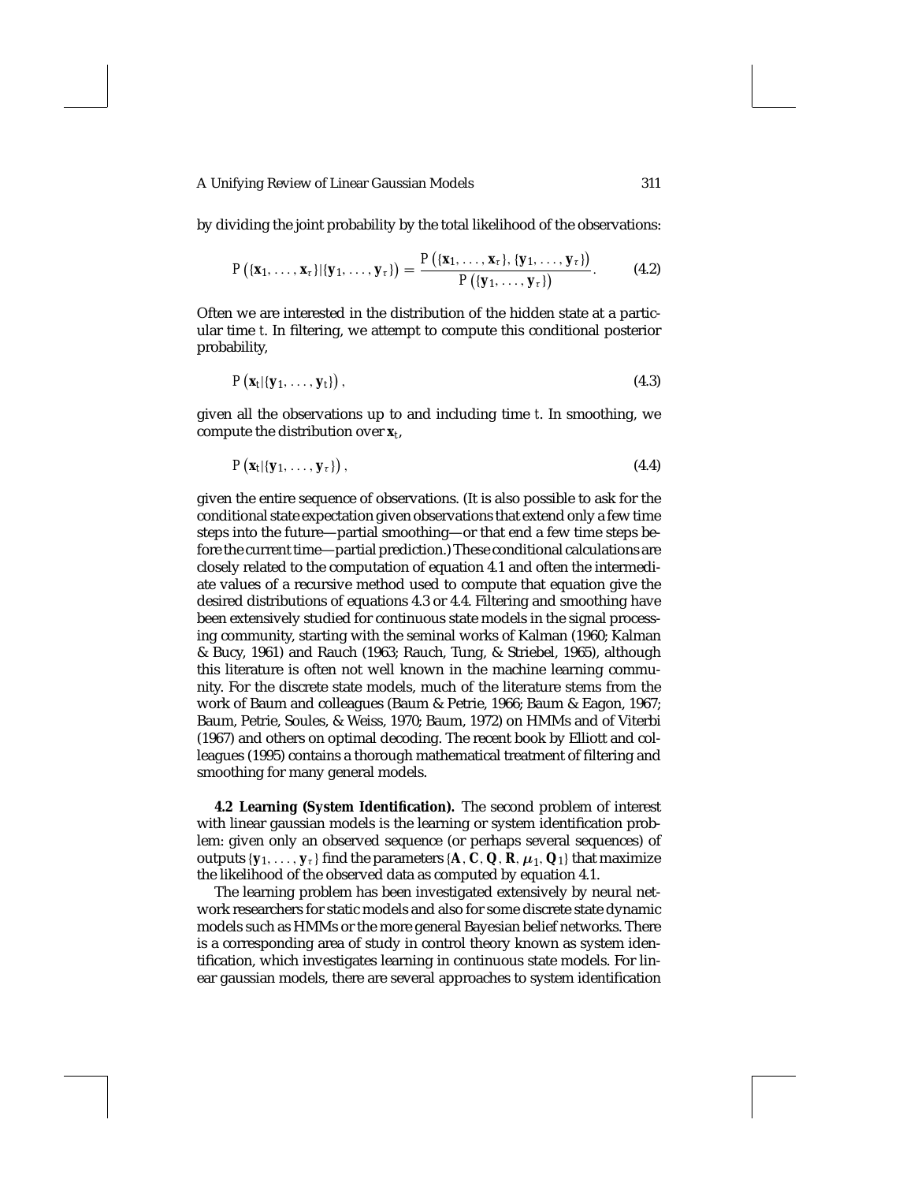by dividing the joint probability by the total likelihood of the observations:

$$P\left(\{\mathbf{x}_1, \ldots, \mathbf{x}_\tau\} | \{\mathbf{y}_1, \ldots, \mathbf{y}_\tau\}\right) = \frac{P\left(\{\mathbf{x}_1, \ldots, \mathbf{x}_\tau\}, \{\mathbf{y}_1, \ldots, \mathbf{y}_\tau\}\right)}{P\left(\{\mathbf{y}_1, \ldots, \mathbf{y}_\tau\}\right)}. \tag{4.2}$$

Often we are interested in the distribution of the hidden state at a particular time $t$. In filtering, we attempt to compute this conditional posterior probability,

$$P\left(\mathbf{x}_t | \{\mathbf{y}_1, \ldots, \mathbf{y}_t\}\right), \tag{4.3}$$

given all the observations up to and including time $t$. In smoothing, we compute the distribution over $\mathbf{x}_t$,

$$P\left(\mathbf{x}_t | \{\mathbf{y}_1, \ldots, \mathbf{y}_\tau\}\right), \tag{4.4}$$

given the entire sequence of observations. (It is also possible to ask for the conditional state expectation given observations that extend only a few time steps into the future—partial smoothing—or that end a few time steps before the current time—partial prediction.) These conditional calculations are closely related to the computation of equation 4.1 and often the intermediate values of a recursive method used to compute that equation give the desired distributions of equations 4.3 or 4.4. Filtering and smoothing have been extensively studied for continuous state models in the signal processing community, starting with the seminal works of Kalman (1960; Kalman & Bucy, 1961) and Rauch (1963; Rauch, Tung, & Striebel, 1965), although this literature is often not well known in the machine learning community. For the discrete state models, much of the literature stems from the work of Baum and colleagues (Baum & Petrie, 1966; Baum & Eagon, 1967; Baum, Petrie, Soules, & Weiss, 1970; Baum, 1972) on HMMs and of Viterbi (1967) and others on optimal decoding. The recent book by Elliott and colleagues (1995) contains a thorough mathematical treatment of filtering and smoothing for many general models.

**4.2 Learning (System Identification).** The second problem of interest with linear gaussian models is the learning or system identification problem: given only an observed sequence (or perhaps several sequences) of outputs $\{\mathbf{y}_1, \ldots, \mathbf{y}_\tau\}$ find the parameters $\{\mathbf{A}, \mathbf{C}, \mathbf{Q}, \mathbf{R}, \boldsymbol{\mu}_1, \mathbf{Q}_1\}$ that maximize the likelihood of the observed data as computed by equation 4.1.

The learning problem has been investigated extensively by neural network researchers for static models and also for some discrete state dynamic models such as HMMs or the more general Bayesian belief networks. There is a corresponding area of study in control theory known as system identification, which investigates learning in continuous state models. For linear gaussian models, there are several approaches to system identification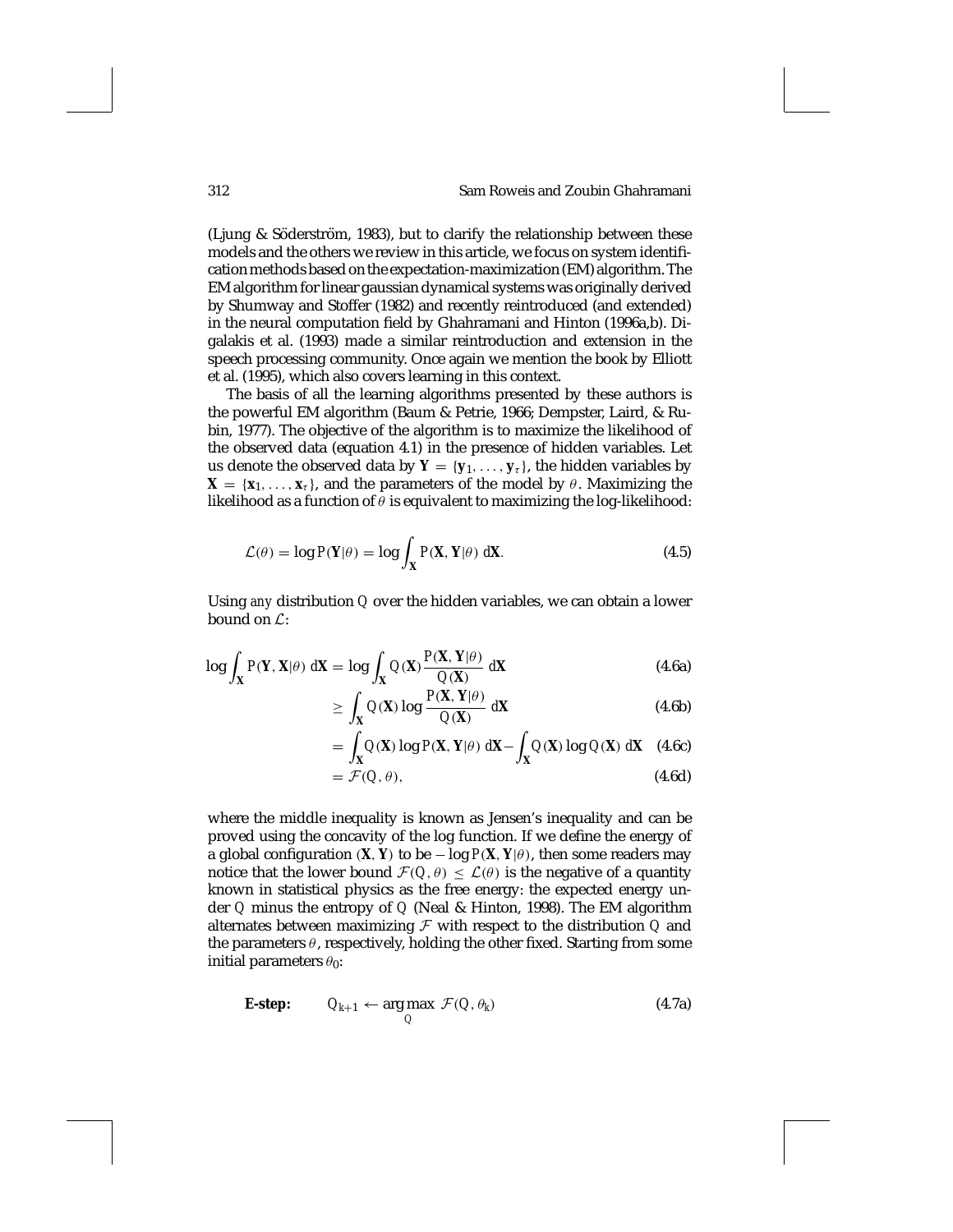(Ljung & Söderström, 1983), but to clarify the relationship between these models and the others we review in this article, we focus on system identification methods based on the expectation-maximization (EM) algorithm. The EM algorithm for linear gaussian dynamical systems was originally derived by Shumway and Stoffer (1982) and recently reintroduced (and extended) in the neural computation field by Ghahramani and Hinton (1996a,b). Digalakis et al. (1993) made a similar reintroduction and extension in the speech processing community. Once again we mention the book by Elliott et al. (1995), which also covers learning in this context.

The basis of all the learning algorithms presented by these authors is the powerful EM algorithm (Baum & Petrie, 1966; Dempster, Laird, & Rubin, 1977). The objective of the algorithm is to maximize the likelihood of the observed data (equation 4.1) in the presence of hidden variables. Let us denote the observed data by $\mathbf{Y} = \{\mathbf{y}_1, \ldots, \mathbf{y}_\tau\}$, the hidden variables by $\mathbf{X} = \{\mathbf{x}_1, \ldots, \mathbf{x}_\tau\}$, and the parameters of the model by $\theta$. Maximizing the likelihood as a function of $\theta$ is equivalent to maximizing the log-likelihood:

$$\mathcal{L}(\theta) = \log P(\mathbf{Y}|\theta) = \log \int_{\mathbf{X}} P(\mathbf{X}, \mathbf{Y}|\theta)\, d\mathbf{X}. \tag{4.5}$$

Using *any* distribution $Q$ over the hidden variables, we can obtain a lower bound on $\mathcal{L}$:

$$\log \int_{\mathbf{X}} P(\mathbf{Y}, \mathbf{X}|\theta)\, d\mathbf{X} = \log \int_{\mathbf{X}} Q(\mathbf{X}) \frac{P(\mathbf{X}, \mathbf{Y}|\theta)}{Q(\mathbf{X})}\, d\mathbf{X} \tag{4.6a}$$

$$\geq \int_{\mathbf{X}} Q(\mathbf{X}) \log \frac{P(\mathbf{X}, \mathbf{Y}|\theta)}{Q(\mathbf{X})}\, d\mathbf{X} \tag{4.6b}$$

$$= \int_{\mathbf{X}} Q(\mathbf{X}) \log P(\mathbf{X}, \mathbf{Y}|\theta)\, d\mathbf{X} - \int_{\mathbf{X}} Q(\mathbf{X}) \log Q(\mathbf{X})\, d\mathbf{X} \tag{4.6c}$$

$$= \mathcal{F}(Q, \theta), \tag{4.6d}$$

where the middle inequality is known as Jensen's inequality and can be proved using the concavity of the log function. If we define the energy of a global configuration $(\mathbf{X}, \mathbf{Y})$ to be $-\log P(\mathbf{X}, \mathbf{Y}|\theta)$, then some readers may notice that the lower bound $\mathcal{F}(Q, \theta) \leq \mathcal{L}(\theta)$ is the negative of a quantity known in statistical physics as the free energy: the expected energy under $Q$ minus the entropy of $Q$ (Neal & Hinton, 1998). The EM algorithm alternates between maximizing $\mathcal{F}$ with respect to the distribution $Q$ and the parameters $\theta$, respectively, holding the other fixed. Starting from some initial parameters $\theta_0$:

$$\textbf{E-step:} \qquad Q_{k+1} \leftarrow \arg\max_{Q} \ \mathcal{F}(Q, \theta_k) \tag{4.7a}$$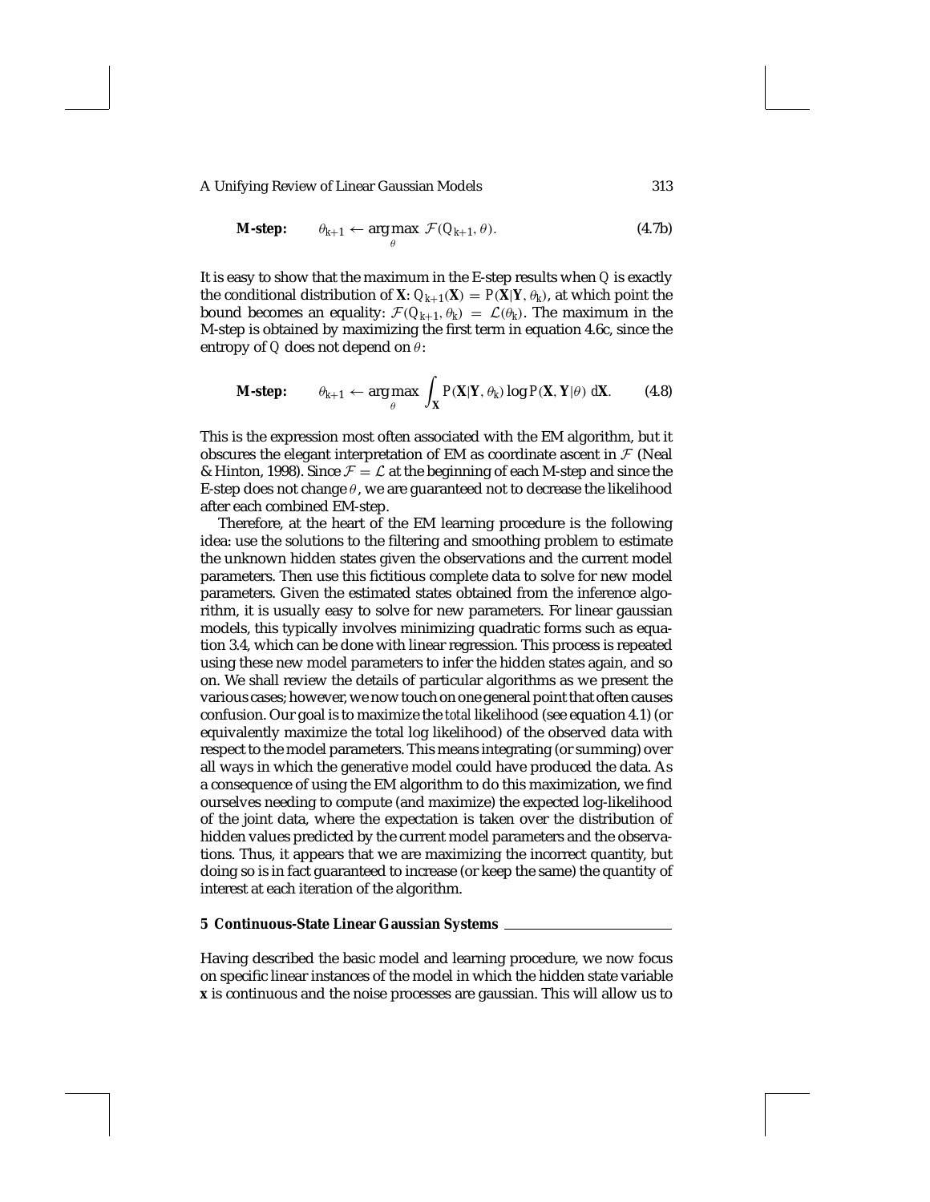$$\textbf{M-step:} \qquad \theta_{k+1} \leftarrow \arg\max_{\theta} \; \mathcal{F}(Q_{k+1}, \theta). \tag{4.7b}$$

It is easy to show that the maximum in the E-step results when $Q$ is exactly the conditional distribution of $\mathbf{X}$: $Q_{k+1}(\mathbf{X}) = P(\mathbf{X}|\mathbf{Y}, \theta_k)$, at which point the bound becomes an equality: $\mathcal{F}(Q_{k+1}, \theta_k) = \mathcal{L}(\theta_k)$. The maximum in the M-step is obtained by maximizing the first term in equation 4.6c, since the entropy of $Q$ does not depend on $\theta$:

$$\textbf{M-step:} \qquad \theta_{k+1} \leftarrow \arg\max_{\theta} \int_{\mathbf{X}} P(\mathbf{X}|\mathbf{Y}, \theta_k) \log P(\mathbf{X}, \mathbf{Y}|\theta) \, d\mathbf{X}. \tag{4.8}$$

This is the expression most often associated with the EM algorithm, but it obscures the elegant interpretation of EM as coordinate ascent in $\mathcal{F}$ (Neal & Hinton, 1998). Since $\mathcal{F} = \mathcal{L}$ at the beginning of each M-step and since the E-step does not change $\theta$, we are guaranteed not to decrease the likelihood after each combined EM-step.

Therefore, at the heart of the EM learning procedure is the following idea: use the solutions to the filtering and smoothing problem to estimate the unknown hidden states given the observations and the current model parameters. Then use this fictitious complete data to solve for new model parameters. Given the estimated states obtained from the inference algorithm, it is usually easy to solve for new parameters. For linear gaussian models, this typically involves minimizing quadratic forms such as equation 3.4, which can be done with linear regression. This process is repeated using these new model parameters to infer the hidden states again, and so on. We shall review the details of particular algorithms as we present the various cases; however, we now touch on one general point that often causes confusion. Our goal is to maximize the *total* likelihood (see equation 4.1) (or equivalently maximize the total log likelihood) of the observed data with respect to the model parameters. This means integrating (or summing) over all ways in which the generative model could have produced the data. As a consequence of using the EM algorithm to do this maximization, we find ourselves needing to compute (and maximize) the expected log-likelihood of the joint data, where the expectation is taken over the distribution of hidden values predicted by the current model parameters and the observations. Thus, it appears that we are maximizing the incorrect quantity, but doing so is in fact guaranteed to increase (or keep the same) the quantity of interest at each iteration of the algorithm.

## 5 Continuous-State Linear Gaussian Systems

Having described the basic model and learning procedure, we now focus on specific linear instances of the model in which the hidden state variable $\mathbf{x}$ is continuous and the noise processes are gaussian. This will allow us to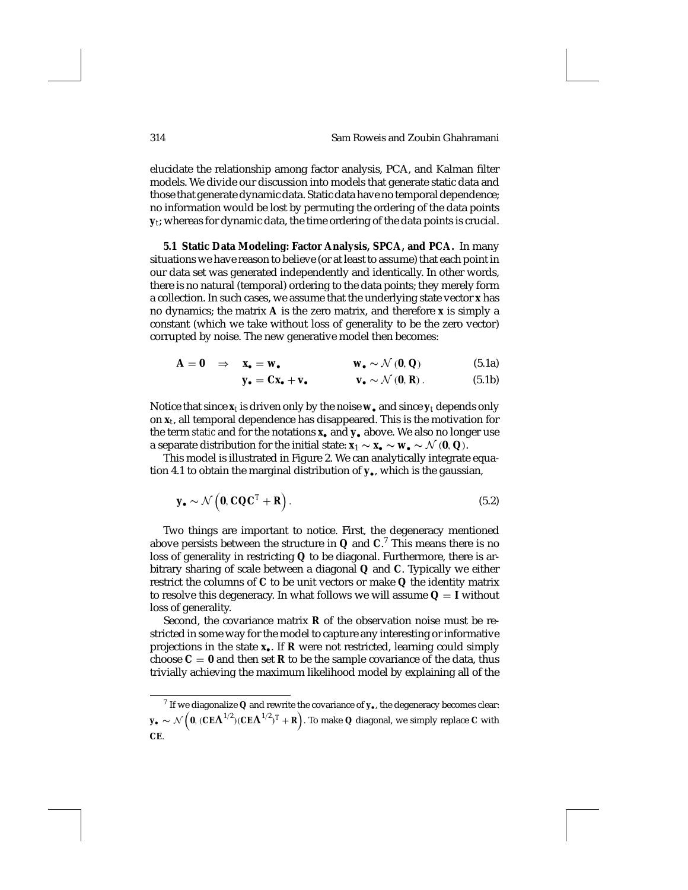elucidate the relationship among factor analysis, PCA, and Kalman filter models. We divide our discussion into models that generate static data and those that generate dynamic data. Static data have no temporal dependence; no information would be lost by permuting the ordering of the data points $\mathbf{y}_t$; whereas for dynamic data, the time ordering of the data points is crucial.

**5.1 Static Data Modeling: Factor Analysis, SPCA, and PCA.** In many situations we have reason to believe (or at least to assume) that each point in our data set was generated independently and identically. In other words, there is no natural (temporal) ordering to the data points; they merely form a collection. In such cases, we assume that the underlying state vector $\mathbf{x}$ has no dynamics; the matrix $\mathbf{A}$ is the zero matrix, and therefore $\mathbf{x}$ is simply a constant (which we take without loss of generality to be the zero vector) corrupted by noise. The new generative model then becomes:

$$\mathbf{A} = \mathbf{0} \quad \Rightarrow \quad \mathbf{x}_\bullet = \mathbf{w}_\bullet \qquad\qquad \mathbf{w}_\bullet \sim \mathcal{N}(\mathbf{0}, \mathbf{Q}) \tag{5.1a}$$

$$\mathbf{y}_\bullet = \mathbf{C}\mathbf{x}_\bullet + \mathbf{v}_\bullet \qquad\qquad \mathbf{v}_\bullet \sim \mathcal{N}(\mathbf{0}, \mathbf{R}). \tag{5.1b}$$

Notice that since $\mathbf{x}_t$ is driven only by the noise $\mathbf{w}_\bullet$ and since $\mathbf{y}_t$ depends only on $\mathbf{x}_t$, all temporal dependence has disappeared. This is the motivation for the term *static* and for the notations $\mathbf{x}_\bullet$ and $\mathbf{y}_\bullet$ above. We also no longer use a separate distribution for the initial state: $\mathbf{x}_1 \sim \mathbf{x}_\bullet \sim \mathbf{w}_\bullet \sim \mathcal{N}(\mathbf{0}, \mathbf{Q})$.

This model is illustrated in Figure 2. We can analytically integrate equation 4.1 to obtain the marginal distribution of $\mathbf{y}_\bullet$, which is the gaussian,

$$\mathbf{y}_\bullet \sim \mathcal{N}\left(\mathbf{0}, \mathbf{C}\mathbf{Q}\mathbf{C}^T + \mathbf{R}\right). \tag{5.2}$$

Two things are important to notice. First, the degeneracy mentioned above persists between the structure in $\mathbf{Q}$ and $\mathbf{C}$.[7] This means there is no loss of generality in restricting $\mathbf{Q}$ to be diagonal. Furthermore, there is arbitrary sharing of scale between a diagonal $\mathbf{Q}$ and $\mathbf{C}$. Typically we either restrict the columns of $\mathbf{C}$ to be unit vectors or make $\mathbf{Q}$ the identity matrix to resolve this degeneracy. In what follows we will assume $\mathbf{Q} = \mathbf{I}$ without loss of generality.

Second, the covariance matrix $\mathbf{R}$ of the observation noise must be restricted in some way for the model to capture any interesting or informative projections in the state $\mathbf{x}_\bullet$. If $\mathbf{R}$ were not restricted, learning could simply choose $\mathbf{C} = \mathbf{0}$ and then set $\mathbf{R}$ to be the sample covariance of the data, thus trivially achieving the maximum likelihood model by explaining all of the

---

[7] If we diagonalize $\mathbf{Q}$ and rewrite the covariance of $\mathbf{y}_\bullet$, the degeneracy becomes clear: $\mathbf{y}_\bullet \sim \mathcal{N}\left(\mathbf{0}, (\mathbf{C}\mathbf{E}\mathbf{\Lambda}^{1/2})(\mathbf{C}\mathbf{E}\mathbf{\Lambda}^{1/2})^T + \mathbf{R}\right)$. To make $\mathbf{Q}$ diagonal, we simply replace $\mathbf{C}$ with $\mathbf{C}\mathbf{E}$.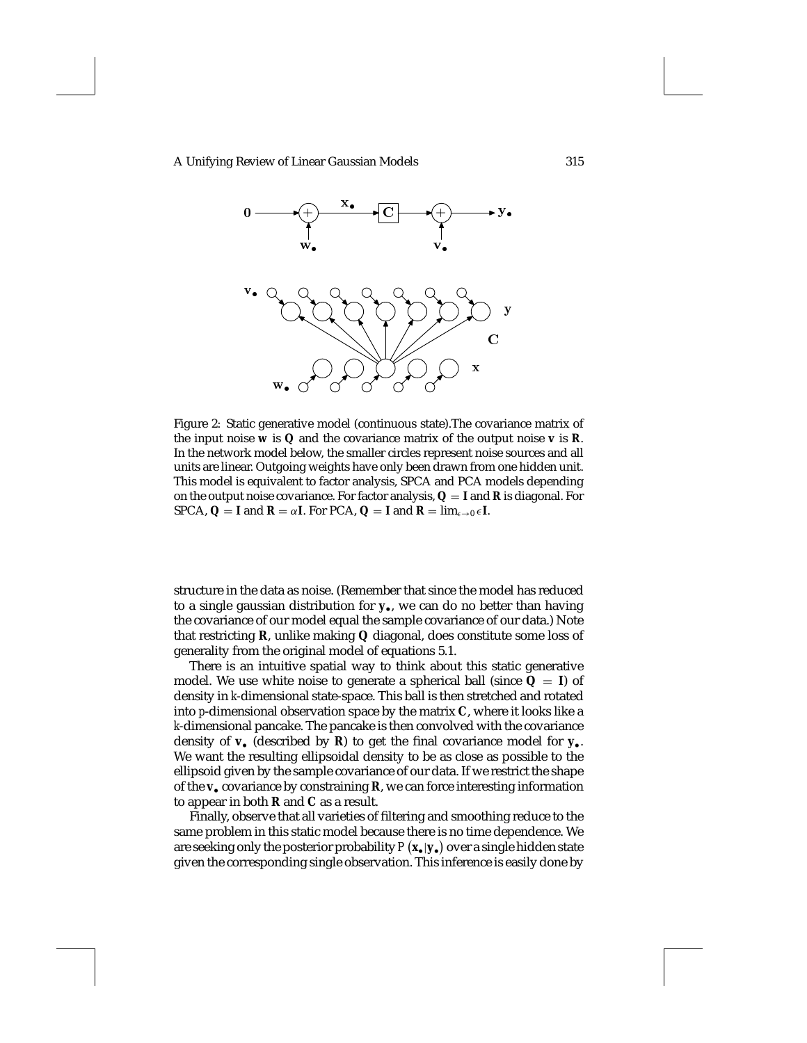Figure 2: Static generative model (continuous state).The covariance matrix of the input noise $\mathbf{w}$ is $\mathbf{Q}$ and the covariance matrix of the output noise $\mathbf{v}$ is $\mathbf{R}$. In the network model below, the smaller circles represent noise sources and all units are linear. Outgoing weights have only been drawn from one hidden unit. This model is equivalent to factor analysis, SPCA and PCA models depending on the output noise covariance. For factor analysis, $\mathbf{Q} = \mathbf{I}$ and $\mathbf{R}$ is diagonal. For SPCA, $\mathbf{Q} = \mathbf{I}$ and $\mathbf{R} = \alpha\mathbf{I}$. For PCA, $\mathbf{Q} = \mathbf{I}$ and $\mathbf{R} = \lim_{\epsilon\to 0} \epsilon\mathbf{I}$.

structure in the data as noise. (Remember that since the model has reduced to a single gaussian distribution for $\mathbf{y}_\bullet$, we can do no better than having the covariance of our model equal the sample covariance of our data.) Note that restricting $\mathbf{R}$, unlike making $\mathbf{Q}$ diagonal, does constitute some loss of generality from the original model of equations 5.1.

There is an intuitive spatial way to think about this static generative model. We use white noise to generate a spherical ball (since $\mathbf{Q} = \mathbf{I}$) of density in $k$-dimensional state-space. This ball is then stretched and rotated into $p$-dimensional observation space by the matrix $\mathbf{C}$, where it looks like a $k$-dimensional pancake. The pancake is then convolved with the covariance density of $\mathbf{v}_\bullet$ (described by $\mathbf{R}$) to get the final covariance model for $\mathbf{y}_\bullet$. We want the resulting ellipsoidal density to be as close as possible to the ellipsoid given by the sample covariance of our data. If we restrict the shape of the $\mathbf{v}_\bullet$ covariance by constraining $\mathbf{R}$, we can force interesting information to appear in both $\mathbf{R}$ and $\mathbf{C}$ as a result.

Finally, observe that all varieties of filtering and smoothing reduce to the same problem in this static model because there is no time dependence. We are seeking only the posterior probability $P(\mathbf{x}_\bullet|\mathbf{y}_\bullet)$ over a single hidden state given the corresponding single observation. This inference is easily done by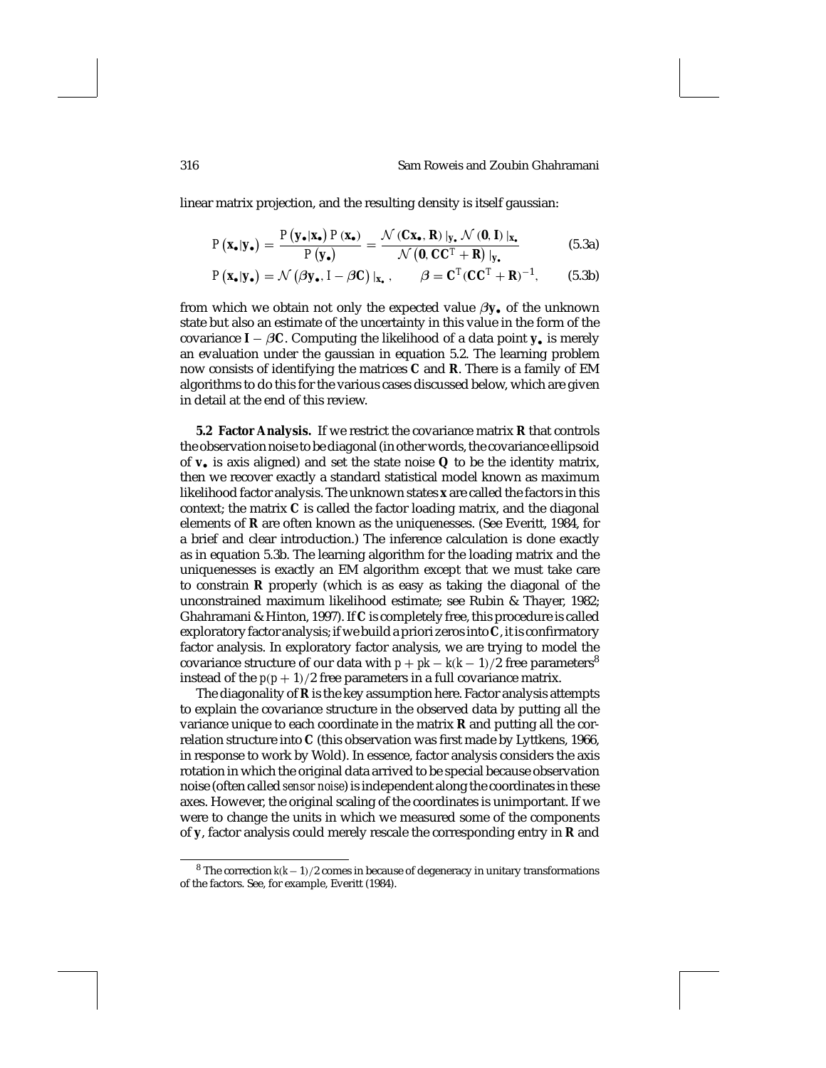linear matrix projection, and the resulting density is itself gaussian:

$$P(\mathbf{x}_\bullet|\mathbf{y}_\bullet) = \frac{P(\mathbf{y}_\bullet|\mathbf{x}_\bullet)\, P(\mathbf{x}_\bullet)}{P(\mathbf{y}_\bullet)} = \frac{\mathcal{N}(\mathbf{C}\mathbf{x}_\bullet, \mathbf{R})\,|_{\mathbf{y}_\bullet}\, \mathcal{N}(\mathbf{0}, \mathbf{I})\,|_{\mathbf{x}_\bullet}}{\mathcal{N}(\mathbf{0}, \mathbf{C}\mathbf{C}^T + \mathbf{R})\,|_{\mathbf{y}_\bullet}} \tag{5.3a}$$

$$P(\mathbf{x}_\bullet|\mathbf{y}_\bullet) = \mathcal{N}(\beta\mathbf{y}_\bullet, I - \beta\mathbf{C})\,|_{\mathbf{x}_\bullet}, \qquad \beta = \mathbf{C}^T(\mathbf{C}\mathbf{C}^T + \mathbf{R})^{-1}, \tag{5.3b}$$

from which we obtain not only the expected value $\beta\mathbf{y}_\bullet$ of the unknown state but also an estimate of the uncertainty in this value in the form of the covariance $\mathbf{I} - \beta\mathbf{C}$. Computing the likelihood of a data point $\mathbf{y}_\bullet$ is merely an evaluation under the gaussian in equation 5.2. The learning problem now consists of identifying the matrices $\mathbf{C}$ and $\mathbf{R}$. There is a family of EM algorithms to do this for the various cases discussed below, which are given in detail at the end of this review.

**5.2 Factor Analysis.** If we restrict the covariance matrix $\mathbf{R}$ that controls the observation noise to be diagonal (in other words, the covariance ellipsoid of $\mathbf{v}_\bullet$ is axis aligned) and set the state noise $\mathbf{Q}$ to be the identity matrix, then we recover exactly a standard statistical model known as maximum likelihood factor analysis. The unknown states $\mathbf{x}$ are called the factors in this context; the matrix $\mathbf{C}$ is called the factor loading matrix, and the diagonal elements of $\mathbf{R}$ are often known as the uniquenesses. (See Everitt, 1984, for a brief and clear introduction.) The inference calculation is done exactly as in equation 5.3b. The learning algorithm for the loading matrix and the uniquenesses is exactly an EM algorithm except that we must take care to constrain $\mathbf{R}$ properly (which is as easy as taking the diagonal of the unconstrained maximum likelihood estimate; see Rubin & Thayer, 1982; Ghahramani & Hinton, 1997). If $\mathbf{C}$ is completely free, this procedure is called exploratory factor analysis; if we build a priori zeros into $\mathbf{C}$, it is confirmatory factor analysis. In exploratory factor analysis, we are trying to model the covariance structure of our data with $p + pk - k(k-1)/2$ free parameters[8] instead of the $p(p+1)/2$ free parameters in a full covariance matrix.

The diagonality of $\mathbf{R}$ is the key assumption here. Factor analysis attempts to explain the covariance structure in the observed data by putting all the variance unique to each coordinate in the matrix $\mathbf{R}$ and putting all the correlation structure into $\mathbf{C}$ (this observation was first made by Lyttkens, 1966, in response to work by Wold). In essence, factor analysis considers the axis rotation in which the original data arrived to be special because observation noise (often called *sensor noise*) is independent along the coordinates in these axes. However, the original scaling of the coordinates is unimportant. If we were to change the units in which we measured some of the components of $\mathbf{y}$, factor analysis could merely rescale the corresponding entry in $\mathbf{R}$ and

[8] The correction $k(k-1)/2$ comes in because of degeneracy in unitary transformations of the factors. See, for example, Everitt (1984).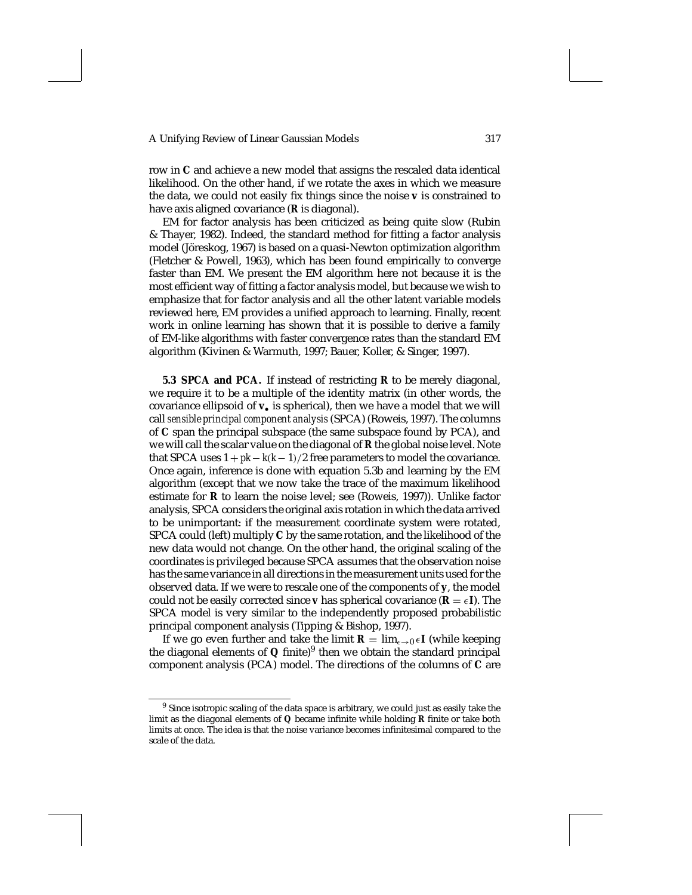row in **C** and achieve a new model that assigns the rescaled data identical likelihood. On the other hand, if we rotate the axes in which we measure the data, we could not easily fix things since the noise $\mathbf{v}$ is constrained to have axis aligned covariance (**R** is diagonal).

EM for factor analysis has been criticized as being quite slow (Rubin & Thayer, 1982). Indeed, the standard method for fitting a factor analysis model (Jöreskog, 1967) is based on a quasi-Newton optimization algorithm (Fletcher & Powell, 1963), which has been found empirically to converge faster than EM. We present the EM algorithm here not because it is the most efficient way of fitting a factor analysis model, but because we wish to emphasize that for factor analysis and all the other latent variable models reviewed here, EM provides a unified approach to learning. Finally, recent work in online learning has shown that it is possible to derive a family of EM-like algorithms with faster convergence rates than the standard EM algorithm (Kivinen & Warmuth, 1997; Bauer, Koller, & Singer, 1997).

**5.3 SPCA and PCA.** If instead of restricting **R** to be merely diagonal, we require it to be a multiple of the identity matrix (in other words, the covariance ellipsoid of $\mathbf{v}_\bullet$ is spherical), then we have a model that we will call *sensible principal component analysis* (SPCA) (Roweis, 1997). The columns of **C** span the principal subspace (the same subspace found by PCA), and we will call the scalar value on the diagonal of **R** the global noise level. Note that SPCA uses $1 + pk - k(k-1)/2$ free parameters to model the covariance. Once again, inference is done with equation 5.3b and learning by the EM algorithm (except that we now take the trace of the maximum likelihood estimate for **R** to learn the noise level; see (Roweis, 1997)). Unlike factor analysis, SPCA considers the original axis rotation in which the data arrived to be unimportant: if the measurement coordinate system were rotated, SPCA could (left) multiply **C** by the same rotation, and the likelihood of the new data would not change. On the other hand, the original scaling of the coordinates is privileged because SPCA assumes that the observation noise has the same variance in all directions in the measurement units used for the observed data. If we were to rescale one of the components of $\mathbf{y}$, the model could not be easily corrected since $\mathbf{v}$ has spherical covariance ($\mathbf{R} = \epsilon\mathbf{I}$). The SPCA model is very similar to the independently proposed probabilistic principal component analysis (Tipping & Bishop, 1997).

If we go even further and take the limit $\mathbf{R} = \lim_{\epsilon \to 0} \epsilon\mathbf{I}$ (while keeping the diagonal elements of **Q** finite)[9] then we obtain the standard principal component analysis (PCA) model. The directions of the columns of **C** are

[9] Since isotropic scaling of the data space is arbitrary, we could just as easily take the limit as the diagonal elements of **Q** became infinite while holding **R** finite or take both limits at once. The idea is that the noise variance becomes infinitesimal compared to the scale of the data.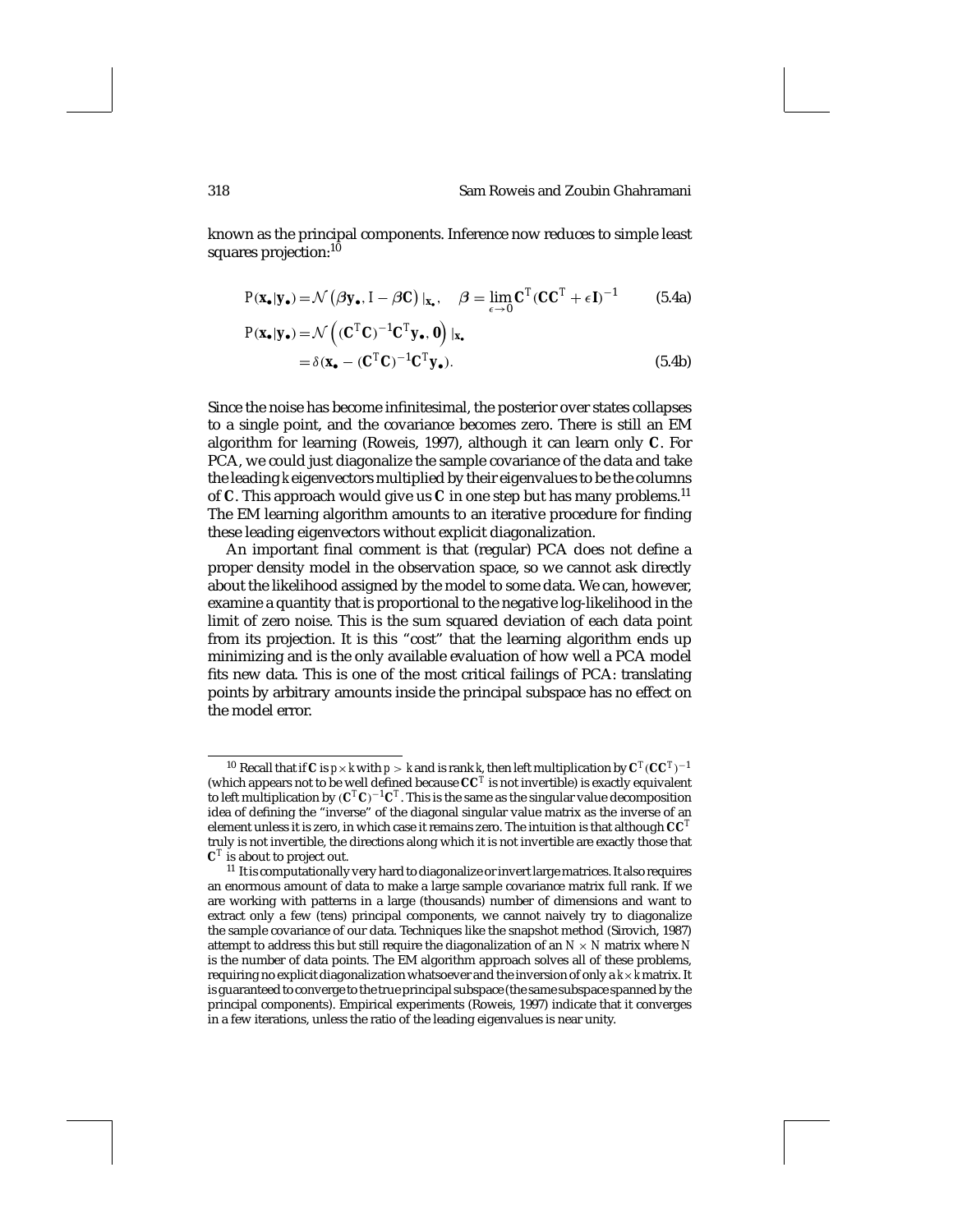known as the principal components. Inference now reduces to simple least squares projection:[10]

$$P(\mathbf{x}_\bullet|\mathbf{y}_\bullet) = \mathcal{N}\left(\boldsymbol{\beta}\mathbf{y}_\bullet, I - \boldsymbol{\beta}\mathbf{C}\right)|_{\mathbf{x}_\bullet}, \quad \boldsymbol{\beta} = \lim_{\epsilon \to 0} \mathbf{C}^T(\mathbf{C}\mathbf{C}^T + \epsilon\mathbf{I})^{-1} \tag{5.4a}$$

$$\begin{aligned} P(\mathbf{x}_\bullet|\mathbf{y}_\bullet) &= \mathcal{N}\left((\mathbf{C}^T\mathbf{C})^{-1}\mathbf{C}^T\mathbf{y}_\bullet, \mathbf{0}\right)|_{\mathbf{x}_\bullet} \\ &= \delta(\mathbf{x}_\bullet - (\mathbf{C}^T\mathbf{C})^{-1}\mathbf{C}^T\mathbf{y}_\bullet). \end{aligned} \tag{5.4b}$$

Since the noise has become infinitesimal, the posterior over states collapses to a single point, and the covariance becomes zero. There is still an EM algorithm for learning (Roweis, 1997), although it can learn only $\mathbf{C}$. For PCA, we could just diagonalize the sample covariance of the data and take the leading $k$ eigenvectors multiplied by their eigenvalues to be the columns of $\mathbf{C}$. This approach would give us $\mathbf{C}$ in one step but has many problems.[11] The EM learning algorithm amounts to an iterative procedure for finding these leading eigenvectors without explicit diagonalization.

An important final comment is that (regular) PCA does not define a proper density model in the observation space, so we cannot ask directly about the likelihood assigned by the model to some data. We can, however, examine a quantity that is proportional to the negative log-likelihood in the limit of zero noise. This is the sum squared deviation of each data point from its projection. It is this "cost" that the learning algorithm ends up minimizing and is the only available evaluation of how well a PCA model fits new data. This is one of the most critical failings of PCA: translating points by arbitrary amounts inside the principal subspace has no effect on the model error.

---

[10] Recall that if $\mathbf{C}$ is $p \times k$ with $p > k$ and is rank $k$, then left multiplication by $\mathbf{C}^T(\mathbf{C}\mathbf{C}^T)^{-1}$ (which appears not to be well defined because $\mathbf{C}\mathbf{C}^T$ is not invertible) is exactly equivalent to left multiplication by $(\mathbf{C}^T\mathbf{C})^{-1}\mathbf{C}^T$. This is the same as the singular value decomposition idea of defining the "inverse" of the diagonal singular value matrix as the inverse of an element unless it is zero, in which case it remains zero. The intuition is that although $\mathbf{C}\mathbf{C}^T$ truly is not invertible, the directions along which it is not invertible are exactly those that $\mathbf{C}^T$ is about to project out.

[11] It is computationally very hard to diagonalize or invert large matrices. It also requires an enormous amount of data to make a large sample covariance matrix full rank. If we are working with patterns in a large (thousands) number of dimensions and want to extract only a few (tens) principal components, we cannot naively try to diagonalize the sample covariance of our data. Techniques like the snapshot method (Sirovich, 1987) attempt to address this but still require the diagonalization of an $N \times N$ matrix where $N$ is the number of data points. The EM algorithm approach solves all of these problems, requiring no explicit diagonalization whatsoever and the inversion of only a $k \times k$ matrix. It is guaranteed to converge to the true principal subspace (the same subspace spanned by the principal components). Empirical experiments (Roweis, 1997) indicate that it converges in a few iterations, unless the ratio of the leading eigenvalues is near unity.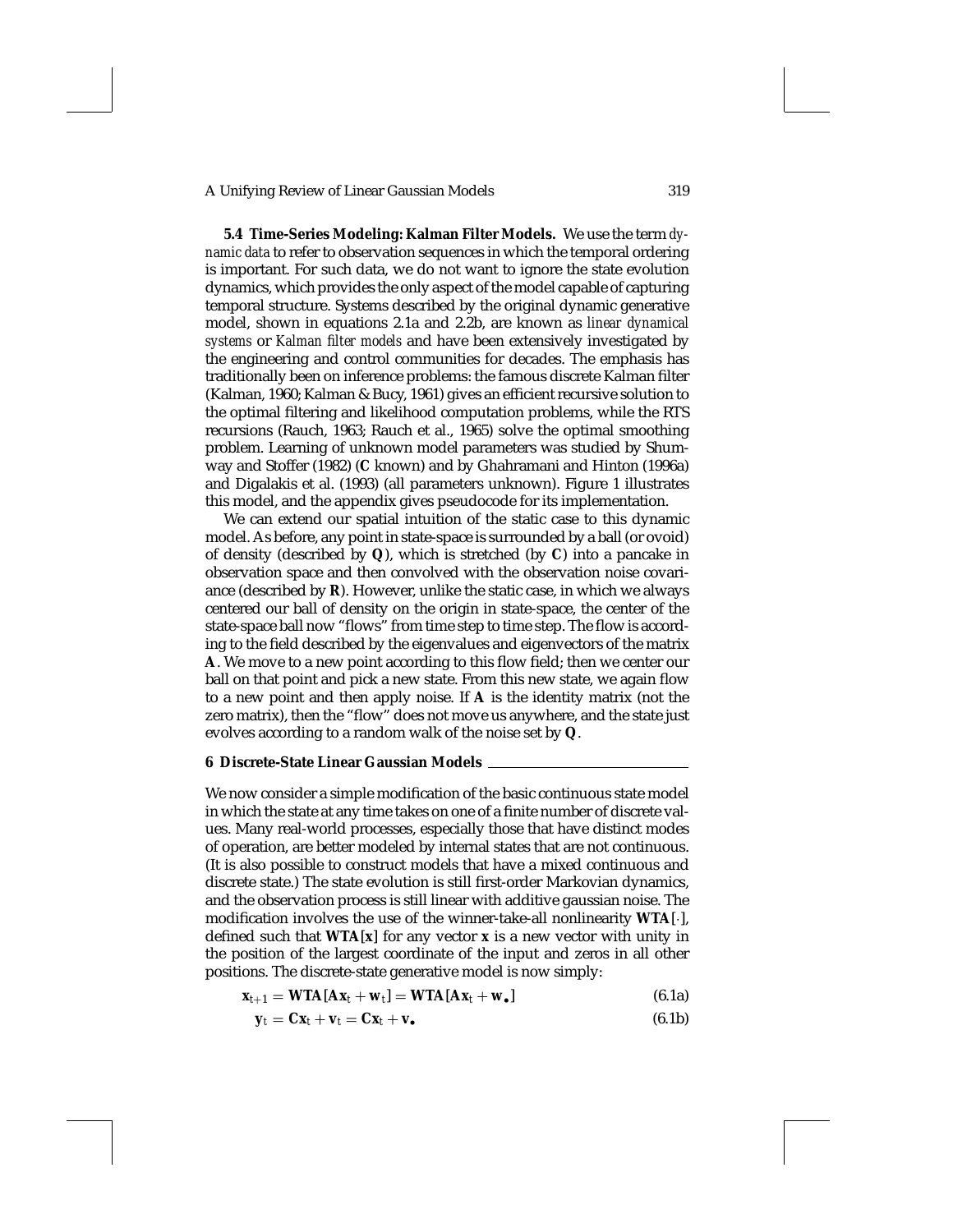**5.4 Time-Series Modeling: Kalman Filter Models.** We use the term *dynamic data* to refer to observation sequences in which the temporal ordering is important. For such data, we do not want to ignore the state evolution dynamics, which provides the only aspect of the model capable of capturing temporal structure. Systems described by the original dynamic generative model, shown in equations 2.1a and 2.2b, are known as *linear dynamical systems* or *Kalman filter models* and have been extensively investigated by the engineering and control communities for decades. The emphasis has traditionally been on inference problems: the famous discrete Kalman filter (Kalman, 1960; Kalman & Bucy, 1961) gives an efficient recursive solution to the optimal filtering and likelihood computation problems, while the RTS recursions (Rauch, 1963; Rauch et al., 1965) solve the optimal smoothing problem. Learning of unknown model parameters was studied by Shumway and Stoffer (1982) ($\mathbf{C}$ known) and by Ghahramani and Hinton (1996a) and Digalakis et al. (1993) (all parameters unknown). Figure 1 illustrates this model, and the appendix gives pseudocode for its implementation.

We can extend our spatial intuition of the static case to this dynamic model. As before, any point in state-space is surrounded by a ball (or ovoid) of density (described by $\mathbf{Q}$), which is stretched (by $\mathbf{C}$) into a pancake in observation space and then convolved with the observation noise covariance (described by $\mathbf{R}$). However, unlike the static case, in which we always centered our ball of density on the origin in state-space, the center of the state-space ball now "flows" from time step to time step. The flow is according to the field described by the eigenvalues and eigenvectors of the matrix $\mathbf{A}$. We move to a new point according to this flow field; then we center our ball on that point and pick a new state. From this new state, we again flow to a new point and then apply noise. If $\mathbf{A}$ is the identity matrix (not the zero matrix), then the "flow" does not move us anywhere, and the state just evolves according to a random walk of the noise set by $\mathbf{Q}$.

## 6 Discrete-State Linear Gaussian Models

We now consider a simple modification of the basic continuous state model in which the state at any time takes on one of a finite number of discrete values. Many real-world processes, especially those that have distinct modes of operation, are better modeled by internal states that are not continuous. (It is also possible to construct models that have a mixed continuous and discrete state.) The state evolution is still first-order Markovian dynamics, and the observation process is still linear with additive gaussian noise. The modification involves the use of the winner-take-all nonlinearity $\mathbf{WTA}[\cdot]$, defined such that $\mathbf{WTA}[\mathbf{x}]$ for any vector $\mathbf{x}$ is a new vector with unity in the position of the largest coordinate of the input and zeros in all other positions. The discrete-state generative model is now simply:

$$\mathbf{x}_{t+1} = \mathbf{WTA}[\mathbf{A}\mathbf{x}_t + \mathbf{w}_t] = \mathbf{WTA}[\mathbf{A}\mathbf{x}_t + \mathbf{w}_\bullet] \tag{6.1a}$$

$$\mathbf{y}_t = \mathbf{C}\mathbf{x}_t + \mathbf{v}_t = \mathbf{C}\mathbf{x}_t + \mathbf{v}_\bullet \tag{6.1b}$$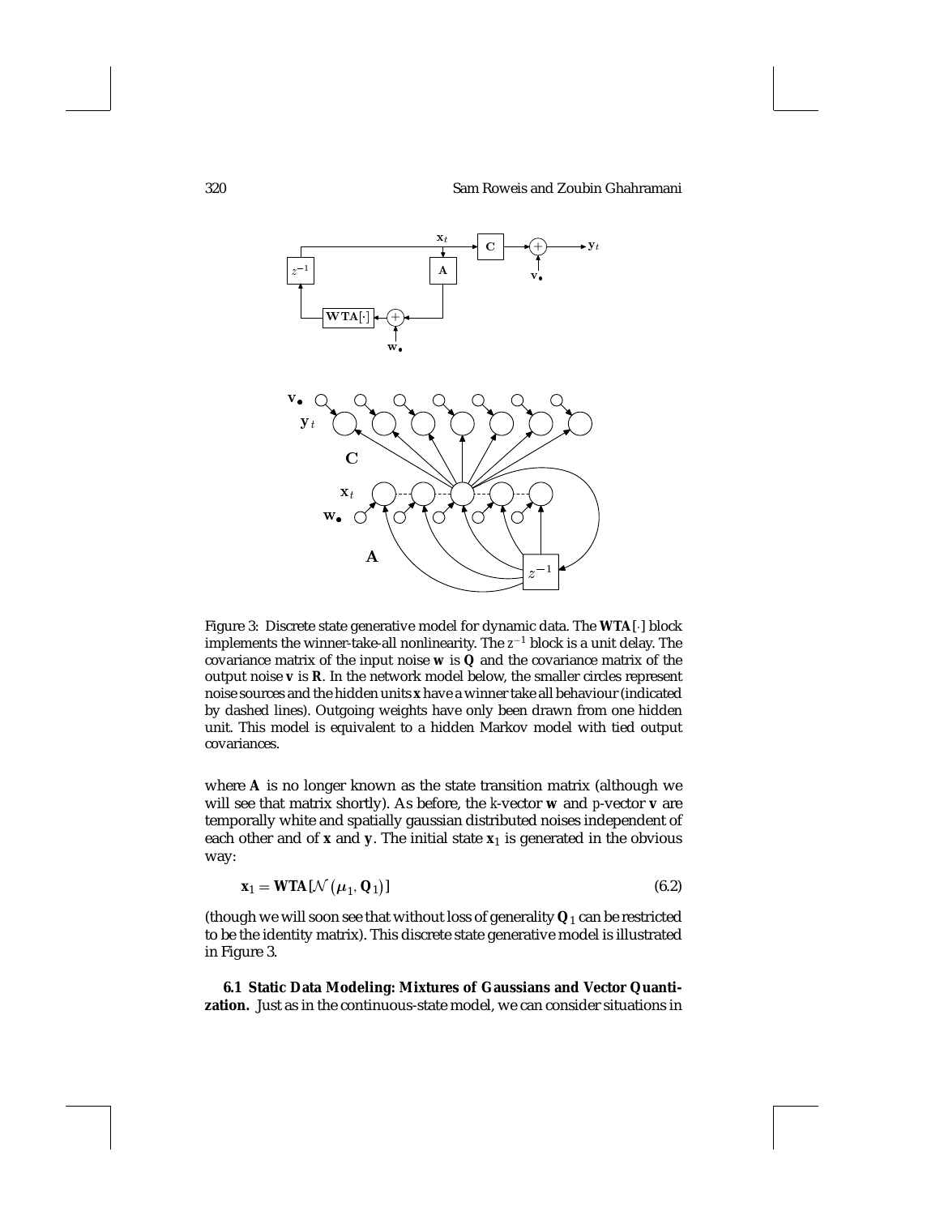Figure 3: Discrete state generative model for dynamic data. The $\mathbf{WTA}[\cdot]$ block implements the winner-take-all nonlinearity. The $z^{-1}$ block is a unit delay. The covariance matrix of the input noise $\mathbf{w}$ is $\mathbf{Q}$ and the covariance matrix of the output noise $\mathbf{v}$ is $\mathbf{R}$. In the network model below, the smaller circles represent noise sources and the hidden units $\mathbf{x}$ have a winner take all behaviour (indicated by dashed lines). Outgoing weights have only been drawn from one hidden unit. This model is equivalent to a hidden Markov model with tied output covariances.

where $\mathbf{A}$ is no longer known as the state transition matrix (although we will see that matrix shortly). As before, the $k$-vector $\mathbf{w}$ and $p$-vector $\mathbf{v}$ are temporally white and spatially gaussian distributed noises independent of each other and of $\mathbf{x}$ and $\mathbf{y}$. The initial state $\mathbf{x}_1$ is generated in the obvious way:

$$\mathbf{x}_1 = \mathbf{WTA}[\mathcal{N}(\boldsymbol{\mu}_1, \mathbf{Q}_1)] \tag{6.2}$$

(though we will soon see that without loss of generality $\mathbf{Q}_1$ can be restricted to be the identity matrix). This discrete state generative model is illustrated in Figure 3.

**6.1 Static Data Modeling: Mixtures of Gaussians and Vector Quantization.** Just as in the continuous-state model, we can consider situations in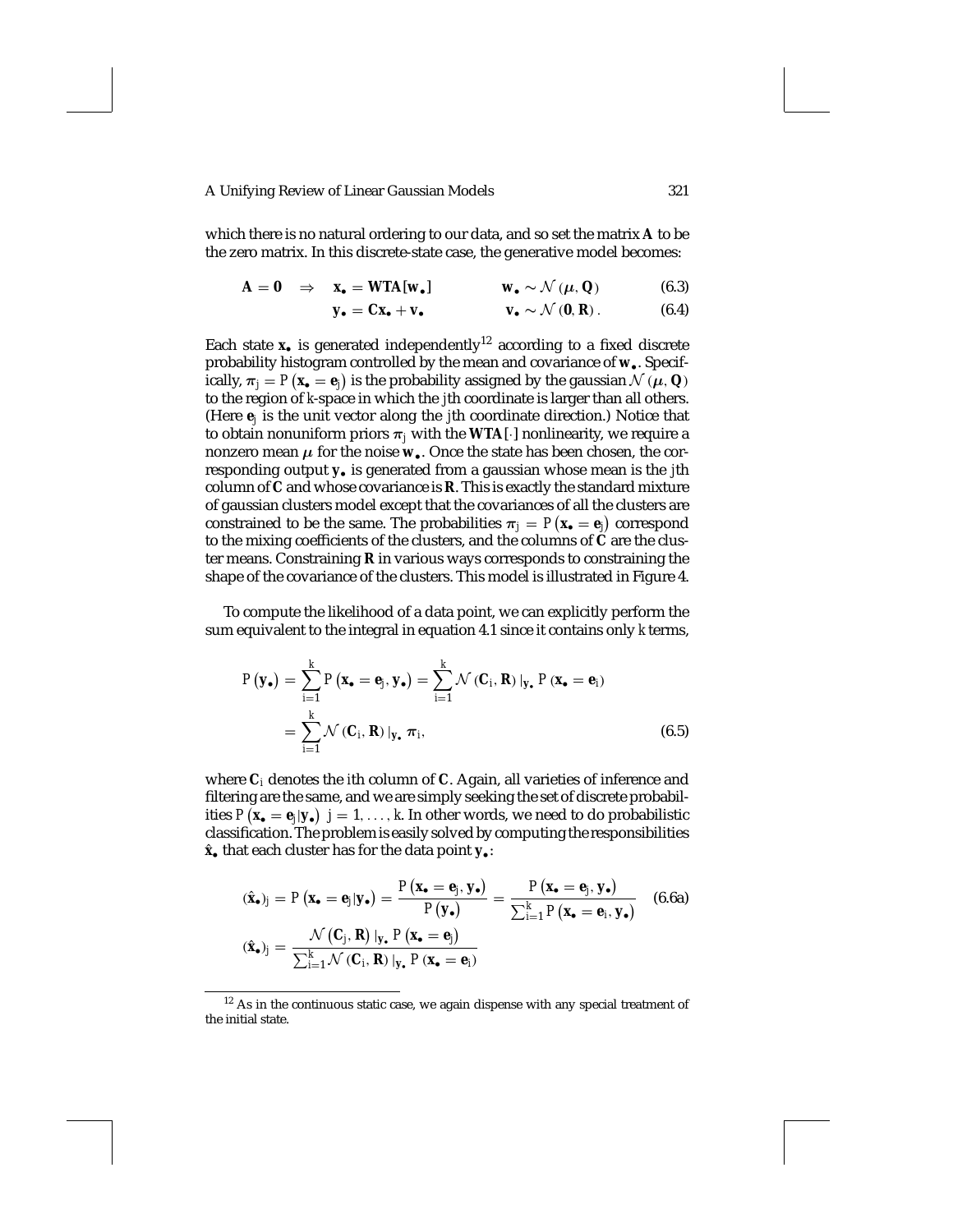which there is no natural ordering to our data, and so set the matrix $\mathbf{A}$ to be the zero matrix. In this discrete-state case, the generative model becomes:

$$\mathbf{A} = \mathbf{0} \quad \Rightarrow \quad \mathbf{x}_\bullet = \mathbf{WTA}[\mathbf{w}_\bullet] \qquad \mathbf{w}_\bullet \sim \mathcal{N}(\boldsymbol{\mu}, \mathbf{Q}) \tag{6.3}$$

$$\mathbf{y}_\bullet = \mathbf{C}\mathbf{x}_\bullet + \mathbf{v}_\bullet \qquad \mathbf{v}_\bullet \sim \mathcal{N}(\mathbf{0}, \mathbf{R}). \tag{6.4}$$

Each state $\mathbf{x}_\bullet$ is generated independently[12] according to a fixed discrete probability histogram controlled by the mean and covariance of $\mathbf{w}_\bullet$. Specifically, $\pi_j = P(\mathbf{x}_\bullet = \mathbf{e}_j)$ is the probability assigned by the gaussian $\mathcal{N}(\boldsymbol{\mu}, \mathbf{Q})$ to the region of $k$-space in which the $j$th coordinate is larger than all others. (Here $\mathbf{e}_j$ is the unit vector along the $j$th coordinate direction.) Notice that to obtain nonuniform priors $\pi_j$ with the $\mathbf{WTA}[\cdot]$ nonlinearity, we require a nonzero mean $\boldsymbol{\mu}$ for the noise $\mathbf{w}_\bullet$. Once the state has been chosen, the corresponding output $\mathbf{y}_\bullet$ is generated from a gaussian whose mean is the $j$th column of $\mathbf{C}$ and whose covariance is $\mathbf{R}$. This is exactly the standard mixture of gaussian clusters model except that the covariances of all the clusters are constrained to be the same. The probabilities $\pi_j = P(\mathbf{x}_\bullet = \mathbf{e}_j)$ correspond to the mixing coefficients of the clusters, and the columns of $\mathbf{C}$ are the cluster means. Constraining $\mathbf{R}$ in various ways corresponds to constraining the shape of the covariance of the clusters. This model is illustrated in Figure 4.

To compute the likelihood of a data point, we can explicitly perform the sum equivalent to the integral in equation 4.1 since it contains only $k$ terms,

$$\begin{aligned} P(\mathbf{y}_\bullet) &= \sum_{i=1}^{k} P(\mathbf{x}_\bullet = \mathbf{e}_j, \mathbf{y}_\bullet) = \sum_{i=1}^{k} \mathcal{N}(\mathbf{C}_i, \mathbf{R})\big|_{\mathbf{y}_\bullet} P(\mathbf{x}_\bullet = \mathbf{e}_i) \\ &= \sum_{i=1}^{k} \mathcal{N}(\mathbf{C}_i, \mathbf{R})\big|_{\mathbf{y}_\bullet} \pi_i, \end{aligned} \tag{6.5}$$

where $\mathbf{C}_i$ denotes the $i$th column of $\mathbf{C}$. Again, all varieties of inference and filtering are the same, and we are simply seeking the set of discrete probabilities $P(\mathbf{x}_\bullet = \mathbf{e}_j | \mathbf{y}_\bullet)$ $j = 1, \ldots, k$. In other words, we need to do probabilistic classification. The problem is easily solved by computing the responsibilities $\hat{\mathbf{x}}_\bullet$ that each cluster has for the data point $\mathbf{y}_\bullet$:

$$(\hat{\mathbf{x}}_\bullet)_j = P(\mathbf{x}_\bullet = \mathbf{e}_j | \mathbf{y}_\bullet) = \frac{P(\mathbf{x}_\bullet = \mathbf{e}_j, \mathbf{y}_\bullet)}{P(\mathbf{y}_\bullet)} = \frac{P(\mathbf{x}_\bullet = \mathbf{e}_j, \mathbf{y}_\bullet)}{\sum_{i=1}^{k} P(\mathbf{x}_\bullet = \mathbf{e}_i, \mathbf{y}_\bullet)} \tag{6.6a}$$

$$(\hat{\mathbf{x}}_\bullet)_j = \frac{\mathcal{N}(\mathbf{C}_j, \mathbf{R})\big|_{\mathbf{y}_\bullet} P(\mathbf{x}_\bullet = \mathbf{e}_j)}{\sum_{i=1}^{k} \mathcal{N}(\mathbf{C}_i, \mathbf{R})\big|_{\mathbf{y}_\bullet} P(\mathbf{x}_\bullet = \mathbf{e}_i)}$$

---

[12] As in the continuous static case, we again dispense with any special treatment of the initial state.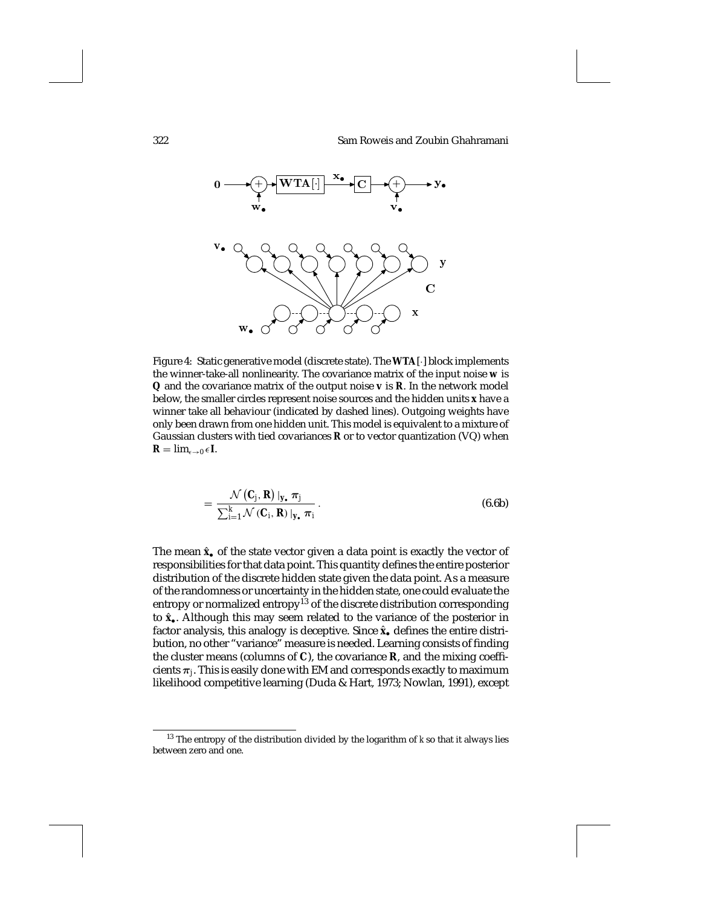Figure 4: Static generative model (discrete state). The $\mathbf{WTA}[\cdot]$ block implements the winner-take-all nonlinearity. The covariance matrix of the input noise $\mathbf{w}$ is $\mathbf{Q}$ and the covariance matrix of the output noise $\mathbf{v}$ is $\mathbf{R}$. In the network model below, the smaller circles represent noise sources and the hidden units $\mathbf{x}$ have a winner take all behaviour (indicated by dashed lines). Outgoing weights have only been drawn from one hidden unit. This model is equivalent to a mixture of Gaussian clusters with tied covariances $\mathbf{R}$ or to vector quantization (VQ) when $\mathbf{R} = \lim_{\epsilon \to 0} \epsilon \mathbf{I}$.

$$= \frac{\mathcal{N}(\mathbf{C}_j, \mathbf{R})|_{\mathbf{y}_\bullet}\, \pi_j}{\sum_{i=1}^{k} \mathcal{N}(\mathbf{C}_i, \mathbf{R})|_{\mathbf{y}_\bullet}\, \pi_i}. \tag{6.6b}$$

The mean $\hat{\mathbf{x}}_\bullet$ of the state vector given a data point is exactly the vector of responsibilities for that data point. This quantity defines the entire posterior distribution of the discrete hidden state given the data point. As a measure of the randomness or uncertainty in the hidden state, one could evaluate the entropy or normalized entropy[13] of the discrete distribution corresponding to $\hat{\mathbf{x}}_\bullet$. Although this may seem related to the variance of the posterior in factor analysis, this analogy is deceptive. Since $\hat{\mathbf{x}}_\bullet$ defines the entire distribution, no other "variance" measure is needed. Learning consists of finding the cluster means (columns of $\mathbf{C}$), the covariance $\mathbf{R}$, and the mixing coefficients $\pi_j$. This is easily done with EM and corresponds exactly to maximum likelihood competitive learning (Duda & Hart, 1973; Nowlan, 1991), except

[13] The entropy of the distribution divided by the logarithm of $k$ so that it always lies between zero and one.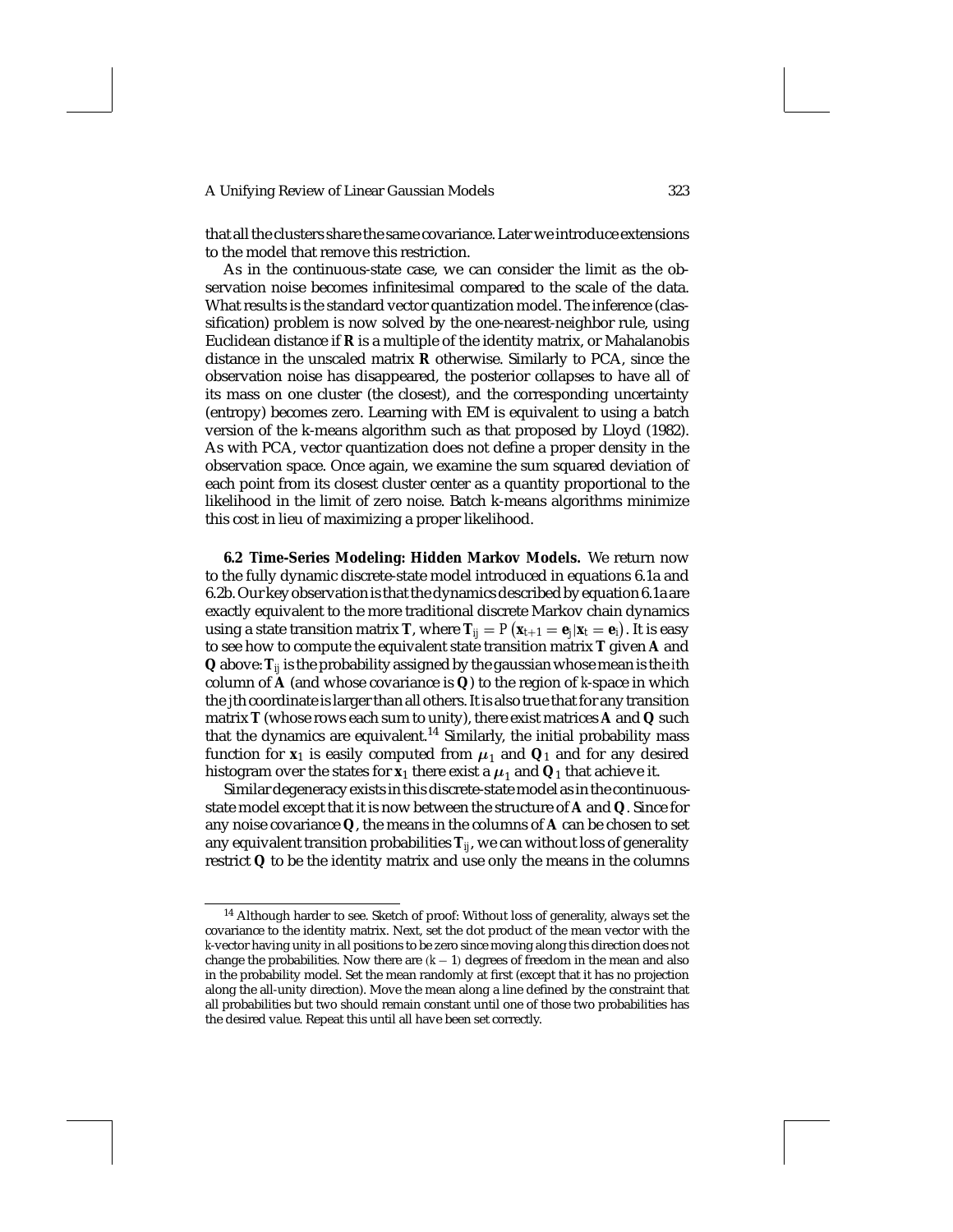that all the clusters share the same covariance. Later we introduce extensions to the model that remove this restriction.

As in the continuous-state case, we can consider the limit as the observation noise becomes infinitesimal compared to the scale of the data. What results is the standard vector quantization model. The inference (classification) problem is now solved by the one-nearest-neighbor rule, using Euclidean distance if $\mathbf{R}$ is a multiple of the identity matrix, or Mahalanobis distance in the unscaled matrix $\mathbf{R}$ otherwise. Similarly to PCA, since the observation noise has disappeared, the posterior collapses to have all of its mass on one cluster (the closest), and the corresponding uncertainty (entropy) becomes zero. Learning with EM is equivalent to using a batch version of the k-means algorithm such as that proposed by Lloyd (1982). As with PCA, vector quantization does not define a proper density in the observation space. Once again, we examine the sum squared deviation of each point from its closest cluster center as a quantity proportional to the likelihood in the limit of zero noise. Batch k-means algorithms minimize this cost in lieu of maximizing a proper likelihood.

**6.2 Time-Series Modeling: Hidden Markov Models.** We return now to the fully dynamic discrete-state model introduced in equations 6.1a and 6.2b. Our key observation is that the dynamics described by equation 6.1a are exactly equivalent to the more traditional discrete Markov chain dynamics using a state transition matrix $\mathbf{T}$, where $\mathbf{T}_{ij} = P\left(\mathbf{x}_{t+1} = \mathbf{e}_j | \mathbf{x}_t = \mathbf{e}_i\right)$. It is easy to see how to compute the equivalent state transition matrix $\mathbf{T}$ given $\mathbf{A}$ and $\mathbf{Q}$ above: $\mathbf{T}_{ij}$ is the probability assigned by the gaussian whose mean is the $i$th column of $\mathbf{A}$ (and whose covariance is $\mathbf{Q}$) to the region of $k$-space in which the $j$th coordinate is larger than all others. It is also true that for any transition matrix $\mathbf{T}$ (whose rows each sum to unity), there exist matrices $\mathbf{A}$ and $\mathbf{Q}$ such that the dynamics are equivalent.[14] Similarly, the initial probability mass function for $\mathbf{x}_1$ is easily computed from $\boldsymbol{\mu}_1$ and $\mathbf{Q}_1$ and for any desired histogram over the states for $\mathbf{x}_1$ there exist a $\boldsymbol{\mu}_1$ and $\mathbf{Q}_1$ that achieve it.

Similar degeneracy exists in this discrete-state model as in the continuous-state model except that it is now between the structure of $\mathbf{A}$ and $\mathbf{Q}$. Since for any noise covariance $\mathbf{Q}$, the means in the columns of $\mathbf{A}$ can be chosen to set any equivalent transition probabilities $\mathbf{T}_{ij}$, we can without loss of generality restrict $\mathbf{Q}$ to be the identity matrix and use only the means in the columns

---

[14] Although harder to see. Sketch of proof: Without loss of generality, always set the covariance to the identity matrix. Next, set the dot product of the mean vector with the $k$-vector having unity in all positions to be zero since moving along this direction does not change the probabilities. Now there are $(k-1)$ degrees of freedom in the mean and also in the probability model. Set the mean randomly at first (except that it has no projection along the all-unity direction). Move the mean along a line defined by the constraint that all probabilities but two should remain constant until one of those two probabilities has the desired value. Repeat this until all have been set correctly.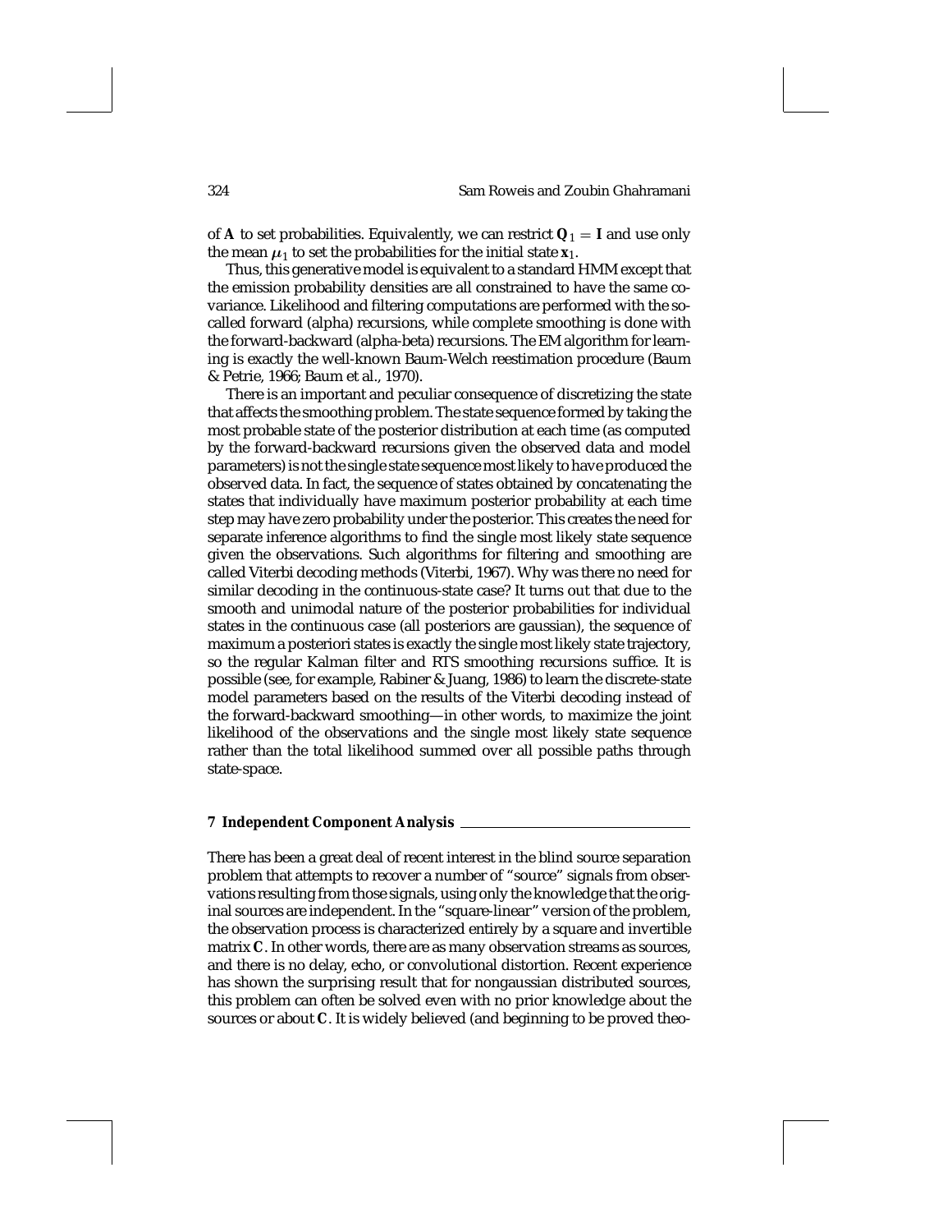of $\mathbf{A}$ to set probabilities. Equivalently, we can restrict $\mathbf{Q}_1 = \mathbf{I}$ and use only the mean $\boldsymbol{\mu}_1$ to set the probabilities for the initial state $\mathbf{x}_1$.

Thus, this generative model is equivalent to a standard HMM except that the emission probability densities are all constrained to have the same covariance. Likelihood and filtering computations are performed with the so-called forward (alpha) recursions, while complete smoothing is done with the forward-backward (alpha-beta) recursions. The EM algorithm for learning is exactly the well-known Baum-Welch reestimation procedure (Baum & Petrie, 1966; Baum et al., 1970).

There is an important and peculiar consequence of discretizing the state that affects the smoothing problem. The state sequence formed by taking the most probable state of the posterior distribution at each time (as computed by the forward-backward recursions given the observed data and model parameters) is not the single state sequence most likely to have produced the observed data. In fact, the sequence of states obtained by concatenating the states that individually have maximum posterior probability at each time step may have zero probability under the posterior. This creates the need for separate inference algorithms to find the single most likely state sequence given the observations. Such algorithms for filtering and smoothing are called Viterbi decoding methods (Viterbi, 1967). Why was there no need for similar decoding in the continuous-state case? It turns out that due to the smooth and unimodal nature of the posterior probabilities for individual states in the continuous case (all posteriors are gaussian), the sequence of maximum a posteriori states is exactly the single most likely state trajectory, so the regular Kalman filter and RTS smoothing recursions suffice. It is possible (see, for example, Rabiner & Juang, 1986) to learn the discrete-state model parameters based on the results of the Viterbi decoding instead of the forward-backward smoothing—in other words, to maximize the joint likelihood of the observations and the single most likely state sequence rather than the total likelihood summed over all possible paths through state-space.

## 7 Independent Component Analysis

There has been a great deal of recent interest in the blind source separation problem that attempts to recover a number of "source" signals from observations resulting from those signals, using only the knowledge that the original sources are independent. In the "square-linear" version of the problem, the observation process is characterized entirely by a square and invertible matrix $\mathbf{C}$. In other words, there are as many observation streams as sources, and there is no delay, echo, or convolutional distortion. Recent experience has shown the surprising result that for nongaussian distributed sources, this problem can often be solved even with no prior knowledge about the sources or about $\mathbf{C}$. It is widely believed (and beginning to be proved theo-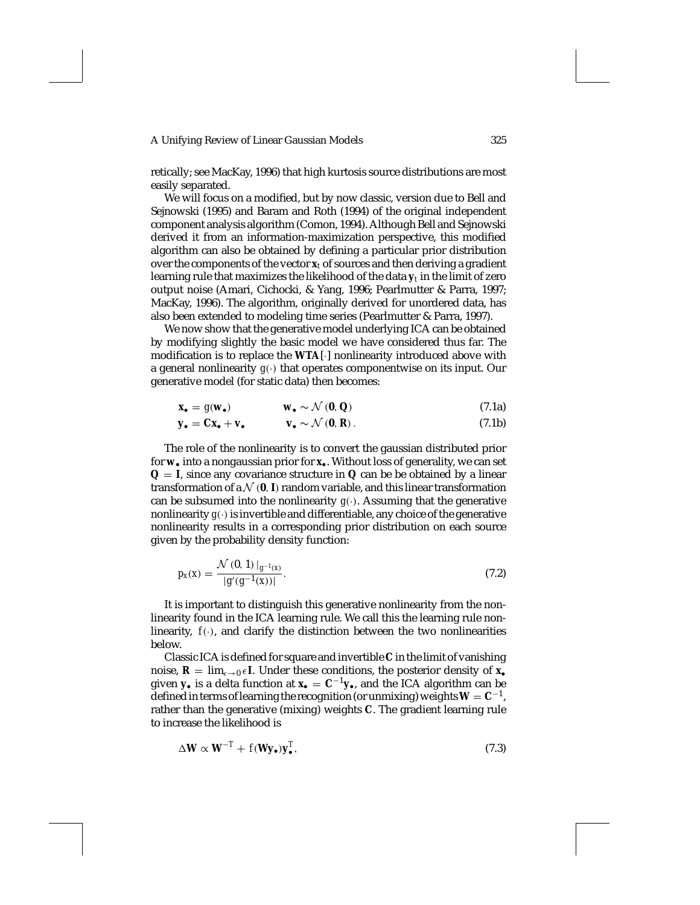retically; see MacKay, 1996) that high kurtosis source distributions are most easily separated.

We will focus on a modified, but by now classic, version due to Bell and Sejnowski (1995) and Baram and Roth (1994) of the original independent component analysis algorithm (Comon, 1994). Although Bell and Sejnowski derived it from an information-maximization perspective, this modified algorithm can also be obtained by defining a particular prior distribution over the components of the vector $\mathbf{x}_t$ of sources and then deriving a gradient learning rule that maximizes the likelihood of the data $\mathbf{y}_t$ in the limit of zero output noise (Amari, Cichocki, & Yang, 1996; Pearlmutter & Parra, 1997; MacKay, 1996). The algorithm, originally derived for unordered data, has also been extended to modeling time series (Pearlmutter & Parra, 1997).

We now show that the generative model underlying ICA can be obtained by modifying slightly the basic model we have considered thus far. The modification is to replace the $\mathbf{WTA}[\cdot]$ nonlinearity introduced above with a general nonlinearity $g(\cdot)$ that operates componentwise on its input. Our generative model (for static data) then becomes:

$$\mathbf{x}_\bullet = g(\mathbf{w}_\bullet) \qquad \mathbf{w}_\bullet \sim \mathcal{N}(\mathbf{0}, \mathbf{Q}) \tag{7.1a}$$

$$\mathbf{y}_\bullet = \mathbf{C}\mathbf{x}_\bullet + \mathbf{v}_\bullet \qquad \mathbf{v}_\bullet \sim \mathcal{N}(\mathbf{0}, \mathbf{R}). \tag{7.1b}$$

The role of the nonlinearity is to convert the gaussian distributed prior for $\mathbf{w}_\bullet$ into a nongaussian prior for $\mathbf{x}_\bullet$. Without loss of generality, we can set $\mathbf{Q} = \mathbf{I}$, since any covariance structure in $\mathbf{Q}$ can be be obtained by a linear transformation of a $\mathcal{N}(\mathbf{0}, \mathbf{I})$ random variable, and this linear transformation can be subsumed into the nonlinearity $g(\cdot)$. Assuming that the generative nonlinearity $g(\cdot)$ is invertible and differentiable, any choice of the generative nonlinearity results in a corresponding prior distribution on each source given by the probability density function:

$$p_x(x) = \frac{\mathcal{N}(0, 1)\,|_{g^{-1}(x)}}{|g'(g^{-1}(x))|}. \tag{7.2}$$

It is important to distinguish this generative nonlinearity from the nonlinearity found in the ICA learning rule. We call this the learning rule nonlinearity, $f(\cdot)$, and clarify the distinction between the two nonlinearities below.

Classic ICA is defined for square and invertible $\mathbf{C}$ in the limit of vanishing noise, $\mathbf{R} = \lim_{\epsilon \to 0} \epsilon \mathbf{I}$. Under these conditions, the posterior density of $\mathbf{x}_\bullet$ given $\mathbf{y}_\bullet$ is a delta function at $\mathbf{x}_\bullet = \mathbf{C}^{-1}\mathbf{y}_\bullet$, and the ICA algorithm can be defined in terms of learning the recognition (or unmixing) weights $\mathbf{W} = \mathbf{C}^{-1}$, rather than the generative (mixing) weights $\mathbf{C}$. The gradient learning rule to increase the likelihood is

$$\Delta \mathbf{W} \propto \mathbf{W}^{-T} + f(\mathbf{W}\mathbf{y}_\bullet)\mathbf{y}_\bullet^T, \tag{7.3}$$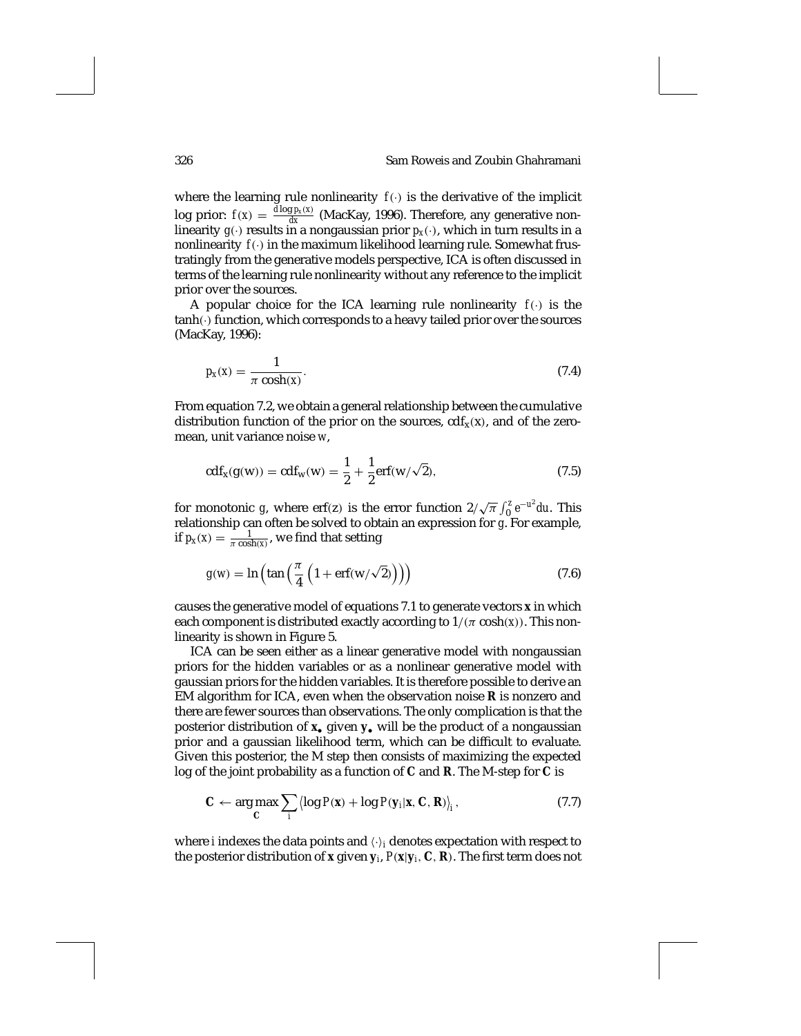where the learning rule nonlinearity $f(\cdot)$ is the derivative of the implicit log prior: $f(x) = \frac{d \log p_x(x)}{dx}$ (MacKay, 1996). Therefore, any generative nonlinearity $g(\cdot)$ results in a nongaussian prior $p_x(\cdot)$, which in turn results in a nonlinearity $f(\cdot)$ in the maximum likelihood learning rule. Somewhat frustratingly from the generative models perspective, ICA is often discussed in terms of the learning rule nonlinearity without any reference to the implicit prior over the sources.

A popular choice for the ICA learning rule nonlinearity $f(\cdot)$ is the $\tanh(\cdot)$ function, which corresponds to a heavy tailed prior over the sources (MacKay, 1996):

$$p_x(x) = \frac{1}{\pi \cosh(x)}. \tag{7.4}$$

From equation 7.2, we obtain a general relationship between the cumulative distribution function of the prior on the sources, $\mathrm{cdf}_x(x)$, and of the zero-mean, unit variance noise $w$,

$$\mathrm{cdf}_x(g(w)) = \mathrm{cdf}_w(w) = \frac{1}{2} + \frac{1}{2}\mathrm{erf}(w/\sqrt{2}), \tag{7.5}$$

for monotonic $g$, where $\mathrm{erf}(z)$ is the error function $2/\sqrt{\pi} \int_0^z e^{-u^2} du$. This relationship can often be solved to obtain an expression for $g$. For example, if $p_x(x) = \frac{1}{\pi \cosh(x)}$, we find that setting

$$g(w) = \ln\left(\tan\left(\frac{\pi}{4}\left(1 + \mathrm{erf}(w/\sqrt{2})\right)\right)\right) \tag{7.6}$$

causes the generative model of equations 7.1 to generate vectors $\mathbf{x}$ in which each component is distributed exactly according to $1/(\pi \cosh(x))$. This nonlinearity is shown in Figure 5.

ICA can be seen either as a linear generative model with nongaussian priors for the hidden variables or as a nonlinear generative model with gaussian priors for the hidden variables. It is therefore possible to derive an EM algorithm for ICA, even when the observation noise $\mathbf{R}$ is nonzero and there are fewer sources than observations. The only complication is that the posterior distribution of $\mathbf{x}_\bullet$ given $\mathbf{y}_\bullet$ will be the product of a nongaussian prior and a gaussian likelihood term, which can be difficult to evaluate. Given this posterior, the M step then consists of maximizing the expected log of the joint probability as a function of $\mathbf{C}$ and $\mathbf{R}$. The M-step for $\mathbf{C}$ is

$$\mathbf{C} \leftarrow \arg\max_{\mathbf{C}} \sum_i \left\langle \log P(\mathbf{x}) + \log P(\mathbf{y}_i | \mathbf{x}, \mathbf{C}, \mathbf{R}) \right\rangle_i, \tag{7.7}$$

where $i$ indexes the data points and $\langle \cdot \rangle_i$ denotes expectation with respect to the posterior distribution of $\mathbf{x}$ given $\mathbf{y}_i$, $P(\mathbf{x}|\mathbf{y}_i, \mathbf{C}, \mathbf{R})$. The first term does not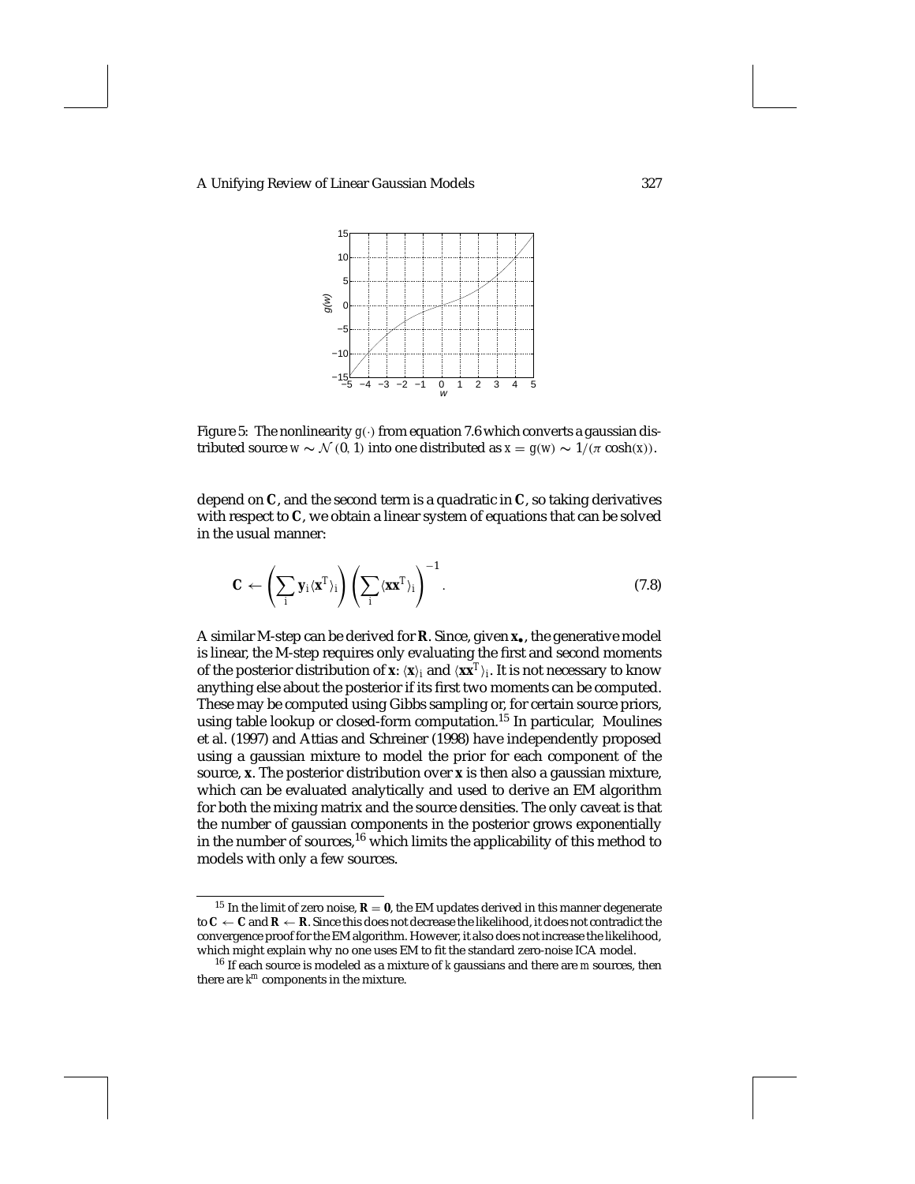Figure 5: The nonlinearity $g(\cdot)$ from equation 7.6 which converts a gaussian distributed source $w \sim \mathcal{N}(0, 1)$ into one distributed as $x = g(w) \sim 1/(\pi \cosh(x))$.

depend on $\mathbf{C}$, and the second term is a quadratic in $\mathbf{C}$, so taking derivatives with respect to $\mathbf{C}$, we obtain a linear system of equations that can be solved in the usual manner:

$$\mathbf{C} \leftarrow \left( \sum_i \mathbf{y}_i \langle \mathbf{x}^T \rangle_i \right) \left( \sum_i \langle \mathbf{x}\mathbf{x}^T \rangle_i \right)^{-1}. \tag{7.8}$$

A similar M-step can be derived for $\mathbf{R}$. Since, given $\mathbf{x}_\bullet$, the generative model is linear, the M-step requires only evaluating the first and second moments of the posterior distribution of $\mathbf{x}$: $\langle \mathbf{x} \rangle_i$ and $\langle \mathbf{x}\mathbf{x}^T \rangle_i$. It is not necessary to know anything else about the posterior if its first two moments can be computed. These may be computed using Gibbs sampling or, for certain source priors, using table lookup or closed-form computation.[15] In particular, Moulines et al. (1997) and Attias and Schreiner (1998) have independently proposed using a gaussian mixture to model the prior for each component of the source, $\mathbf{x}$. The posterior distribution over $\mathbf{x}$ is then also a gaussian mixture, which can be evaluated analytically and used to derive an EM algorithm for both the mixing matrix and the source densities. The only caveat is that the number of gaussian components in the posterior grows exponentially in the number of sources,[16] which limits the applicability of this method to models with only a few sources.

[15] In the limit of zero noise, $\mathbf{R} = \mathbf{0}$, the EM updates derived in this manner degenerate to $\mathbf{C} \leftarrow \mathbf{C}$ and $\mathbf{R} \leftarrow \mathbf{R}$. Since this does not decrease the likelihood, it does not contradict the convergence proof for the EM algorithm. However, it also does not increase the likelihood, which might explain why no one uses EM to fit the standard zero-noise ICA model.

[16] If each source is modeled as a mixture of $k$ gaussians and there are $m$ sources, then there are $k^m$ components in the mixture.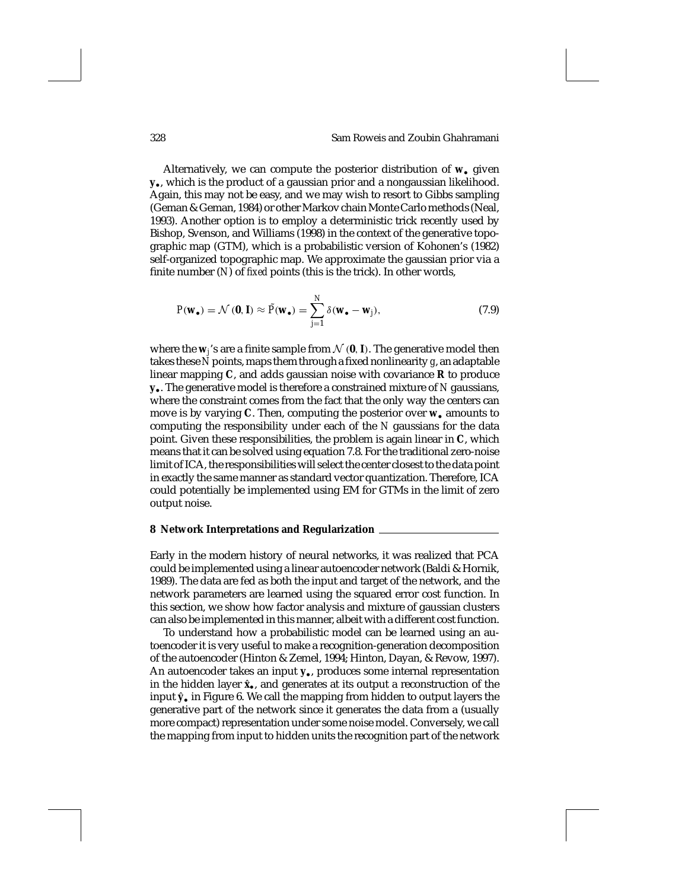Alternatively, we can compute the posterior distribution of $\mathbf{w}_\bullet$ given $\mathbf{y}_\bullet$, which is the product of a gaussian prior and a nongaussian likelihood. Again, this may not be easy, and we may wish to resort to Gibbs sampling (Geman & Geman, 1984) or other Markov chain Monte Carlo methods (Neal, 1993). Another option is to employ a deterministic trick recently used by Bishop, Svenson, and Williams (1998) in the context of the generative topographic map (GTM), which is a probabilistic version of Kohonen's (1982) self-organized topographic map. We approximate the gaussian prior via a finite number ($N$) of *fixed* points (this is the trick). In other words,

$$P(\mathbf{w}_\bullet) = \mathcal{N}(\mathbf{0}, \mathbf{I}) \approx \tilde{P}(\mathbf{w}_\bullet) = \sum_{j=1}^{N} \delta(\mathbf{w}_\bullet - \mathbf{w}_j), \tag{7.9}$$

where the $\mathbf{w}_j$'s are a finite sample from $\mathcal{N}(\mathbf{0}, \mathbf{I})$. The generative model then takes these $N$ points, maps them through a fixed nonlinearity $g$, an adaptable linear mapping $\mathbf{C}$, and adds gaussian noise with covariance $\mathbf{R}$ to produce $\mathbf{y}_\bullet$. The generative model is therefore a constrained mixture of $N$ gaussians, where the constraint comes from the fact that the only way the centers can move is by varying $\mathbf{C}$. Then, computing the posterior over $\mathbf{w}_\bullet$ amounts to computing the responsibility under each of the $N$ gaussians for the data point. Given these responsibilities, the problem is again linear in $\mathbf{C}$, which means that it can be solved using equation 7.8. For the traditional zero-noise limit of ICA, the responsibilities will select the center closest to the data point in exactly the same manner as standard vector quantization. Therefore, ICA could potentially be implemented using EM for GTMs in the limit of zero output noise.

## 8 Network Interpretations and Regularization

Early in the modern history of neural networks, it was realized that PCA could be implemented using a linear autoencoder network (Baldi & Hornik, 1989). The data are fed as both the input and target of the network, and the network parameters are learned using the squared error cost function. In this section, we show how factor analysis and mixture of gaussian clusters can also be implemented in this manner, albeit with a different cost function.

To understand how a probabilistic model can be learned using an autoencoder it is very useful to make a recognition-generation decomposition of the autoencoder (Hinton & Zemel, 1994; Hinton, Dayan, & Revow, 1997). An autoencoder takes an input $\mathbf{y}_\bullet$, produces some internal representation in the hidden layer $\hat{\mathbf{x}}_\bullet$, and generates at its output a reconstruction of the input $\hat{\mathbf{y}}_\bullet$ in Figure 6. We call the mapping from hidden to output layers the generative part of the network since it generates the data from a (usually more compact) representation under some noise model. Conversely, we call the mapping from input to hidden units the recognition part of the network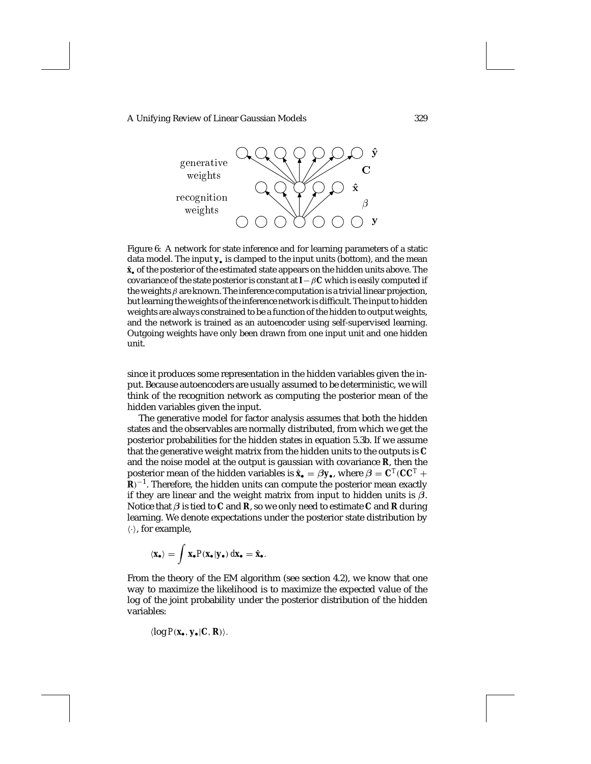Figure 6: A network for state inference and for learning parameters of a static data model. The input $\mathbf{y}_\bullet$ is clamped to the input units (bottom), and the mean $\hat{\mathbf{x}}_\bullet$ of the posterior of the estimated state appears on the hidden units above. The covariance of the state posterior is constant at $\mathbf{I} - \beta\mathbf{C}$ which is easily computed if the weights $\beta$ are known. The inference computation is a trivial linear projection, but learning the weights of the inference network is difficult. The input to hidden weights are always constrained to be a function of the hidden to output weights, and the network is trained as an autoencoder using self-supervised learning. Outgoing weights have only been drawn from one input unit and one hidden unit.

since it produces some representation in the hidden variables given the input. Because autoencoders are usually assumed to be deterministic, we will think of the recognition network as computing the posterior mean of the hidden variables given the input.

The generative model for factor analysis assumes that both the hidden states and the observables are normally distributed, from which we get the posterior probabilities for the hidden states in equation 5.3b. If we assume that the generative weight matrix from the hidden units to the outputs is $\mathbf{C}$ and the noise model at the output is gaussian with covariance $\mathbf{R}$, then the posterior mean of the hidden variables is $\hat{\mathbf{x}}_\bullet = \beta \mathbf{y}_\bullet$, where $\beta = \mathbf{C}^T(\mathbf{C}\mathbf{C}^T + \mathbf{R})^{-1}$. Therefore, the hidden units can compute the posterior mean exactly if they are linear and the weight matrix from input to hidden units is $\beta$. Notice that $\beta$ is tied to $\mathbf{C}$ and $\mathbf{R}$, so we only need to estimate $\mathbf{C}$ and $\mathbf{R}$ during learning. We denote expectations under the posterior state distribution by $\langle \cdot \rangle$, for example,

$$\langle \mathbf{x}_\bullet \rangle = \int \mathbf{x}_\bullet P(\mathbf{x}_\bullet | \mathbf{y}_\bullet)\, d\mathbf{x}_\bullet = \hat{\mathbf{x}}_\bullet.$$

From the theory of the EM algorithm (see section 4.2), we know that one way to maximize the likelihood is to maximize the expected value of the log of the joint probability under the posterior distribution of the hidden variables:

$$\langle \log P(\mathbf{x}_\bullet, \mathbf{y}_\bullet | \mathbf{C}, \mathbf{R}) \rangle.$$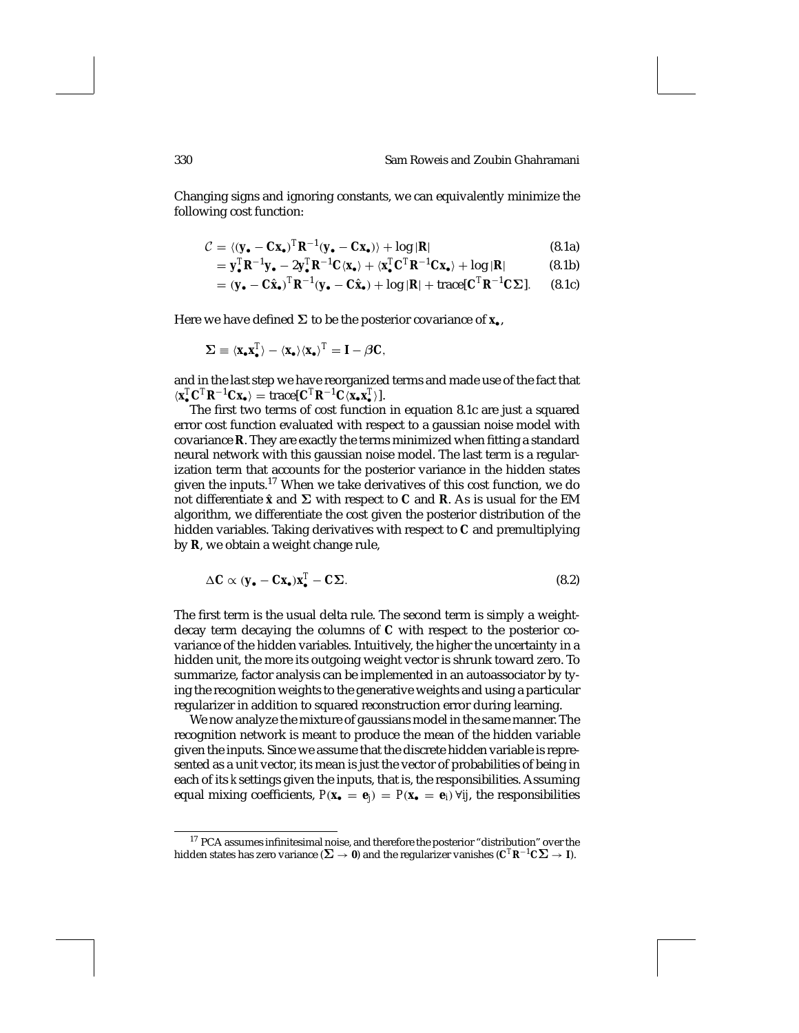Changing signs and ignoring constants, we can equivalently minimize the following cost function:

$$
\begin{aligned}
\mathcal{C} &= \langle (\mathbf{y}_\bullet - \mathbf{C}\mathbf{x}_\bullet)^T \mathbf{R}^{-1} (\mathbf{y}_\bullet - \mathbf{C}\mathbf{x}_\bullet) \rangle + \log |\mathbf{R}| &\text{(8.1a)}\\
&= \mathbf{y}_\bullet^T \mathbf{R}^{-1} \mathbf{y}_\bullet - 2\mathbf{y}_\bullet^T \mathbf{R}^{-1} \mathbf{C} \langle \mathbf{x}_\bullet \rangle + \langle \mathbf{x}_\bullet^T \mathbf{C}^T \mathbf{R}^{-1} \mathbf{C} \mathbf{x}_\bullet \rangle + \log |\mathbf{R}| &\text{(8.1b)}\\
&= (\mathbf{y}_\bullet - \mathbf{C}\hat{\mathbf{x}}_\bullet)^T \mathbf{R}^{-1} (\mathbf{y}_\bullet - \mathbf{C}\hat{\mathbf{x}}_\bullet) + \log |\mathbf{R}| + \text{trace}[\mathbf{C}^T \mathbf{R}^{-1} \mathbf{C} \boldsymbol{\Sigma}]. &\text{(8.1c)}
\end{aligned}
$$

Here we have defined $\boldsymbol{\Sigma}$ to be the posterior covariance of $\mathbf{x}_\bullet$,

$$
\boldsymbol{\Sigma} \equiv \langle \mathbf{x}_\bullet \mathbf{x}_\bullet^T \rangle - \langle \mathbf{x}_\bullet \rangle \langle \mathbf{x}_\bullet \rangle^T = \mathbf{I} - \beta \mathbf{C},
$$

and in the last step we have reorganized terms and made use of the fact that $\langle \mathbf{x}_\bullet^T \mathbf{C}^T \mathbf{R}^{-1} \mathbf{C} \mathbf{x}_\bullet \rangle = \text{trace}[\mathbf{C}^T \mathbf{R}^{-1} \mathbf{C} \langle \mathbf{x}_\bullet \mathbf{x}_\bullet^T \rangle]$.

The first two terms of cost function in equation 8.1c are just a squared error cost function evaluated with respect to a gaussian noise model with covariance $\mathbf{R}$. They are exactly the terms minimized when fitting a standard neural network with this gaussian noise model. The last term is a regularization term that accounts for the posterior variance in the hidden states given the inputs.[17] When we take derivatives of this cost function, we do not differentiate $\hat{\mathbf{x}}$ and $\boldsymbol{\Sigma}$ with respect to $\mathbf{C}$ and $\mathbf{R}$. As is usual for the EM algorithm, we differentiate the cost given the posterior distribution of the hidden variables. Taking derivatives with respect to $\mathbf{C}$ and premultiplying by $\mathbf{R}$, we obtain a weight change rule,

$$
\Delta \mathbf{C} \propto (\mathbf{y}_\bullet - \mathbf{C}\mathbf{x}_\bullet)\mathbf{x}_\bullet^T - \mathbf{C}\boldsymbol{\Sigma}. \tag{8.2}
$$

The first term is the usual delta rule. The second term is simply a weight-decay term decaying the columns of $\mathbf{C}$ with respect to the posterior covariance of the hidden variables. Intuitively, the higher the uncertainty in a hidden unit, the more its outgoing weight vector is shrunk toward zero. To summarize, factor analysis can be implemented in an autoassociator by tying the recognition weights to the generative weights and using a particular regularizer in addition to squared reconstruction error during learning.

We now analyze the mixture of gaussians model in the same manner. The recognition network is meant to produce the mean of the hidden variable given the inputs. Since we assume that the discrete hidden variable is represented as a unit vector, its mean is just the vector of probabilities of being in each of its $k$ settings given the inputs, that is, the responsibilities. Assuming equal mixing coefficients, $P(\mathbf{x}_\bullet = \mathbf{e}_j) = P(\mathbf{x}_\bullet = \mathbf{e}_i)\ \forall ij$, the responsibilities

---

[17] PCA assumes infinitesimal noise, and therefore the posterior "distribution" over the hidden states has zero variance ($\boldsymbol{\Sigma} \to \mathbf{0}$) and the regularizer vanishes ($\mathbf{C}^T \mathbf{R}^{-1} \mathbf{C} \boldsymbol{\Sigma} \to \mathbf{I}$).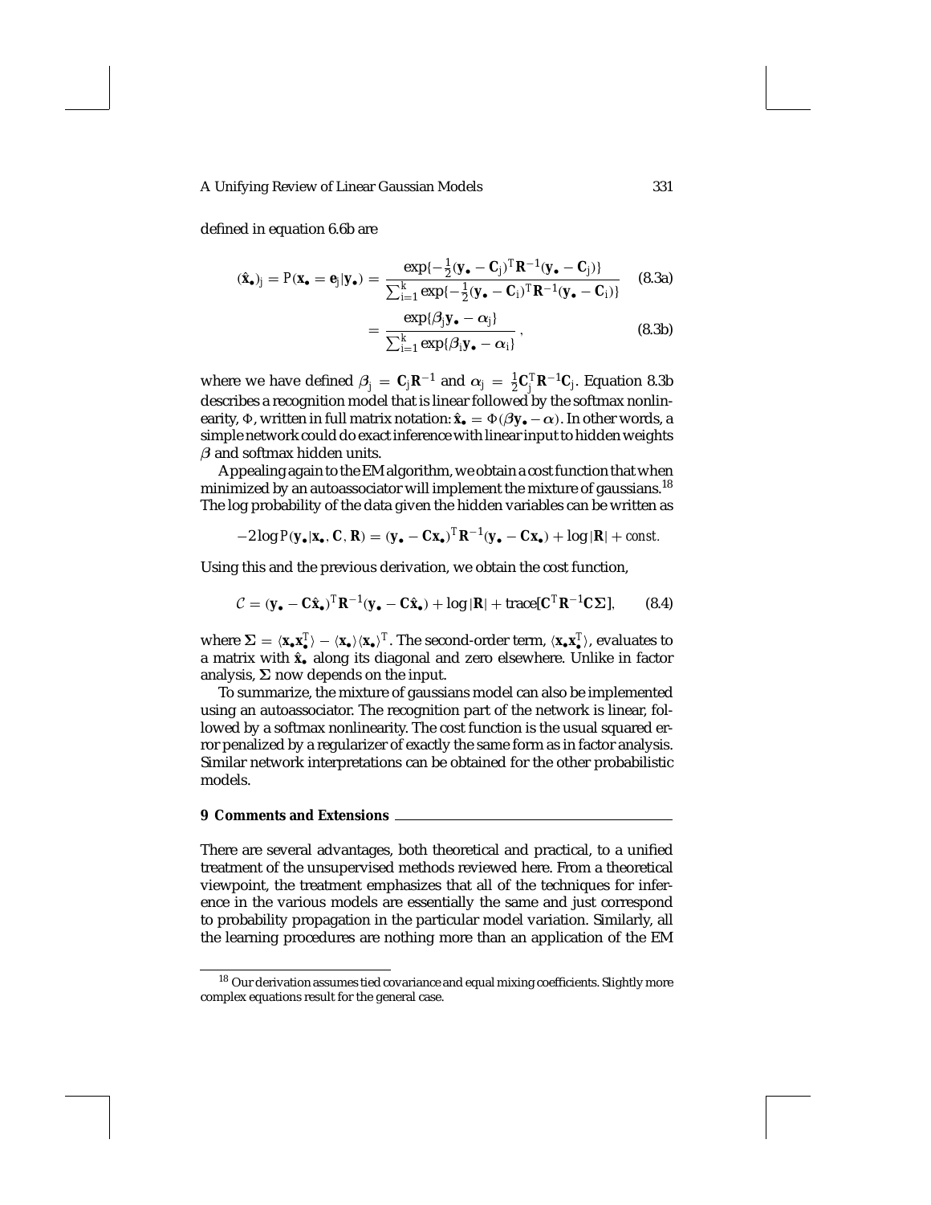defined in equation 6.6b are

$$(\hat{\mathbf{x}}_\bullet)_j = P(\mathbf{x}_\bullet = \mathbf{e}_j | \mathbf{y}_\bullet) = \frac{\exp\{-\frac{1}{2}(\mathbf{y}_\bullet - \mathbf{C}_j)^T \mathbf{R}^{-1} (\mathbf{y}_\bullet - \mathbf{C}_j)\}}{\sum_{i=1}^k \exp\{-\frac{1}{2}(\mathbf{y}_\bullet - \mathbf{C}_i)^T \mathbf{R}^{-1} (\mathbf{y}_\bullet - \mathbf{C}_i)\}} \tag{8.3a}$$

$$= \frac{\exp\{\boldsymbol{\beta}_j \mathbf{y}_\bullet - \alpha_j\}}{\sum_{i=1}^k \exp\{\boldsymbol{\beta}_i \mathbf{y}_\bullet - \alpha_i\}}, \tag{8.3b}$$

where we have defined $\boldsymbol{\beta}_j = \mathbf{C}_j \mathbf{R}^{-1}$ and $\alpha_j = \frac{1}{2}\mathbf{C}_j^T \mathbf{R}^{-1} \mathbf{C}_j$. Equation 8.3b describes a recognition model that is linear followed by the softmax nonlinearity, $\Phi$, written in full matrix notation: $\hat{\mathbf{x}}_\bullet = \Phi(\boldsymbol{\beta}\mathbf{y}_\bullet - \boldsymbol{\alpha})$. In other words, a simple network could do exact inference with linear input to hidden weights $\boldsymbol{\beta}$ and softmax hidden units.

Appealing again to the EM algorithm, we obtain a cost function that when minimized by an autoassociator will implement the mixture of gaussians.[18] The log probability of the data given the hidden variables can be written as

$$-2 \log P(\mathbf{y}_\bullet | \mathbf{x}_\bullet, \mathbf{C}, \mathbf{R}) = (\mathbf{y}_\bullet - \mathbf{C}\mathbf{x}_\bullet)^T \mathbf{R}^{-1} (\mathbf{y}_\bullet - \mathbf{C}\mathbf{x}_\bullet) + \log |\mathbf{R}| + const.$$

Using this and the previous derivation, we obtain the cost function,

$$\mathcal{C} = (\mathbf{y}_\bullet - \mathbf{C}\hat{\mathbf{x}}_\bullet)^T \mathbf{R}^{-1} (\mathbf{y}_\bullet - \mathbf{C}\hat{\mathbf{x}}_\bullet) + \log |\mathbf{R}| + \text{trace}[\mathbf{C}^T \mathbf{R}^{-1} \mathbf{C} \boldsymbol{\Sigma}], \tag{8.4}$$

where $\boldsymbol{\Sigma} = \langle \mathbf{x}_\bullet \mathbf{x}_\bullet^T \rangle - \langle \mathbf{x}_\bullet \rangle \langle \mathbf{x}_\bullet \rangle^T$. The second-order term, $\langle \mathbf{x}_\bullet \mathbf{x}_\bullet^T \rangle$, evaluates to a matrix with $\hat{\mathbf{x}}_\bullet$ along its diagonal and zero elsewhere. Unlike in factor analysis, $\boldsymbol{\Sigma}$ now depends on the input.

To summarize, the mixture of gaussians model can also be implemented using an autoassociator. The recognition part of the network is linear, followed by a softmax nonlinearity. The cost function is the usual squared error penalized by a regularizer of exactly the same form as in factor analysis. Similar network interpretations can be obtained for the other probabilistic models.

## 9 Comments and Extensions

There are several advantages, both theoretical and practical, to a unified treatment of the unsupervised methods reviewed here. From a theoretical viewpoint, the treatment emphasizes that all of the techniques for inference in the various models are essentially the same and just correspond to probability propagation in the particular model variation. Similarly, all the learning procedures are nothing more than an application of the EM

[18] Our derivation assumes tied covariance and equal mixing coefficients. Slightly more complex equations result for the general case.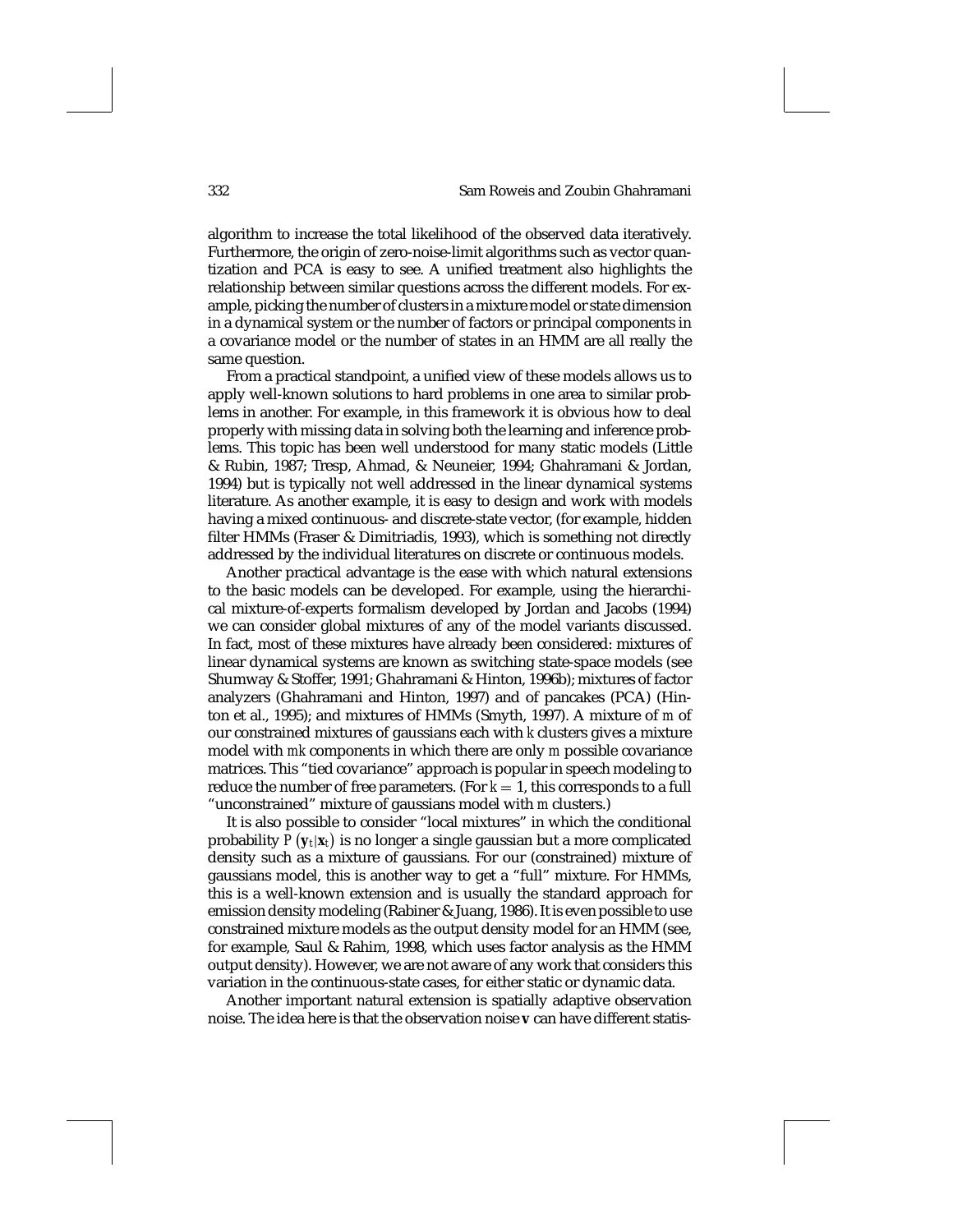algorithm to increase the total likelihood of the observed data iteratively. Furthermore, the origin of zero-noise-limit algorithms such as vector quantization and PCA is easy to see. A unified treatment also highlights the relationship between similar questions across the different models. For example, picking the number of clusters in a mixture model or state dimension in a dynamical system or the number of factors or principal components in a covariance model or the number of states in an HMM are all really the same question.

From a practical standpoint, a unified view of these models allows us to apply well-known solutions to hard problems in one area to similar problems in another. For example, in this framework it is obvious how to deal properly with missing data in solving both the learning and inference problems. This topic has been well understood for many static models (Little & Rubin, 1987; Tresp, Ahmad, & Neuneier, 1994; Ghahramani & Jordan, 1994) but is typically not well addressed in the linear dynamical systems literature. As another example, it is easy to design and work with models having a mixed continuous- and discrete-state vector, (for example, hidden filter HMMs (Fraser & Dimitriadis, 1993), which is something not directly addressed by the individual literatures on discrete or continuous models.

Another practical advantage is the ease with which natural extensions to the basic models can be developed. For example, using the hierarchical mixture-of-experts formalism developed by Jordan and Jacobs (1994) we can consider global mixtures of any of the model variants discussed. In fact, most of these mixtures have already been considered: mixtures of linear dynamical systems are known as switching state-space models (see Shumway & Stoffer, 1991; Ghahramani & Hinton, 1996b); mixtures of factor analyzers (Ghahramani and Hinton, 1997) and of pancakes (PCA) (Hinton et al., 1995); and mixtures of HMMs (Smyth, 1997). A mixture of $m$ of our constrained mixtures of gaussians each with $k$ clusters gives a mixture model with $mk$ components in which there are only $m$ possible covariance matrices. This "tied covariance" approach is popular in speech modeling to reduce the number of free parameters. (For $k = 1$, this corresponds to a full "unconstrained" mixture of gaussians model with $m$ clusters.)

It is also possible to consider "local mixtures" in which the conditional probability $P(\mathbf{y}_t|\mathbf{x}_t)$ is no longer a single gaussian but a more complicated density such as a mixture of gaussians. For our (constrained) mixture of gaussians model, this is another way to get a "full" mixture. For HMMs, this is a well-known extension and is usually the standard approach for emission density modeling (Rabiner & Juang, 1986). It is even possible to use constrained mixture models as the output density model for an HMM (see, for example, Saul & Rahim, 1998, which uses factor analysis as the HMM output density). However, we are not aware of any work that considers this variation in the continuous-state cases, for either static or dynamic data.

Another important natural extension is spatially adaptive observation noise. The idea here is that the observation noise $\mathbf{v}$ can have different statis-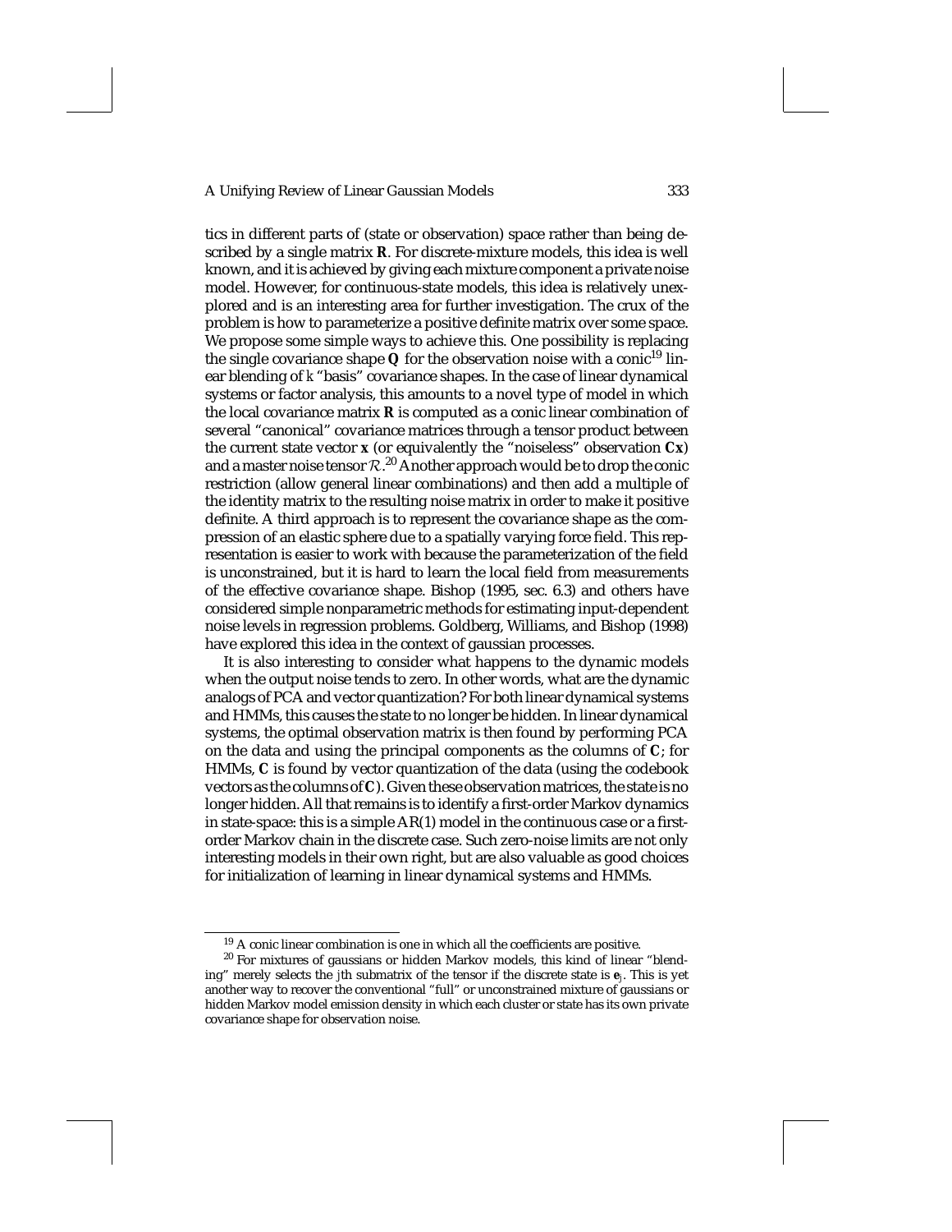tics in different parts of (state or observation) space rather than being described by a single matrix $\mathbf{R}$. For discrete-mixture models, this idea is well known, and it is achieved by giving each mixture component a private noise model. However, for continuous-state models, this idea is relatively unexplored and is an interesting area for further investigation. The crux of the problem is how to parameterize a positive definite matrix over some space. We propose some simple ways to achieve this. One possibility is replacing the single covariance shape $\mathbf{Q}$ for the observation noise with a conic[19] linear blending of $k$ "basis" covariance shapes. In the case of linear dynamical systems or factor analysis, this amounts to a novel type of model in which the local covariance matrix $\mathbf{R}$ is computed as a conic linear combination of several "canonical" covariance matrices through a tensor product between the current state vector $\mathbf{x}$ (or equivalently the "noiseless" observation $\mathbf{Cx}$) and a master noise tensor $\mathcal{R}$.[20] Another approach would be to drop the conic restriction (allow general linear combinations) and then add a multiple of the identity matrix to the resulting noise matrix in order to make it positive definite. A third approach is to represent the covariance shape as the compression of an elastic sphere due to a spatially varying force field. This representation is easier to work with because the parameterization of the field is unconstrained, but it is hard to learn the local field from measurements of the effective covariance shape. Bishop (1995, sec. 6.3) and others have considered simple nonparametric methods for estimating input-dependent noise levels in regression problems. Goldberg, Williams, and Bishop (1998) have explored this idea in the context of gaussian processes.

It is also interesting to consider what happens to the dynamic models when the output noise tends to zero. In other words, what are the dynamic analogs of PCA and vector quantization? For both linear dynamical systems and HMMs, this causes the state to no longer be hidden. In linear dynamical systems, the optimal observation matrix is then found by performing PCA on the data and using the principal components as the columns of $\mathbf{C}$; for HMMs, $\mathbf{C}$ is found by vector quantization of the data (using the codebook vectors as the columns of $\mathbf{C}$). Given these observation matrices, the state is no longer hidden. All that remains is to identify a first-order Markov dynamics in state-space: this is a simple AR(1) model in the continuous case or a first-order Markov chain in the discrete case. Such zero-noise limits are not only interesting models in their own right, but are also valuable as good choices for initialization of learning in linear dynamical systems and HMMs.

---

[19] A conic linear combination is one in which all the coefficients are positive.

[20] For mixtures of gaussians or hidden Markov models, this kind of linear "blending" merely selects the $j$th submatrix of the tensor if the discrete state is $\mathbf{e}_j$. This is yet another way to recover the conventional "full" or unconstrained mixture of gaussians or hidden Markov model emission density in which each cluster or state has its own private covariance shape for observation noise.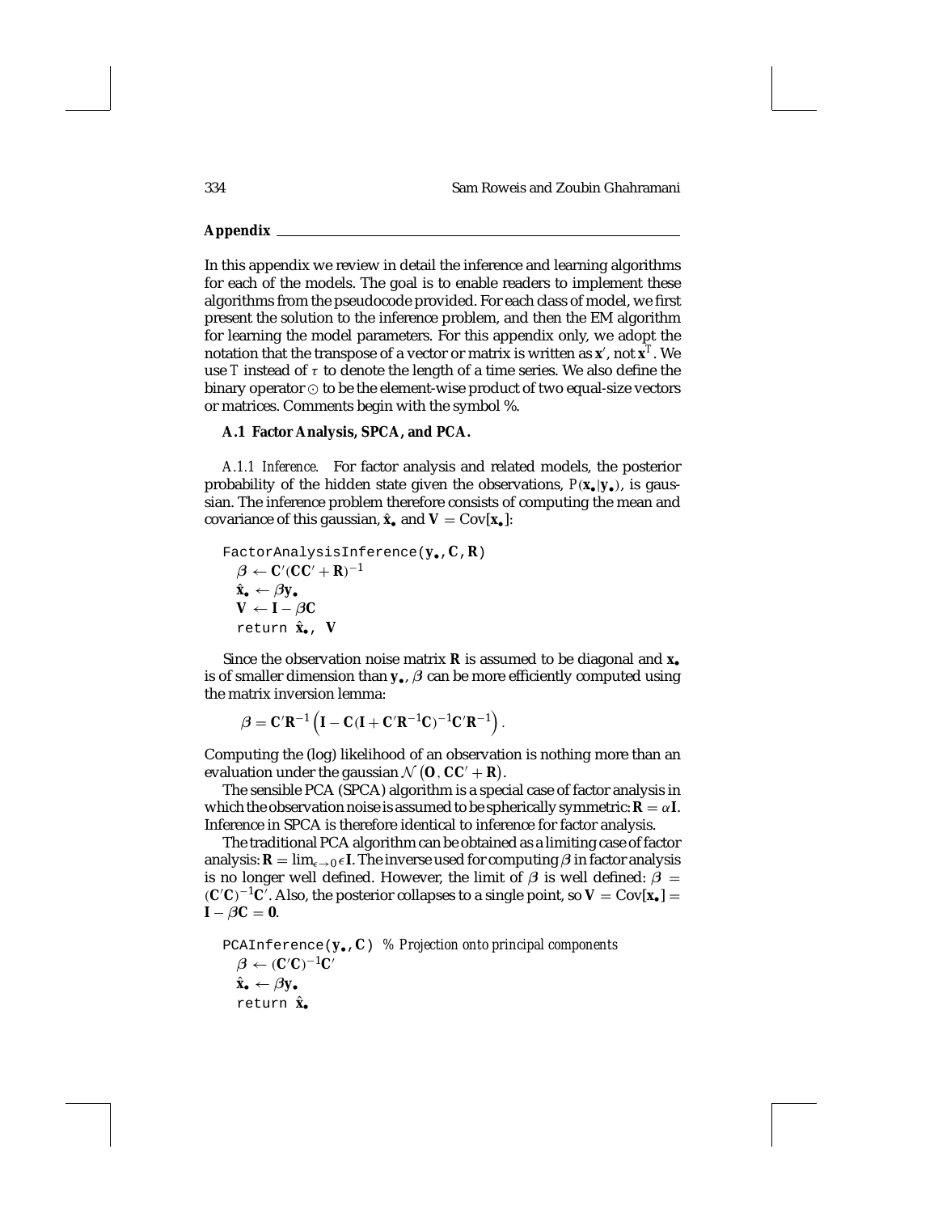## Appendix

In this appendix we review in detail the inference and learning algorithms for each of the models. The goal is to enable readers to implement these algorithms from the pseudocode provided. For each class of model, we first present the solution to the inference problem, and then the EM algorithm for learning the model parameters. For this appendix only, we adopt the notation that the transpose of a vector or matrix is written as $\mathbf{x}'$, not $\mathbf{x}^T$. We use $T$ instead of $\tau$ to denote the length of a time series. We also define the binary operator $\odot$ to be the element-wise product of two equal-size vectors or matrices. Comments begin with the symbol %.

### A.1 Factor Analysis, SPCA, and PCA.

*A.1.1 Inference.* For factor analysis and related models, the posterior probability of the hidden state given the observations, $P(\mathbf{x}_\bullet|\mathbf{y}_\bullet)$, is gaussian. The inference problem therefore consists of computing the mean and covariance of this gaussian, $\hat{\mathbf{x}}_\bullet$ and $\mathbf{V} = \mathrm{Cov}[\mathbf{x}_\bullet]$:

```
FactorAnalysisInference(y•, C, R)
  β ← C′(CC′ + R)^{-1}
  x̂• ← βy•
  V ← I − βC
  return x̂•, V
```

Since the observation noise matrix $\mathbf{R}$ is assumed to be diagonal and $\mathbf{x}_\bullet$ is of smaller dimension than $\mathbf{y}_\bullet$, $\boldsymbol{\beta}$ can be more efficiently computed using the matrix inversion lemma:

$$\boldsymbol{\beta} = \mathbf{C}'\mathbf{R}^{-1}\left(\mathbf{I} - \mathbf{C}(\mathbf{I} + \mathbf{C}'\mathbf{R}^{-1}\mathbf{C})^{-1}\mathbf{C}'\mathbf{R}^{-1}\right).$$

Computing the (log) likelihood of an observation is nothing more than an evaluation under the gaussian $\mathcal{N}(\mathbf{0}, \mathbf{C}\mathbf{C}' + \mathbf{R})$.

The sensible PCA (SPCA) algorithm is a special case of factor analysis in which the observation noise is assumed to be spherically symmetric: $\mathbf{R} = \alpha\mathbf{I}$. Inference in SPCA is therefore identical to inference for factor analysis.

The traditional PCA algorithm can be obtained as a limiting case of factor analysis: $\mathbf{R} = \lim_{\epsilon\to 0} \epsilon\mathbf{I}$. The inverse used for computing $\boldsymbol{\beta}$ in factor analysis is no longer well defined. However, the limit of $\boldsymbol{\beta}$ is well defined: $\boldsymbol{\beta} = (\mathbf{C}'\mathbf{C})^{-1}\mathbf{C}'$. Also, the posterior collapses to a single point, so $\mathbf{V} = \mathrm{Cov}[\mathbf{x}_\bullet] = \mathbf{I} - \boldsymbol{\beta}\mathbf{C} = \mathbf{0}$.

```
PCAInference(y•, C)  % Projection onto principal components
  β ← (C′C)^{-1}C′
  x̂• ← βy•
  return x̂•
```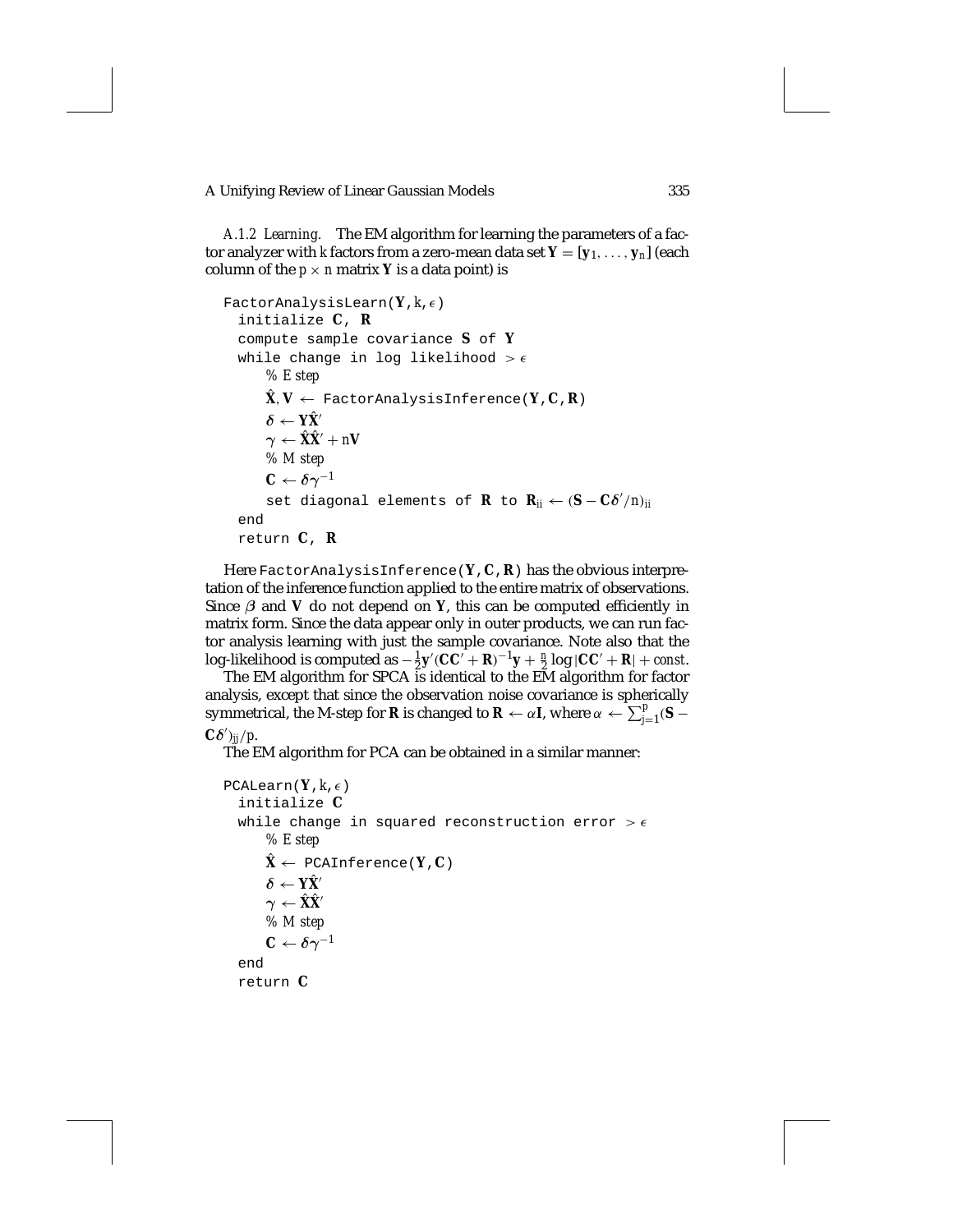*A.1.2 Learning.* The EM algorithm for learning the parameters of a factor analyzer with $k$ factors from a zero-mean data set $\mathbf{Y} = [\mathbf{y}_1, \ldots, \mathbf{y}_n]$ (each column of the $p \times n$ matrix $\mathbf{Y}$ is a data point) is

```
FactorAnalysisLearn(Y, k, ε)
  initialize C, R
  compute sample covariance S of Y
  while change in log likelihood > ε
      % E step
      X̂, V ← FactorAnalysisInference(Y, C, R)
      δ ← YX̂'
      γ ← X̂X̂' + nV
      % M step
      C ← δγ^{-1}
      set diagonal elements of R to R_ii ← (S − Cδ'/n)_ii
  end
  return C, R
```

Here `FactorAnalysisInference(Y, C, R)` has the obvious interpretation of the inference function applied to the entire matrix of observations. Since $\beta$ and $\mathbf{V}$ do not depend on $\mathbf{Y}$, this can be computed efficiently in matrix form. Since the data appear only in outer products, we can run factor analysis learning with just the sample covariance. Note also that the log-likelihood is computed as $-\frac{1}{2}\mathbf{y}'(\mathbf{C}\mathbf{C}' + \mathbf{R})^{-1}\mathbf{y} + \frac{n}{2}\log|\mathbf{C}\mathbf{C}' + \mathbf{R}| + const.$

The EM algorithm for SPCA is identical to the EM algorithm for factor analysis, except that since the observation noise covariance is spherically symmetrical, the M-step for $\mathbf{R}$ is changed to $\mathbf{R} \leftarrow \alpha\mathbf{I}$, where $\alpha \leftarrow \sum_{j=1}^{p}(\mathbf{S} - \mathbf{C}\boldsymbol{\delta}')_{jj}/p$.

The EM algorithm for PCA can be obtained in a similar manner:

```
PCALearn(Y, k, ε)
  initialize C
  while change in squared reconstruction error > ε
      % E step
      X̂ ← PCAInference(Y, C)
      δ ← YX̂'
      γ ← X̂X̂'
      % M step
      C ← δγ^{-1}
  end
  return C
```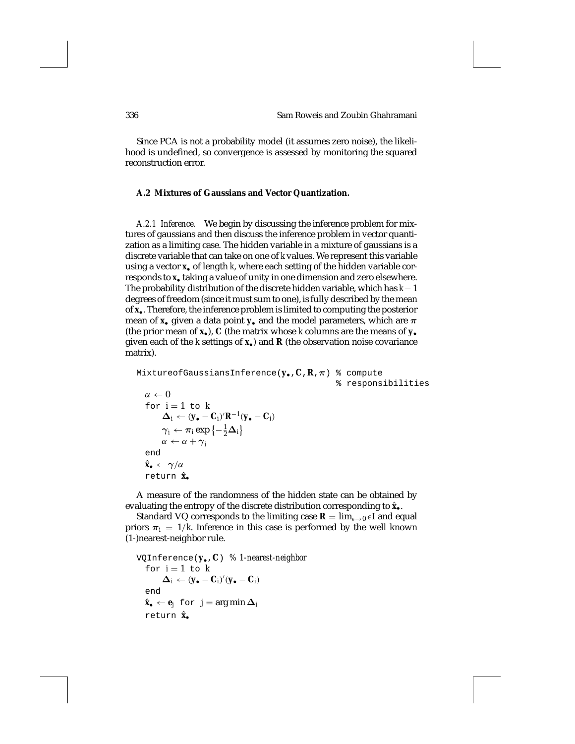Since PCA is not a probability model (it assumes zero noise), the likelihood is undefined, so convergence is assessed by monitoring the squared reconstruction error.

### A.2 Mixtures of Gaussians and Vector Quantization.

*A.2.1 Inference.* We begin by discussing the inference problem for mixtures of gaussians and then discuss the inference problem in vector quantization as a limiting case. The hidden variable in a mixture of gaussians is a discrete variable that can take on one of $k$ values. We represent this variable using a vector $\mathbf{x}_\bullet$ of length $k$, where each setting of the hidden variable corresponds to $\mathbf{x}_\bullet$ taking a value of unity in one dimension and zero elsewhere. The probability distribution of the discrete hidden variable, which has $k-1$ degrees of freedom (since it must sum to one), is fully described by the mean of $\mathbf{x}_\bullet$. Therefore, the inference problem is limited to computing the posterior mean of $\mathbf{x}_\bullet$ given a data point $\mathbf{y}_\bullet$ and the model parameters, which are $\boldsymbol{\pi}$ (the prior mean of $\mathbf{x}_\bullet$), $\mathbf{C}$ (the matrix whose $k$ columns are the means of $\mathbf{y}_\bullet$ given each of the $k$ settings of $\mathbf{x}_\bullet$) and $\mathbf{R}$ (the observation noise covariance matrix).

```
MixtureofGaussiansInference(y•, C, R, π)  % compute
                                          % responsibilities
  α ← 0
  for i = 1 to k
      Δ_i ← (y• − C_i)' R^{-1} (y• − C_i)
      γ_i ← π_i exp{−(1/2) Δ_i}
      α ← α + γ_i
  end
  x̂• ← γ/α
  return x̂•
```

A measure of the randomness of the hidden state can be obtained by evaluating the entropy of the discrete distribution corresponding to $\hat{\mathbf{x}}_\bullet$.

Standard VQ corresponds to the limiting case $\mathbf{R} = \lim_{\epsilon\to 0} \epsilon\mathbf{I}$ and equal priors $\pi_i = 1/k$. Inference in this case is performed by the well known (1-)nearest-neighbor rule.

```
VQInference(y•, C)  % 1-nearest-neighbor
  for i = 1 to k
      Δ_i ← (y• − C_i)'(y• − C_i)
  end
  x̂• ← e_j  for j = arg min Δ_i
  return x̂•
```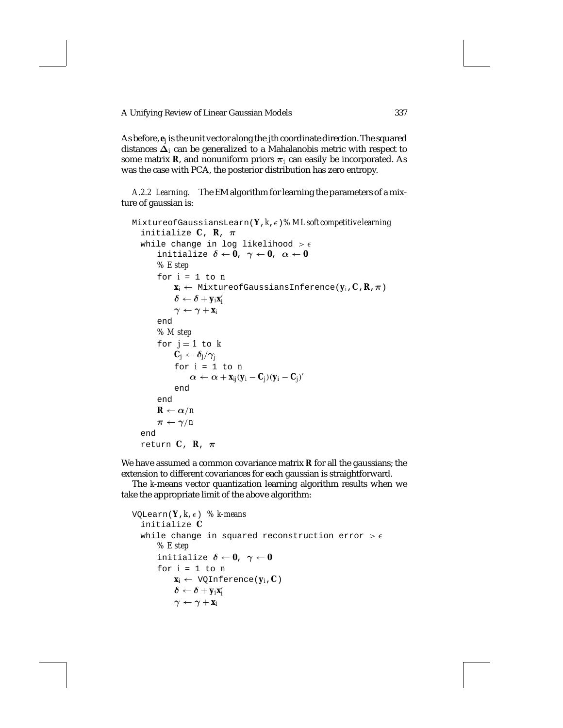As before, $\mathbf{e}_j$ is the unit vector along the $j$th coordinate direction. The squared distances $\Delta_i$ can be generalized to a Mahalanobis metric with respect to some matrix $\mathbf{R}$, and nonuniform priors $\pi_i$ can easily be incorporated. As was the case with PCA, the posterior distribution has zero entropy.

*A.2.2 Learning.* The EM algorithm for learning the parameters of a mixture of gaussian is:

```
MixtureofGaussiansLearn(Y, k, ε) % ML soft competitive learning
  initialize C, R, π
  while change in log likelihood > ε
      initialize δ ← 0, γ ← 0, α ← 0
      % E step
      for i = 1 to n
          x_i ← MixtureofGaussiansInference(y_i, C, R, π)
          δ ← δ + y_i x_i'
          γ ← γ + x_i
      end
      % M step
      for j = 1 to k
          C_j ← δ_j / γ_j
          for i = 1 to n
              α ← α + x_ij (y_i − C_j)(y_i − C_j)'
          end
      end
      R ← α/n
      π ← γ/n
  end
  return C, R, π
```

We have assumed a common covariance matrix $\mathbf{R}$ for all the gaussians; the extension to different covariances for each gaussian is straightforward.

The $k$-means vector quantization learning algorithm results when we take the appropriate limit of the above algorithm:

```
VQLearn(Y, k, ε) % k-means
  initialize C
  while change in squared reconstruction error > ε
      % E step
      initialize δ ← 0, γ ← 0
      for i = 1 to n
          x_i ← VQInference(y_i, C)
          δ ← δ + y_i x_i'
          γ ← γ + x_i
```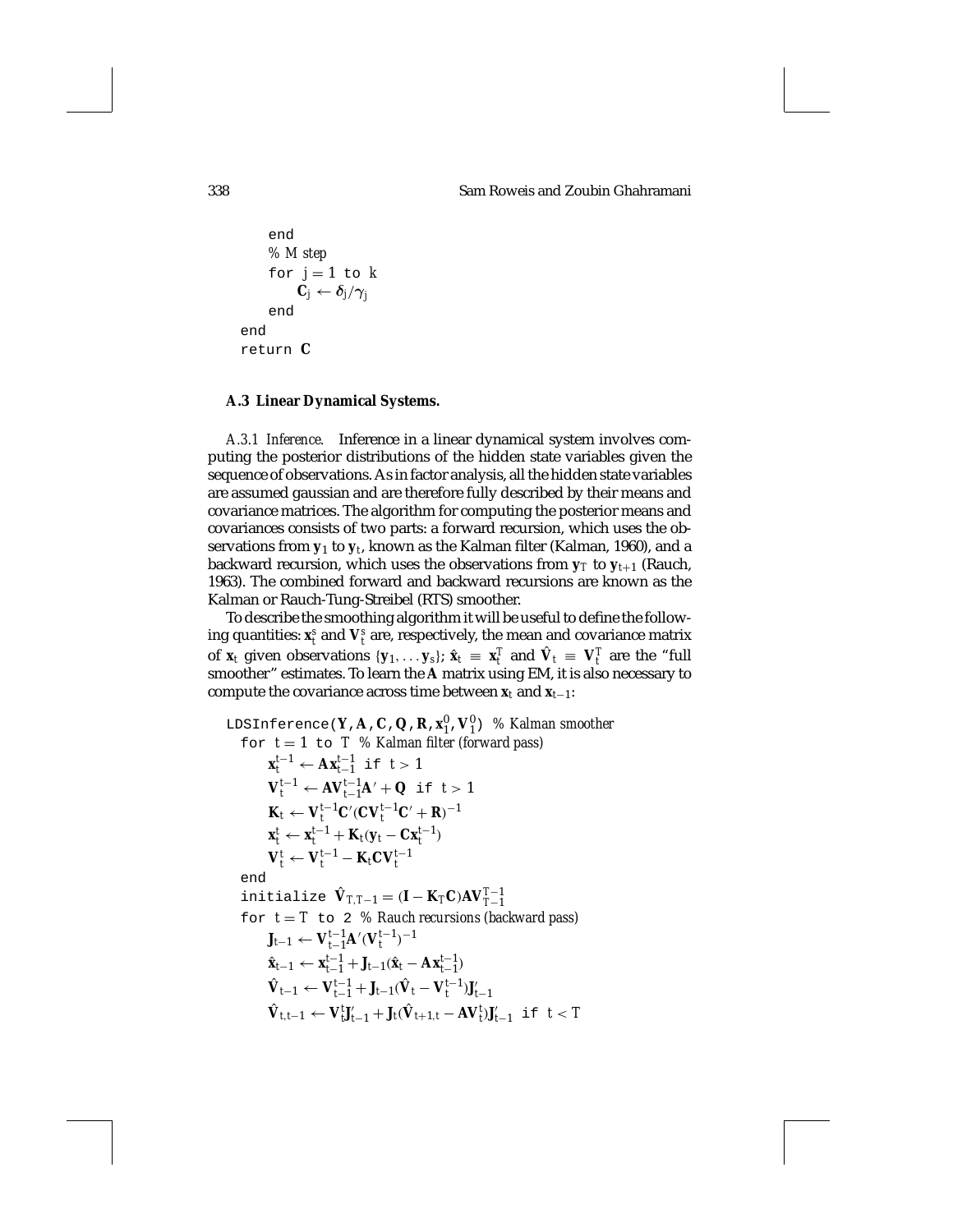```
    end
    % M step
    for j = 1 to k
        C_j ← δ_j/γ_j
    end
end
return C
```

### A.3 Linear Dynamical Systems.

*A.3.1 Inference.* Inference in a linear dynamical system involves computing the posterior distributions of the hidden state variables given the sequence of observations. As in factor analysis, all the hidden state variables are assumed gaussian and are therefore fully described by their means and covariance matrices. The algorithm for computing the posterior means and covariances consists of two parts: a forward recursion, which uses the observations from $\mathbf{y}_1$ to $\mathbf{y}_t$, known as the Kalman filter (Kalman, 1960), and a backward recursion, which uses the observations from $\mathbf{y}_T$ to $\mathbf{y}_{t+1}$ (Rauch, 1963). The combined forward and backward recursions are known as the Kalman or Rauch-Tung-Streibel (RTS) smoother.

To describe the smoothing algorithm it will be useful to define the following quantities: $\mathbf{x}_t^s$ and $\mathbf{V}_t^s$ are, respectively, the mean and covariance matrix of $\mathbf{x}_t$ given observations $\{\mathbf{y}_1, \ldots \mathbf{y}_s\}$; $\hat{\mathbf{x}}_t \equiv \mathbf{x}_t^T$ and $\hat{\mathbf{V}}_t \equiv \mathbf{V}_t^T$ are the "full smoother" estimates. To learn the $\mathbf{A}$ matrix using EM, it is also necessary to compute the covariance across time between $\mathbf{x}_t$ and $\mathbf{x}_{t-1}$:

```
LDSInference(Y, A, C, Q, R, x_1^0, V_1^0)  % Kalman smoother
  for t = 1 to T  % Kalman filter (forward pass)
      x_t^{t-1} ← A x_{t-1}^{t-1}  if t > 1
      V_t^{t-1} ← A V_{t-1}^{t-1} A' + Q  if t > 1
      K_t ← V_t^{t-1} C' (C V_t^{t-1} C' + R)^{-1}
      x_t^t ← x_t^{t-1} + K_t (y_t − C x_t^{t-1})
      V_t^t ← V_t^{t-1} − K_t C V_t^{t-1}
  end
  initialize V̂_{T,T-1} = (I − K_T C) A V_{T-1}^{T-1}
  for t = T to 2  % Rauch recursions (backward pass)
      J_{t-1} ← V_{t-1}^{t-1} A' (V_t^{t-1})^{-1}
      x̂_{t-1} ← x_{t-1}^{t-1} + J_{t-1} (x̂_t − A x_{t-1}^{t-1})
      V̂_{t-1} ← V_{t-1}^{t-1} + J_{t-1} (V̂_t − V_t^{t-1}) J'_{t-1}
      V̂_{t,t-1} ← V_t^t J'_{t-1} + J_t (V̂_{t+1,t} − A V_t^t) J'_{t-1}  if t < T
```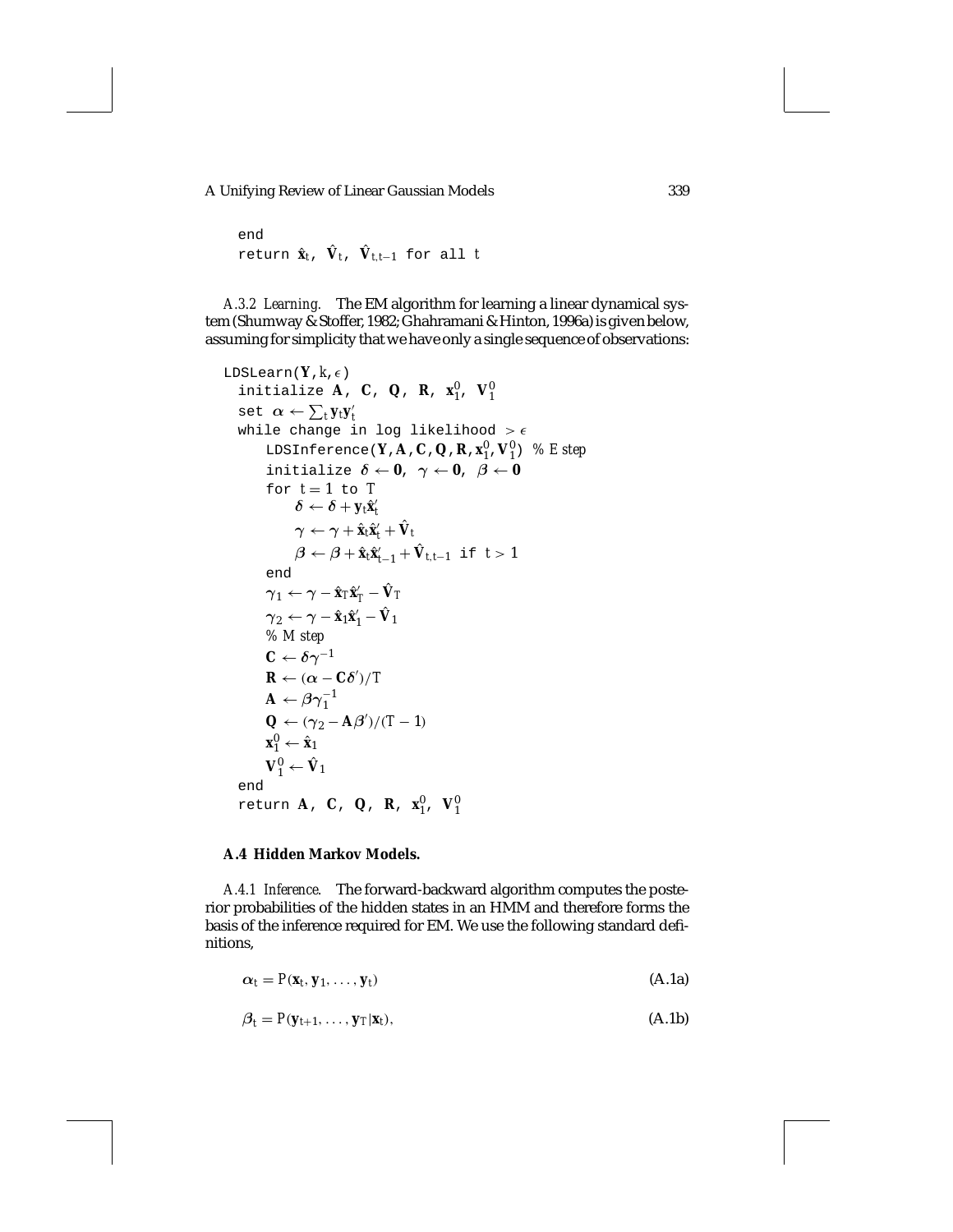```
end
return x̂_t, V̂_t, V̂_{t,t−1} for all t
```

*A.3.2 Learning.* The EM algorithm for learning a linear dynamical system (Shumway & Stoffer, 1982; Ghahramani & Hinton, 1996a) is given below, assuming for simplicity that we have only a single sequence of observations:

```
LDSLearn(Y, k, ε)
  initialize A, C, Q, R, x_1^0, V_1^0
  set α ← Σ_t y_t y_t'
  while change in log likelihood > ε
      LDSInference(Y, A, C, Q, R, x_1^0, V_1^0)  % E step
      initialize δ ← 0, γ ← 0, β ← 0
      for t = 1 to T
          δ ← δ + y_t x̂_t'
          γ ← γ + x̂_t x̂_t' + V̂_t
          β ← β + x̂_t x̂_{t−1}' + V̂_{t,t−1} if t > 1
      end
      γ_1 ← γ − x̂_T x̂_T' − V̂_T
      γ_2 ← γ − x̂_1 x̂_1' − V̂_1
      % M step
      C ← δ γ^{−1}
      R ← (α − C δ')/T
      A ← β γ_1^{−1}
      Q ← (γ_2 − A β')/(T − 1)
      x_1^0 ← x̂_1
      V_1^0 ← V̂_1
  end
  return A, C, Q, R, x_1^0, V_1^0
```

**A.4 Hidden Markov Models.**

*A.4.1 Inference.* The forward-backward algorithm computes the posterior probabilities of the hidden states in an HMM and therefore forms the basis of the inference required for EM. We use the following standard definitions,

$$\boldsymbol{\alpha}_t = P(\mathbf{x}_t, \mathbf{y}_1, \ldots, \mathbf{y}_t) \tag{A.1a}$$

$$\boldsymbol{\beta}_t = P(\mathbf{y}_{t+1}, \ldots, \mathbf{y}_T | \mathbf{x}_t), \tag{A.1b}$$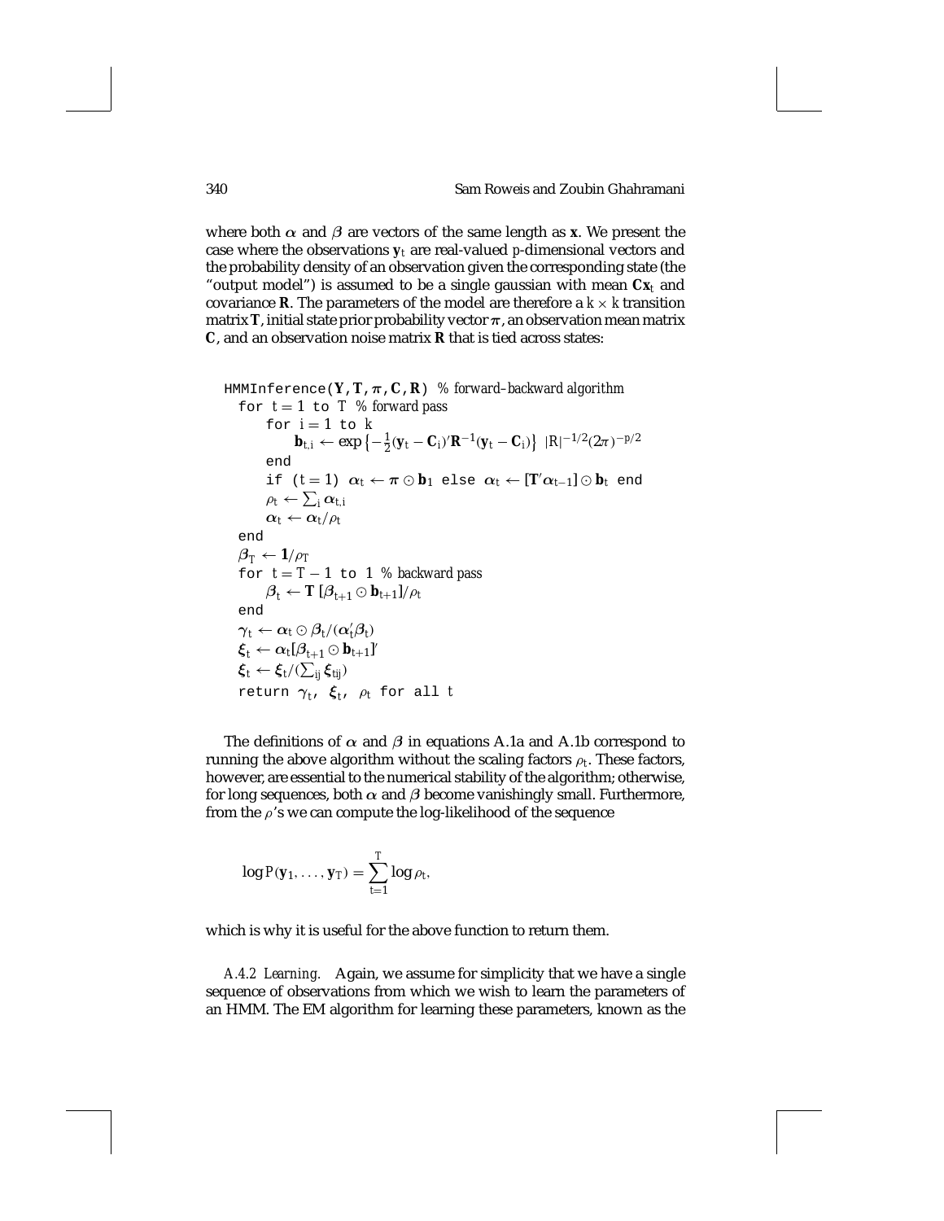where both $\alpha$ and $\beta$ are vectors of the same length as $\mathbf{x}$. We present the case where the observations $\mathbf{y}_t$ are real-valued $p$-dimensional vectors and the probability density of an observation given the corresponding state (the "output model") is assumed to be a single gaussian with mean $\mathbf{C}\mathbf{x}_t$ and covariance $\mathbf{R}$. The parameters of the model are therefore a $k \times k$ transition matrix $\mathbf{T}$, initial state prior probability vector $\boldsymbol{\pi}$, an observation mean matrix $\mathbf{C}$, and an observation noise matrix $\mathbf{R}$ that is tied across states:

```
HMMInference(Y,T,π,C,R)  % forward–backward algorithm
  for t = 1 to T  % forward pass
      for i = 1 to k
          b_{t,i} ← exp{−½(y_t − C_i)′R^{−1}(y_t − C_i)} |R|^{−1/2}(2π)^{−p/2}
      end
      if (t = 1)  α_t ← π ⊙ b_1  else  α_t ← [T′α_{t−1}] ⊙ b_t  end
      ρ_t ← Σ_i α_{t,i}
      α_t ← α_t/ρ_t
  end
  β_T ← 1/ρ_T
  for t = T − 1 to 1  % backward pass
      β_t ← T [β_{t+1} ⊙ b_{t+1}]/ρ_t
  end
  γ_t ← α_t ⊙ β_t/(α′_t β_t)
  ξ_t ← α_t[β_{t+1} ⊙ b_{t+1}]′
  ξ_t ← ξ_t/(Σ_{ij} ξ_{tij})
  return γ_t, ξ_t, ρ_t for all t
```

The definitions of $\alpha$ and $\beta$ in equations A.1a and A.1b correspond to running the above algorithm without the scaling factors $\rho_t$. These factors, however, are essential to the numerical stability of the algorithm; otherwise, for long sequences, both $\alpha$ and $\beta$ become vanishingly small. Furthermore, from the $\rho$'s we can compute the log-likelihood of the sequence

$$\log P(\mathbf{y}_1, \ldots, \mathbf{y}_T) = \sum_{t=1}^{T} \log \rho_t,$$

which is why it is useful for the above function to return them.

*A.4.2 Learning.* Again, we assume for simplicity that we have a single sequence of observations from which we wish to learn the parameters of an HMM. The EM algorithm for learning these parameters, known as the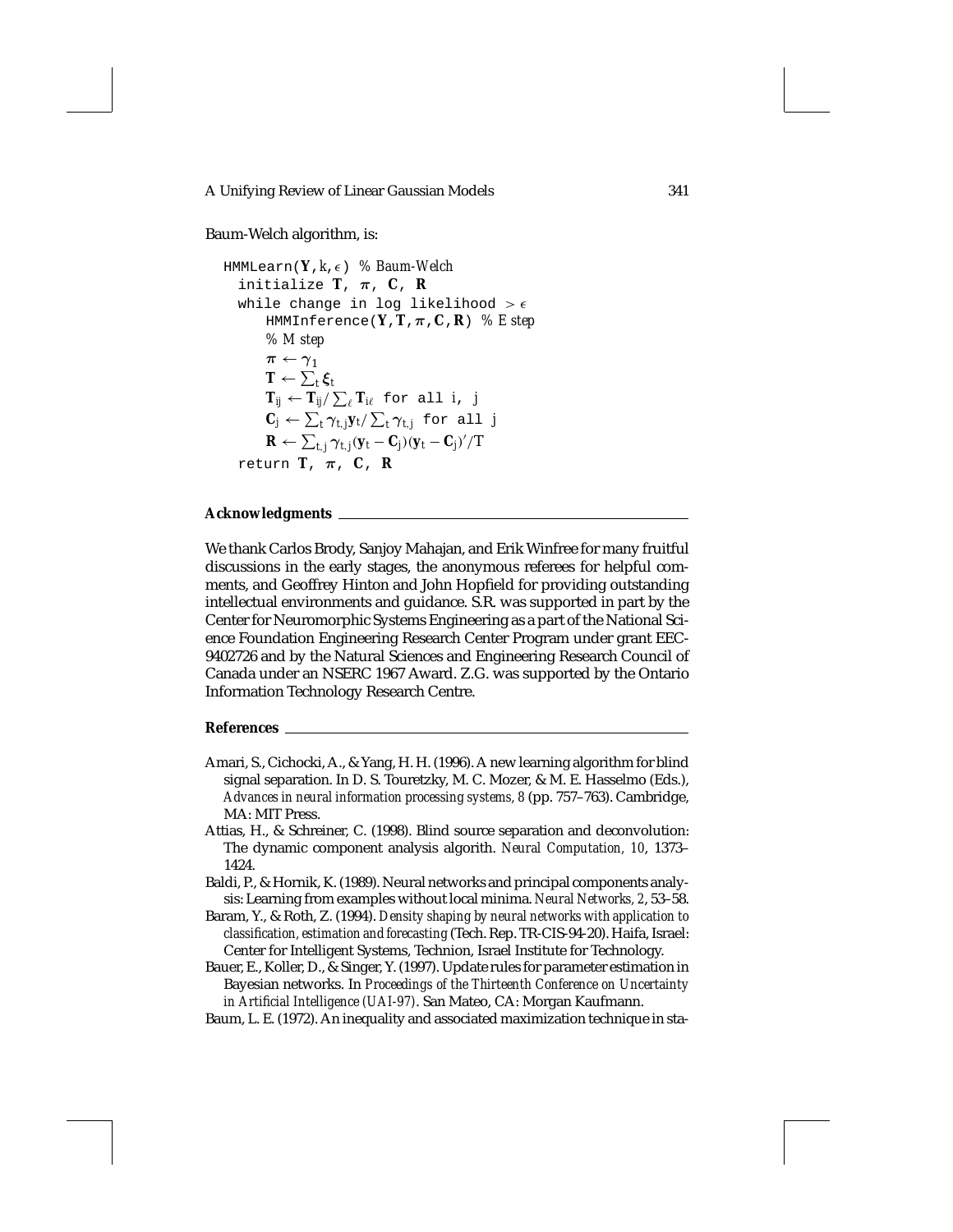Baum-Welch algorithm, is:

```
HMMLearn(Y,k,ε) % Baum-Welch
  initialize T, π, C, R
  while change in log likelihood > ε
     HMMInference(Y,T,π,C,R) % E step
     % M step
     π ← γ_1
     T ← Σ_t ξ_t
     T_ij ← T_ij / Σ_ℓ T_iℓ  for all i, j
     C_j ← Σ_t γ_{t,j} y_t / Σ_t γ_{t,j}  for all j
     R ← Σ_{t,j} γ_{t,j} (y_t − C_j)(y_t − C_j)' / T
  return T, π, C, R
```

## Acknowledgments

We thank Carlos Brody, Sanjoy Mahajan, and Erik Winfree for many fruitful discussions in the early stages, the anonymous referees for helpful comments, and Geoffrey Hinton and John Hopfield for providing outstanding intellectual environments and guidance. S.R. was supported in part by the Center for Neuromorphic Systems Engineering as a part of the National Science Foundation Engineering Research Center Program under grant EEC-9402726 and by the Natural Sciences and Engineering Research Council of Canada under an NSERC 1967 Award. Z.G. was supported by the Ontario Information Technology Research Centre.

## References

Amari, S., Cichocki, A., & Yang, H. H. (1996). A new learning algorithm for blind signal separation. In D. S. Touretzky, M. C. Mozer, & M. E. Hasselmo (Eds.), *Advances in neural information processing systems, 8* (pp. 757–763). Cambridge, MA: MIT Press.

Attias, H., & Schreiner, C. (1998). Blind source separation and deconvolution: The dynamic component analysis algorith. *Neural Computation, 10*, 1373–1424.

Baldi, P., & Hornik, K. (1989). Neural networks and principal components analysis: Learning from examples without local minima. *Neural Networks, 2*, 53–58.

Baram, Y., & Roth, Z. (1994). *Density shaping by neural networks with application to classification, estimation and forecasting* (Tech. Rep. TR-CIS-94-20). Haifa, Israel: Center for Intelligent Systems, Technion, Israel Institute for Technology.

Bauer, E., Koller, D., & Singer, Y. (1997). Update rules for parameter estimation in Bayesian networks. In *Proceedings of the Thirteenth Conference on Uncertainty in Artificial Intelligence (UAI-97)*. San Mateo, CA: Morgan Kaufmann.

Baum, L. E. (1972). An inequality and associated maximization technique in sta-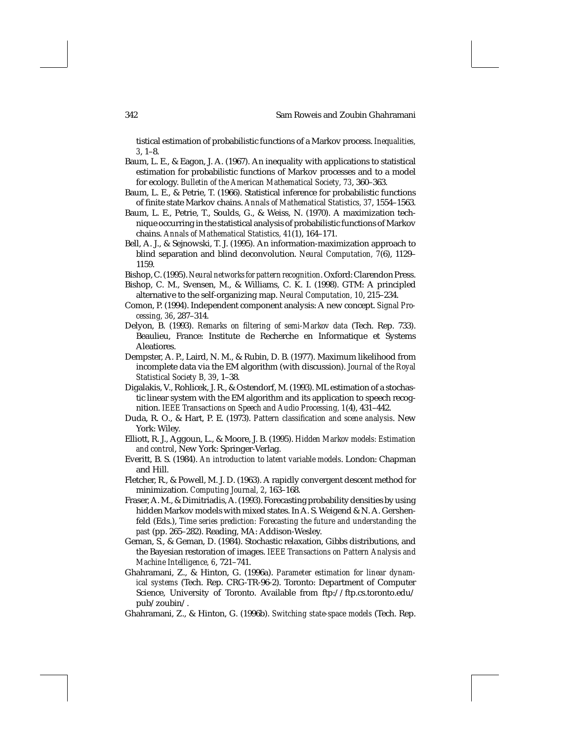tistical estimation of probabilistic functions of a Markov process. *Inequalities, 3*, 1–8.

Baum, L. E., & Eagon, J. A. (1967). An inequality with applications to statistical estimation for probabilistic functions of Markov processes and to a model for ecology. *Bulletin of the American Mathematical Society, 73*, 360–363.

Baum, L. E., & Petrie, T. (1966). Statistical inference for probabilistic functions of finite state Markov chains. *Annals of Mathematical Statistics, 37*, 1554–1563.

Baum, L. E., Petrie, T., Soulds, G., & Weiss, N. (1970). A maximization technique occurring in the statistical analysis of probabilistic functions of Markov chains. *Annals of Mathematical Statistics, 41*(1), 164–171.

Bell, A. J., & Sejnowski, T. J. (1995). An information-maximization approach to blind separation and blind deconvolution. *Neural Computation, 7*(6), 1129–1159.

Bishop, C. (1995). *Neural networks for pattern recognition*. Oxford: Clarendon Press.

Bishop, C. M., Svensen, M., & Williams, C. K. I. (1998). GTM: A principled alternative to the self-organizing map. *Neural Computation, 10*, 215–234.

Comon, P. (1994). Independent component analysis: A new concept. *Signal Processing, 36*, 287–314.

Delyon, B. (1993). *Remarks on filtering of semi-Markov data* (Tech. Rep. 733). Beaulieu, France: Institute de Recherche en Informatique et Systems Aleatiores.

Dempster, A. P., Laird, N. M., & Rubin, D. B. (1977). Maximum likelihood from incomplete data via the EM algorithm (with discussion). *Journal of the Royal Statistical Society B, 39*, 1–38.

Digalakis, V., Rohlicek, J. R., & Ostendorf, M. (1993). ML estimation of a stochastic linear system with the EM algorithm and its application to speech recognition. *IEEE Transactions on Speech and Audio Processing, 1*(4), 431–442.

Duda, R. O., & Hart, P. E. (1973). *Pattern classification and scene analysis*. New York: Wiley.

Elliott, R. J., Aggoun, L., & Moore, J. B. (1995). *Hidden Markov models: Estimation and control*, New York: Springer-Verlag.

Everitt, B. S. (1984). *An introduction to latent variable models*. London: Chapman and Hill.

Fletcher, R., & Powell, M. J. D. (1963). A rapidly convergent descent method for minimization. *Computing Journal, 2*, 163–168.

Fraser, A. M., & Dimitriadis, A. (1993). Forecasting probability densities by using hidden Markov models with mixed states. In A. S. Weigend & N. A. Gershenfeld (Eds.), *Time series prediction: Forecasting the future and understanding the past* (pp. 265–282). Reading, MA: Addison-Wesley.

Geman, S., & Geman, D. (1984). Stochastic relaxation, Gibbs distributions, and the Bayesian restoration of images. *IEEE Transactions on Pattern Analysis and Machine Intelligence, 6*, 721–741.

Ghahramani, Z., & Hinton, G. (1996a). *Parameter estimation for linear dynamical systems* (Tech. Rep. CRG-TR-96-2). Toronto: Department of Computer Science, University of Toronto. Available from ftp://ftp.cs.toronto.edu/pub/zoubin/.

Ghahramani, Z., & Hinton, G. (1996b). *Switching state-space models* (Tech. Rep.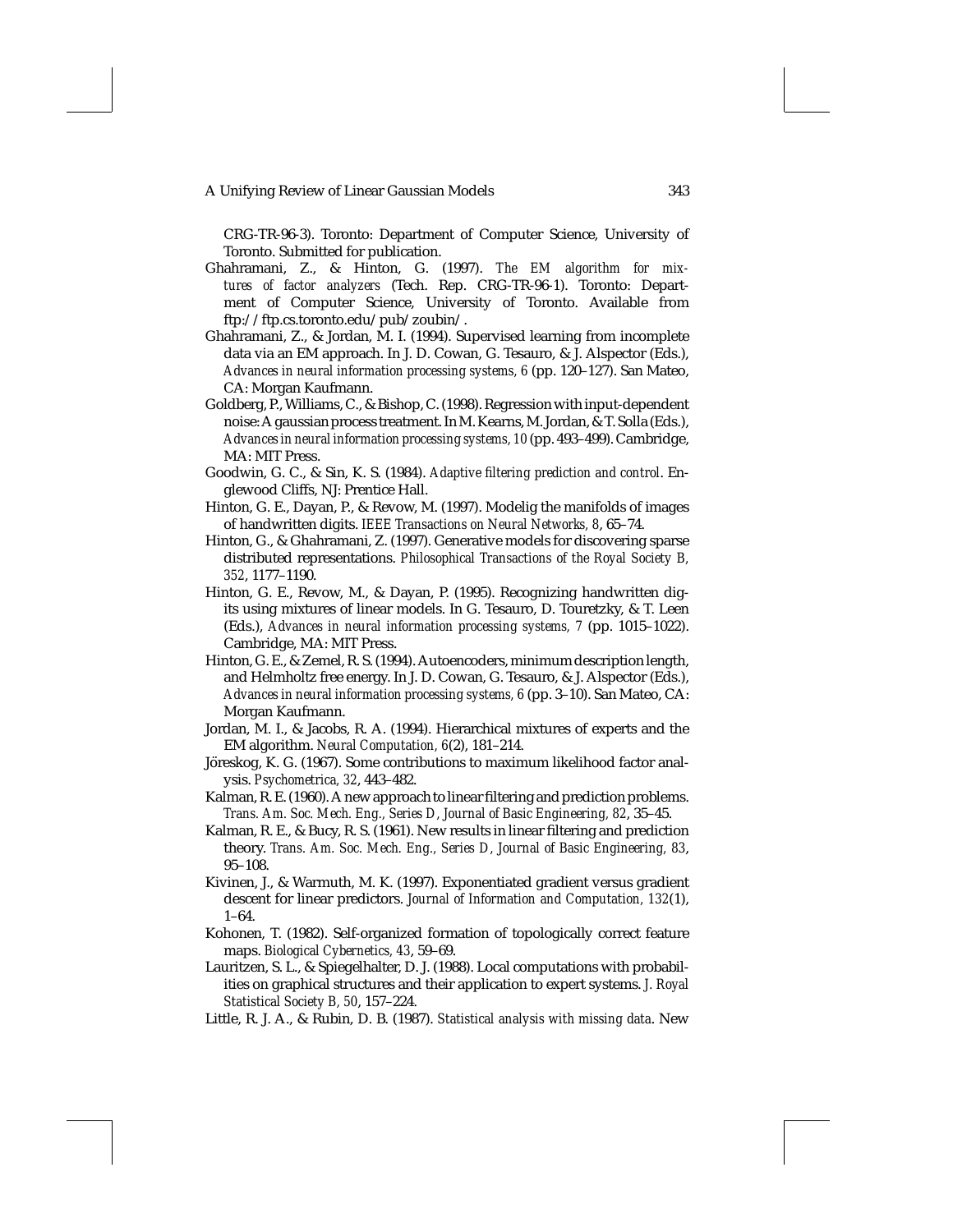CRG-TR-96-3). Toronto: Department of Computer Science, University of Toronto. Submitted for publication.

Ghahramani, Z., & Hinton, G. (1997). *The EM algorithm for mixtures of factor analyzers* (Tech. Rep. CRG-TR-96-1). Toronto: Department of Computer Science, University of Toronto. Available from ftp://ftp.cs.toronto.edu/pub/zoubin/.

Ghahramani, Z., & Jordan, M. I. (1994). Supervised learning from incomplete data via an EM approach. In J. D. Cowan, G. Tesauro, & J. Alspector (Eds.), *Advances in neural information processing systems, 6* (pp. 120–127). San Mateo, CA: Morgan Kaufmann.

Goldberg, P., Williams, C., & Bishop, C. (1998). Regression with input-dependent noise: A gaussian process treatment. In M. Kearns, M. Jordan, & T. Solla (Eds.), *Advances in neural information processing systems, 10* (pp. 493–499). Cambridge, MA: MIT Press.

Goodwin, G. C., & Sin, K. S. (1984). *Adaptive filtering prediction and control*. Englewood Cliffs, NJ: Prentice Hall.

Hinton, G. E., Dayan, P., & Revow, M. (1997). Modelig the manifolds of images of handwritten digits. *IEEE Transactions on Neural Networks, 8*, 65–74.

Hinton, G., & Ghahramani, Z. (1997). Generative models for discovering sparse distributed representations. *Philosophical Transactions of the Royal Society B, 352*, 1177–1190.

Hinton, G. E., Revow, M., & Dayan, P. (1995). Recognizing handwritten digits using mixtures of linear models. In G. Tesauro, D. Touretzky, & T. Leen (Eds.), *Advances in neural information processing systems, 7* (pp. 1015–1022). Cambridge, MA: MIT Press.

Hinton, G. E., & Zemel, R. S. (1994). Autoencoders, minimum description length, and Helmholtz free energy. In J. D. Cowan, G. Tesauro, & J. Alspector (Eds.), *Advances in neural information processing systems, 6* (pp. 3–10). San Mateo, CA: Morgan Kaufmann.

Jordan, M. I., & Jacobs, R. A. (1994). Hierarchical mixtures of experts and the EM algorithm. *Neural Computation, 6*(2), 181–214.

Jöreskog, K. G. (1967). Some contributions to maximum likelihood factor analysis. *Psychometrica, 32*, 443–482.

Kalman, R. E. (1960). A new approach to linear filtering and prediction problems. *Trans. Am. Soc. Mech. Eng., Series D, Journal of Basic Engineering, 82*, 35–45.

Kalman, R. E., & Bucy, R. S. (1961). New results in linear filtering and prediction theory. *Trans. Am. Soc. Mech. Eng., Series D, Journal of Basic Engineering, 83*, 95–108.

Kivinen, J., & Warmuth, M. K. (1997). Exponentiated gradient versus gradient descent for linear predictors. *Journal of Information and Computation, 132*(1), 1–64.

Kohonen, T. (1982). Self-organized formation of topologically correct feature maps. *Biological Cybernetics, 43*, 59–69.

Lauritzen, S. L., & Spiegelhalter, D. J. (1988). Local computations with probabilities on graphical structures and their application to expert systems. *J. Royal Statistical Society B, 50*, 157–224.

Little, R. J. A., & Rubin, D. B. (1987). *Statistical analysis with missing data*. New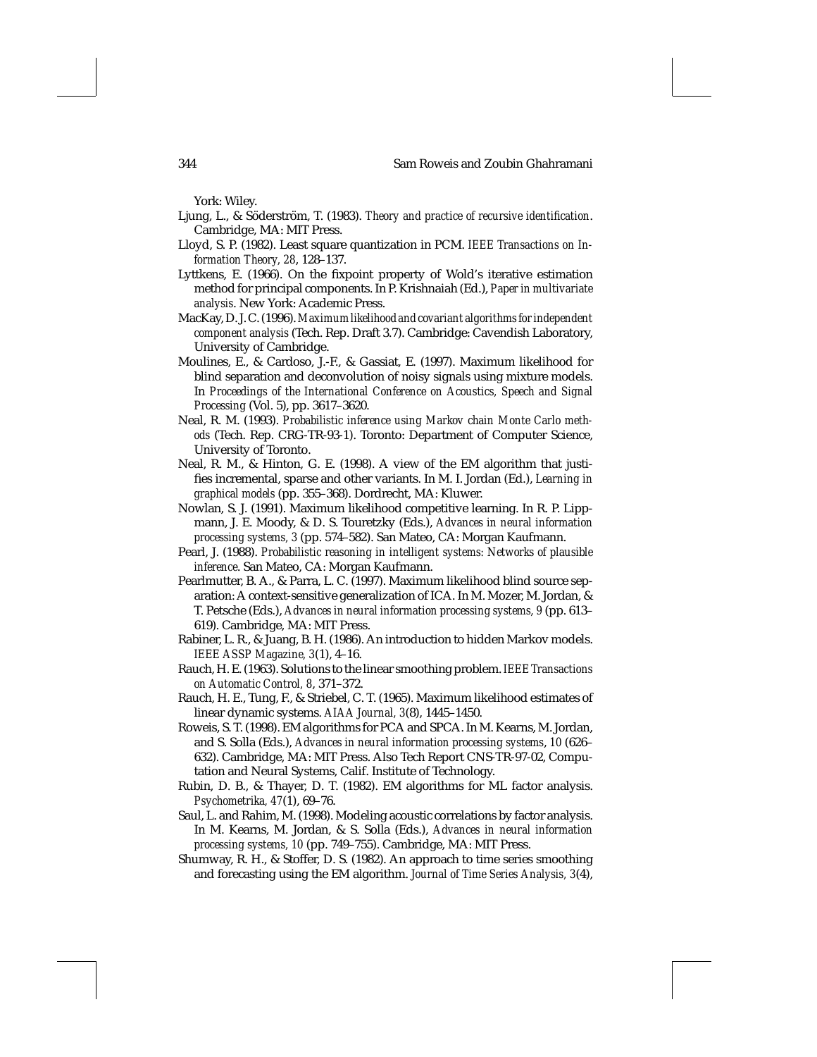York: Wiley.

Ljung, L., & Söderström, T. (1983). *Theory and practice of recursive identification*. Cambridge, MA: MIT Press.

Lloyd, S. P. (1982). Least square quantization in PCM. *IEEE Transactions on Information Theory, 28*, 128–137.

Lyttkens, E. (1966). On the fixpoint property of Wold's iterative estimation method for principal components. In P. Krishnaiah (Ed.), *Paper in multivariate analysis*. New York: Academic Press.

MacKay, D. J. C. (1996). *Maximum likelihood and covariant algorithms for independent component analysis* (Tech. Rep. Draft 3.7). Cambridge: Cavendish Laboratory, University of Cambridge.

Moulines, E., & Cardoso, J.-F., & Gassiat, E. (1997). Maximum likelihood for blind separation and deconvolution of noisy signals using mixture models. In *Proceedings of the International Conference on Acoustics, Speech and Signal Processing* (Vol. 5), pp. 3617–3620.

Neal, R. M. (1993). *Probabilistic inference using Markov chain Monte Carlo methods* (Tech. Rep. CRG-TR-93-1). Toronto: Department of Computer Science, University of Toronto.

Neal, R. M., & Hinton, G. E. (1998). A view of the EM algorithm that justifies incremental, sparse and other variants. In M. I. Jordan (Ed.), *Learning in graphical models* (pp. 355–368). Dordrecht, MA: Kluwer.

Nowlan, S. J. (1991). Maximum likelihood competitive learning. In R. P. Lippmann, J. E. Moody, & D. S. Touretzky (Eds.), *Advances in neural information processing systems, 3* (pp. 574–582). San Mateo, CA: Morgan Kaufmann.

Pearl, J. (1988). *Probabilistic reasoning in intelligent systems: Networks of plausible inference*. San Mateo, CA: Morgan Kaufmann.

Pearlmutter, B. A., & Parra, L. C. (1997). Maximum likelihood blind source separation: A context-sensitive generalization of ICA. In M. Mozer, M. Jordan, & T. Petsche (Eds.), *Advances in neural information processing systems, 9* (pp. 613–619). Cambridge, MA: MIT Press.

Rabiner, L. R., & Juang, B. H. (1986). An introduction to hidden Markov models. *IEEE ASSP Magazine, 3*(1), 4–16.

Rauch, H. E. (1963). Solutions to the linear smoothing problem. *IEEE Transactions on Automatic Control, 8*, 371–372.

Rauch, H. E., Tung, F., & Striebel, C. T. (1965). Maximum likelihood estimates of linear dynamic systems. *AIAA Journal, 3*(8), 1445–1450.

Roweis, S. T. (1998). EM algorithms for PCA and SPCA. In M. Kearns, M. Jordan, and S. Solla (Eds.), *Advances in neural information processing systems, 10* (626–632). Cambridge, MA: MIT Press. Also Tech Report CNS-TR-97-02, Computation and Neural Systems, Calif. Institute of Technology.

Rubin, D. B., & Thayer, D. T. (1982). EM algorithms for ML factor analysis. *Psychometrika, 47*(1), 69–76.

Saul, L. and Rahim, M. (1998). Modeling acoustic correlations by factor analysis. In M. Kearns, M. Jordan, & S. Solla (Eds.), *Advances in neural information processing systems, 10* (pp. 749–755). Cambridge, MA: MIT Press.

Shumway, R. H., & Stoffer, D. S. (1982). An approach to time series smoothing and forecasting using the EM algorithm. *Journal of Time Series Analysis, 3*(4),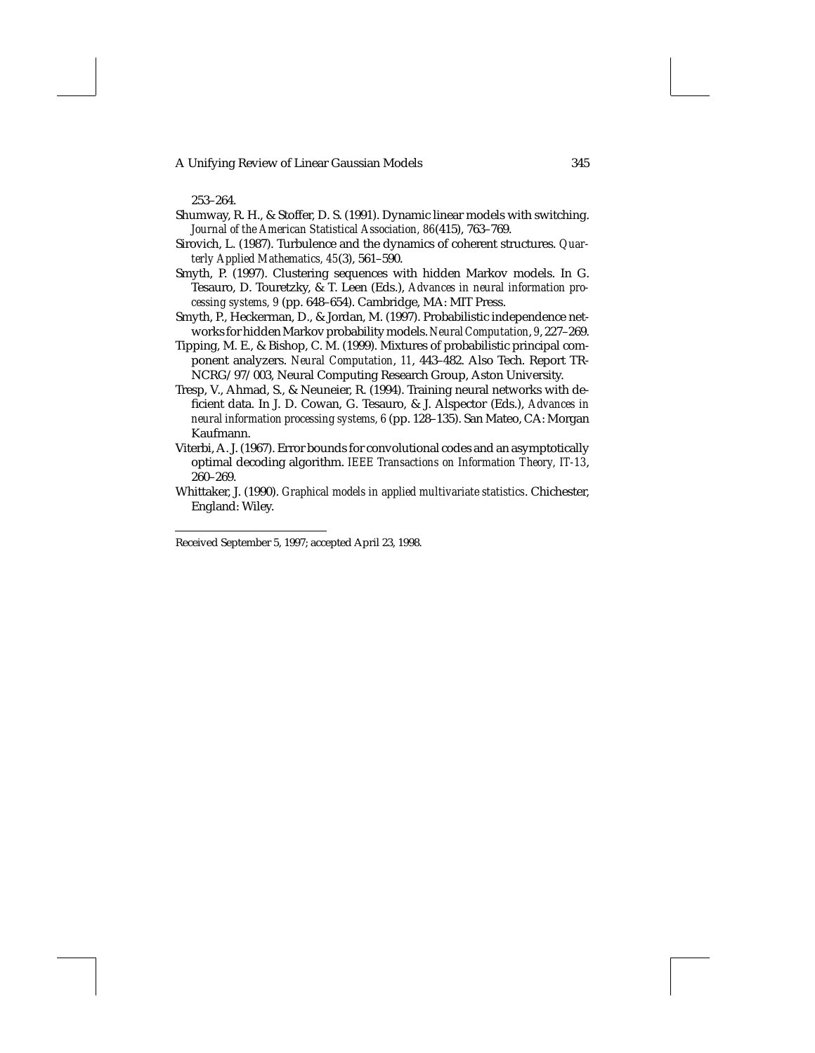253–264.

Shumway, R. H., & Stoffer, D. S. (1991). Dynamic linear models with switching. *Journal of the American Statistical Association, 86*(415), 763–769.

Sirovich, L. (1987). Turbulence and the dynamics of coherent structures. *Quarterly Applied Mathematics, 45*(3), 561–590.

Smyth, P. (1997). Clustering sequences with hidden Markov models. In G. Tesauro, D. Touretzky, & T. Leen (Eds.), *Advances in neural information processing systems, 9* (pp. 648–654). Cambridge, MA: MIT Press.

Smyth, P., Heckerman, D., & Jordan, M. (1997). Probabilistic independence networks for hidden Markov probability models. *Neural Computation*, *9*, 227–269.

Tipping, M. E., & Bishop, C. M. (1999). Mixtures of probabilistic principal component analyzers. *Neural Computation*, *11*, 443–482. Also Tech. Report TR-NCRG/97/003, Neural Computing Research Group, Aston University.

Tresp, V., Ahmad, S., & Neuneier, R. (1994). Training neural networks with deficient data. In J. D. Cowan, G. Tesauro, & J. Alspector (Eds.), *Advances in neural information processing systems, 6* (pp. 128–135). San Mateo, CA: Morgan Kaufmann.

Viterbi, A. J. (1967). Error bounds for convolutional codes and an asymptotically optimal decoding algorithm. *IEEE Transactions on Information Theory, IT-13*, 260–269.

Whittaker, J. (1990). *Graphical models in applied multivariate statistics*. Chichester, England: Wiley.

---

Received September 5, 1997; accepted April 23, 1998.